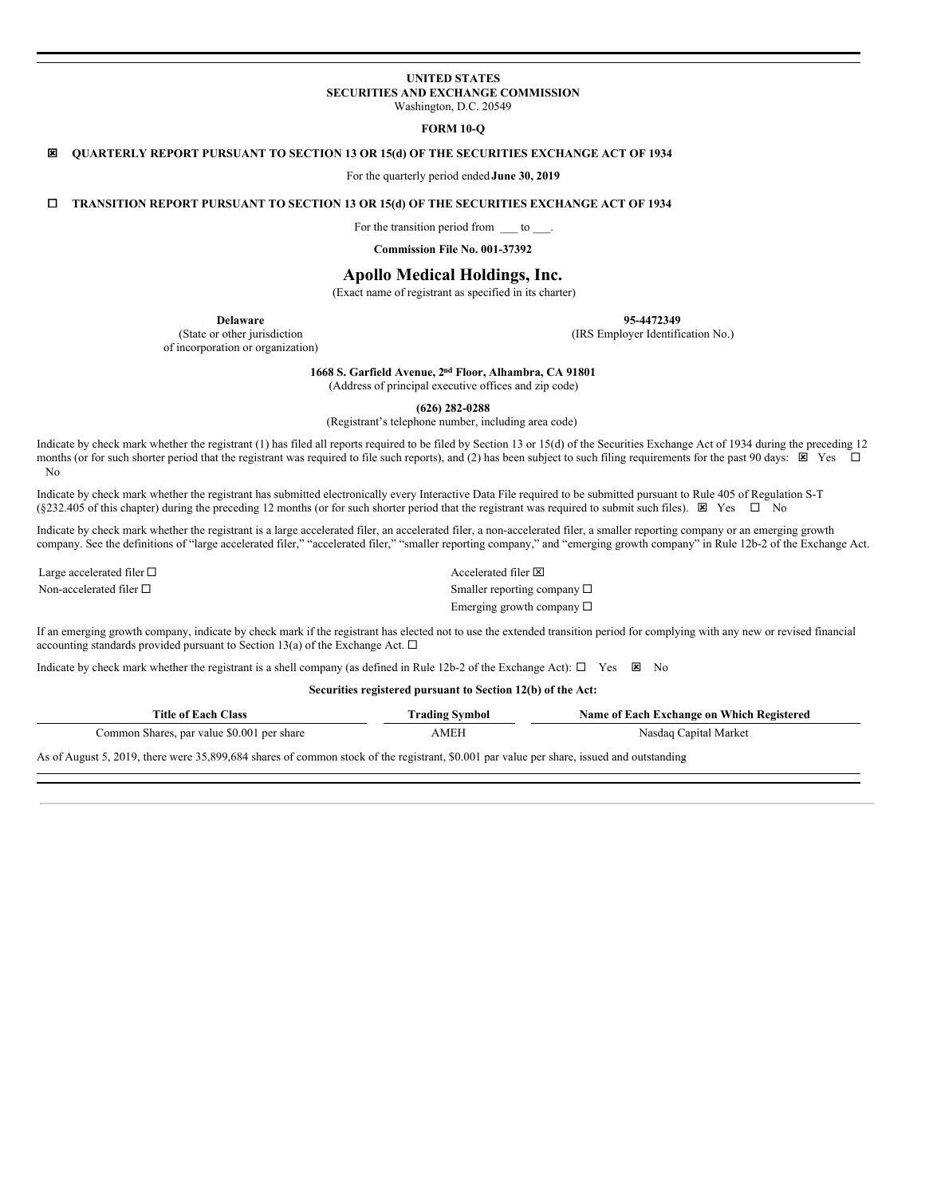**UNITED STATES**
**SECURITIES AND EXCHANGE COMMISSION**
Washington, D.C. 20549

**FORM 10-Q**

☒ **QUARTERLY REPORT PURSUANT TO SECTION 13 OR 15(d) OF THE SECURITIES EXCHANGE ACT OF 1934**

For the quarterly period ended **June 30, 2019**

☐ **TRANSITION REPORT PURSUANT TO SECTION 13 OR 15(d) OF THE SECURITIES EXCHANGE ACT OF 1934**

For the transition period from ___ to ___.

**Commission File No. 001-37392**

# Apollo Medical Holdings, Inc.

(Exact name of registrant as specified in its charter)

| **Delaware** | **95-4472349** |
|---|---|
| (State or other jurisdiction of incorporation or organization) | (IRS Employer Identification No.) |

**1668 S. Garfield Avenue, 2nd Floor, Alhambra, CA 91801**
(Address of principal executive offices and zip code)

**(626) 282-0288**
(Registrant's telephone number, including area code)

Indicate by check mark whether the registrant (1) has filed all reports required to be filed by Section 13 or 15(d) of the Securities Exchange Act of 1934 during the preceding 12 months (or for such shorter period that the registrant was required to file such reports), and (2) has been subject to such filing requirements for the past 90 days: ☒ Yes ☐ No

Indicate by check mark whether the registrant has submitted electronically every Interactive Data File required to be submitted pursuant to Rule 405 of Regulation S-T (§232.405 of this chapter) during the preceding 12 months (or for such shorter period that the registrant was required to submit such files). ☒ Yes ☐ No

Indicate by check mark whether the registrant is a large accelerated filer, an accelerated filer, a non-accelerated filer, a smaller reporting company or an emerging growth company. See the definitions of "large accelerated filer," "accelerated filer," "smaller reporting company," and "emerging growth company" in Rule 12b-2 of the Exchange Act.

| | |
|---|---|
| Large accelerated filer ☐ | Accelerated filer ☒ |
| Non-accelerated filer ☐ | Smaller reporting company ☐ |
| | Emerging growth company ☐ |

If an emerging growth company, indicate by check mark if the registrant has elected not to use the extended transition period for complying with any new or revised financial accounting standards provided pursuant to Section 13(a) of the Exchange Act. ☐

Indicate by check mark whether the registrant is a shell company (as defined in Rule 12b-2 of the Exchange Act): ☐ Yes ☒ No

**Securities registered pursuant to Section 12(b) of the Act:**

| Title of Each Class | Trading Symbol | Name of Each Exchange on Which Registered |
|---|---|---|
| Common Shares, par value $0.001 per share | AMEH | Nasdaq Capital Market |

As of August 5, 2019, there were 35,899,684 shares of common stock of the registrant, $0.001 par value per share, issued and outstanding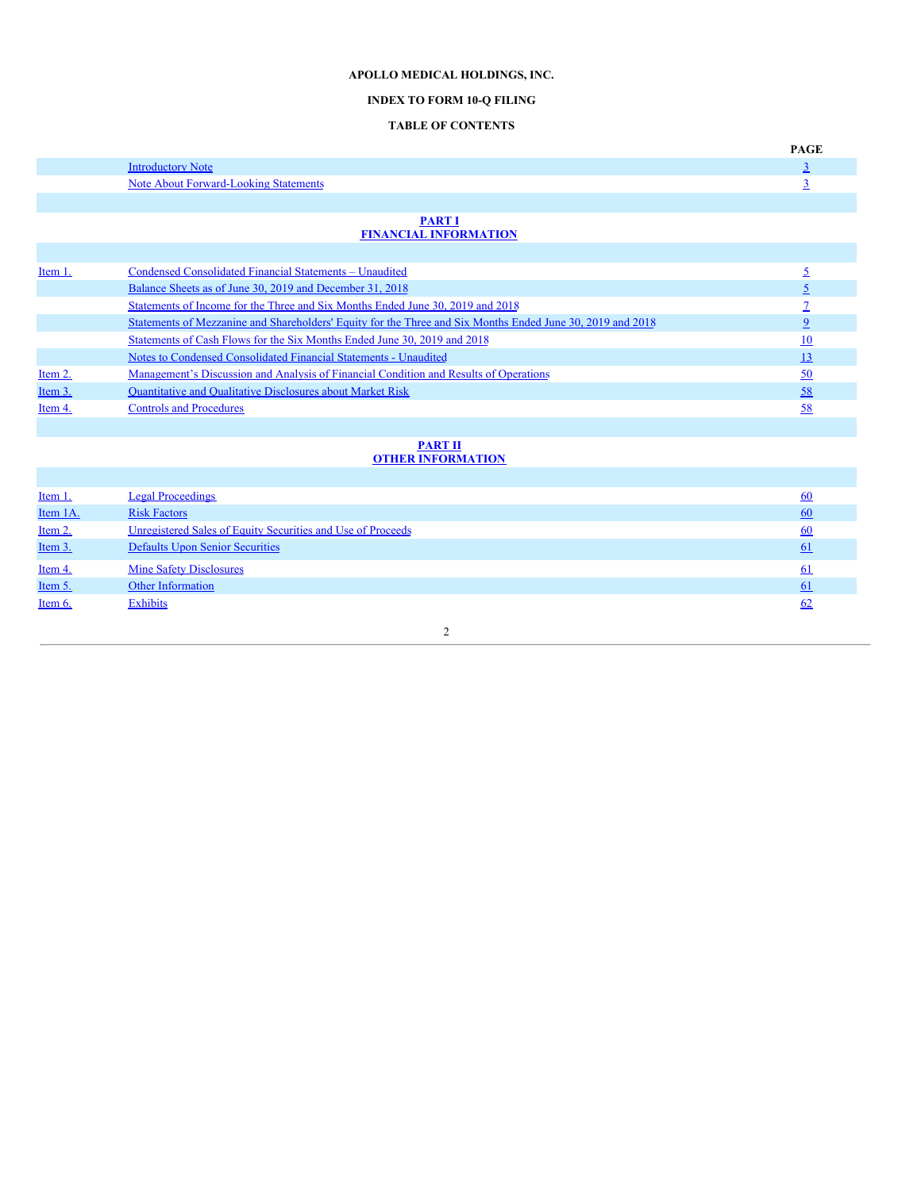**APOLLO MEDICAL HOLDINGS, INC.**

**INDEX TO FORM 10-Q FILING**

**TABLE OF CONTENTS**

| | | PAGE |
|---|---|---|
| | Introductory Note | 3 |
| | Note About Forward-Looking Statements | 3 |

**PART I**
**FINANCIAL INFORMATION**

| | | |
|---|---|---|
| Item 1. | Condensed Consolidated Financial Statements – Unaudited | 5 |
| | Balance Sheets as of June 30, 2019 and December 31, 2018 | 5 |
| | Statements of Income for the Three and Six Months Ended June 30, 2019 and 2018 | 7 |
| | Statements of Mezzanine and Shareholders' Equity for the Three and Six Months Ended June 30, 2019 and 2018 | 9 |
| | Statements of Cash Flows for the Six Months Ended June 30, 2019 and 2018 | 10 |
| | Notes to Condensed Consolidated Financial Statements - Unaudited | 13 |
| Item 2. | Management's Discussion and Analysis of Financial Condition and Results of Operations | 50 |
| Item 3. | Quantitative and Qualitative Disclosures about Market Risk | 58 |
| Item 4. | Controls and Procedures | 58 |

**PART II**
**OTHER INFORMATION**

| | | |
|---|---|---|
| Item 1. | Legal Proceedings | 60 |
| Item 1A. | Risk Factors | 60 |
| Item 2. | Unregistered Sales of Equity Securities and Use of Proceeds | 60 |
| Item 3. | Defaults Upon Senior Securities | 61 |
| Item 4. | Mine Safety Disclosures | 61 |
| Item 5. | Other Information | 61 |
| Item 6. | Exhibits | 62 |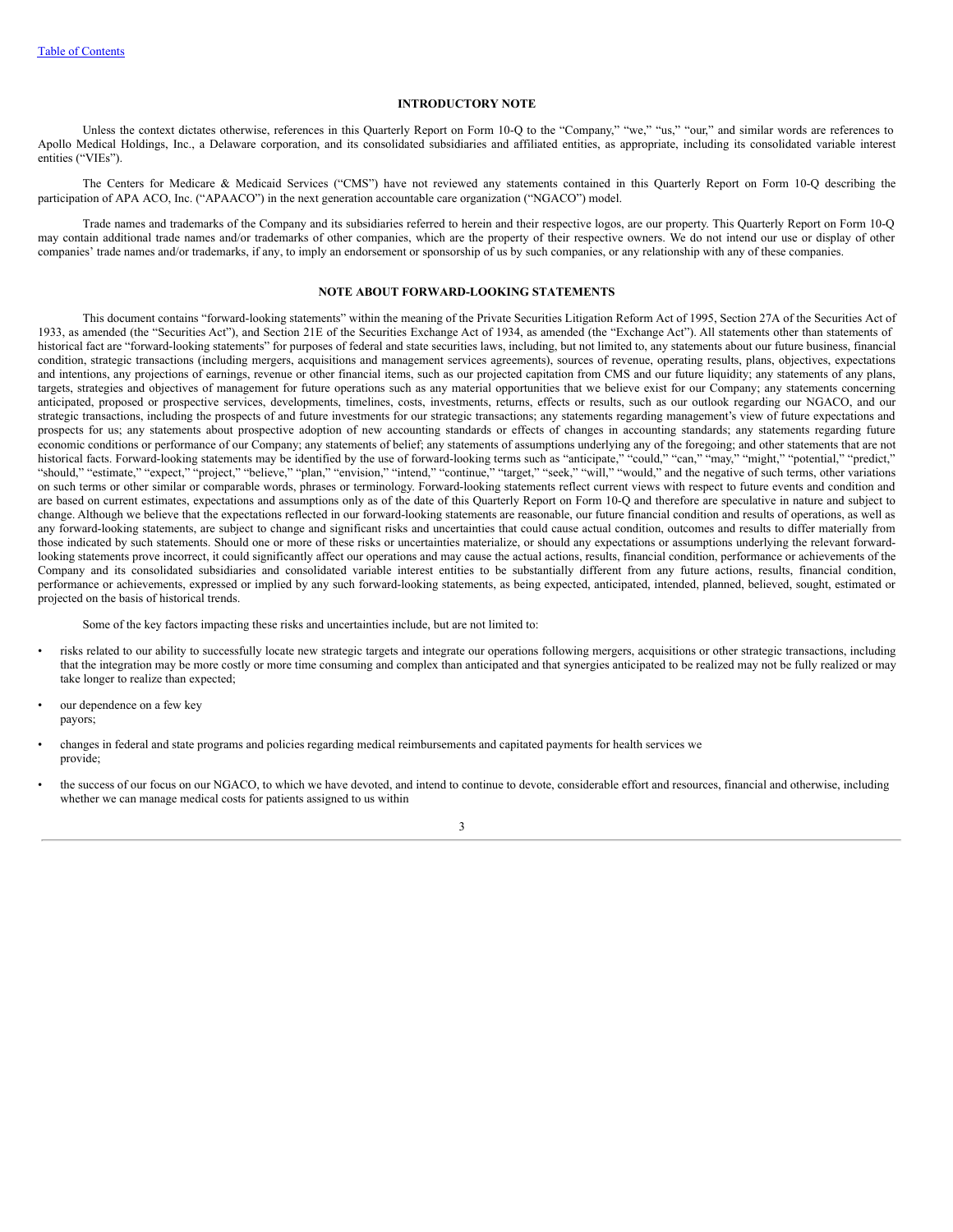[Table of Contents](#)

## INTRODUCTORY NOTE

Unless the context dictates otherwise, references in this Quarterly Report on Form 10-Q to the "Company," "we," "us," "our," and similar words are references to Apollo Medical Holdings, Inc., a Delaware corporation, and its consolidated subsidiaries and affiliated entities, as appropriate, including its consolidated variable interest entities ("VIEs").

The Centers for Medicare & Medicaid Services ("CMS") have not reviewed any statements contained in this Quarterly Report on Form 10-Q describing the participation of APA ACO, Inc. ("APAACO") in the next generation accountable care organization ("NGACO") model.

Trade names and trademarks of the Company and its subsidiaries referred to herein and their respective logos, are our property. This Quarterly Report on Form 10-Q may contain additional trade names and/or trademarks of other companies, which are the property of their respective owners. We do not intend our use or display of other companies' trade names and/or trademarks, if any, to imply an endorsement or sponsorship of us by such companies, or any relationship with any of these companies.

## NOTE ABOUT FORWARD-LOOKING STATEMENTS

This document contains "forward-looking statements" within the meaning of the Private Securities Litigation Reform Act of 1995, Section 27A of the Securities Act of 1933, as amended (the "Securities Act"), and Section 21E of the Securities Exchange Act of 1934, as amended (the "Exchange Act"). All statements other than statements of historical fact are "forward-looking statements" for purposes of federal and state securities laws, including, but not limited to, any statements about our future business, financial condition, strategic transactions (including mergers, acquisitions and management services agreements), sources of revenue, operating results, plans, objectives, expectations and intentions, any projections of earnings, revenue or other financial items, such as our projected capitation from CMS and our future liquidity; any statements of any plans, targets, strategies and objectives of management for future operations such as any material opportunities that we believe exist for our Company; any statements concerning anticipated, proposed or prospective services, developments, timelines, costs, investments, returns, effects or results, such as our outlook regarding our NGACO, and our strategic transactions, including the prospects of and future investments for our strategic transactions; any statements regarding management's view of future expectations and prospects for us; any statements about prospective adoption of new accounting standards or effects of changes in accounting standards; any statements regarding future economic conditions or performance of our Company; any statements of belief; any statements of assumptions underlying any of the foregoing; and other statements that are not historical facts. Forward-looking statements may be identified by the use of forward-looking terms such as "anticipate," "could," "can," "may," "might," "potential," "predict," "should," "estimate," "expect," "project," "believe," "plan," "envision," "intend," "continue," "target," "seek," "will," "would," and the negative of such terms, other variations on such terms or other similar or comparable words, phrases or terminology. Forward-looking statements reflect current views with respect to future events and condition and are based on current estimates, expectations and assumptions only as of the date of this Quarterly Report on Form 10-Q and therefore are speculative in nature and subject to change. Although we believe that the expectations reflected in our forward-looking statements are reasonable, our future financial condition and results of operations, as well as any forward-looking statements, are subject to change and significant risks and uncertainties that could cause actual condition, outcomes and results to differ materially from those indicated by such statements. Should one or more of these risks or uncertainties materialize, or should any expectations or assumptions underlying the relevant forward-looking statements prove incorrect, it could significantly affect our operations and may cause the actual actions, results, financial condition, performance or achievements of the Company and its consolidated subsidiaries and consolidated variable interest entities to be substantially different from any future actions, results, financial condition, performance or achievements, expressed or implied by any such forward-looking statements, as being expected, anticipated, intended, planned, believed, sought, estimated or projected on the basis of historical trends.

Some of the key factors impacting these risks and uncertainties include, but are not limited to:

- risks related to our ability to successfully locate new strategic targets and integrate our operations following mergers, acquisitions or other strategic transactions, including that the integration may be more costly or more time consuming and complex than anticipated and that synergies anticipated to be realized may not be fully realized or may take longer to realize than expected;
- our dependence on a few key payors;
- changes in federal and state programs and policies regarding medical reimbursements and capitated payments for health services we provide;
- the success of our focus on our NGACO, to which we have devoted, and intend to continue to devote, considerable effort and resources, financial and otherwise, including whether we can manage medical costs for patients assigned to us within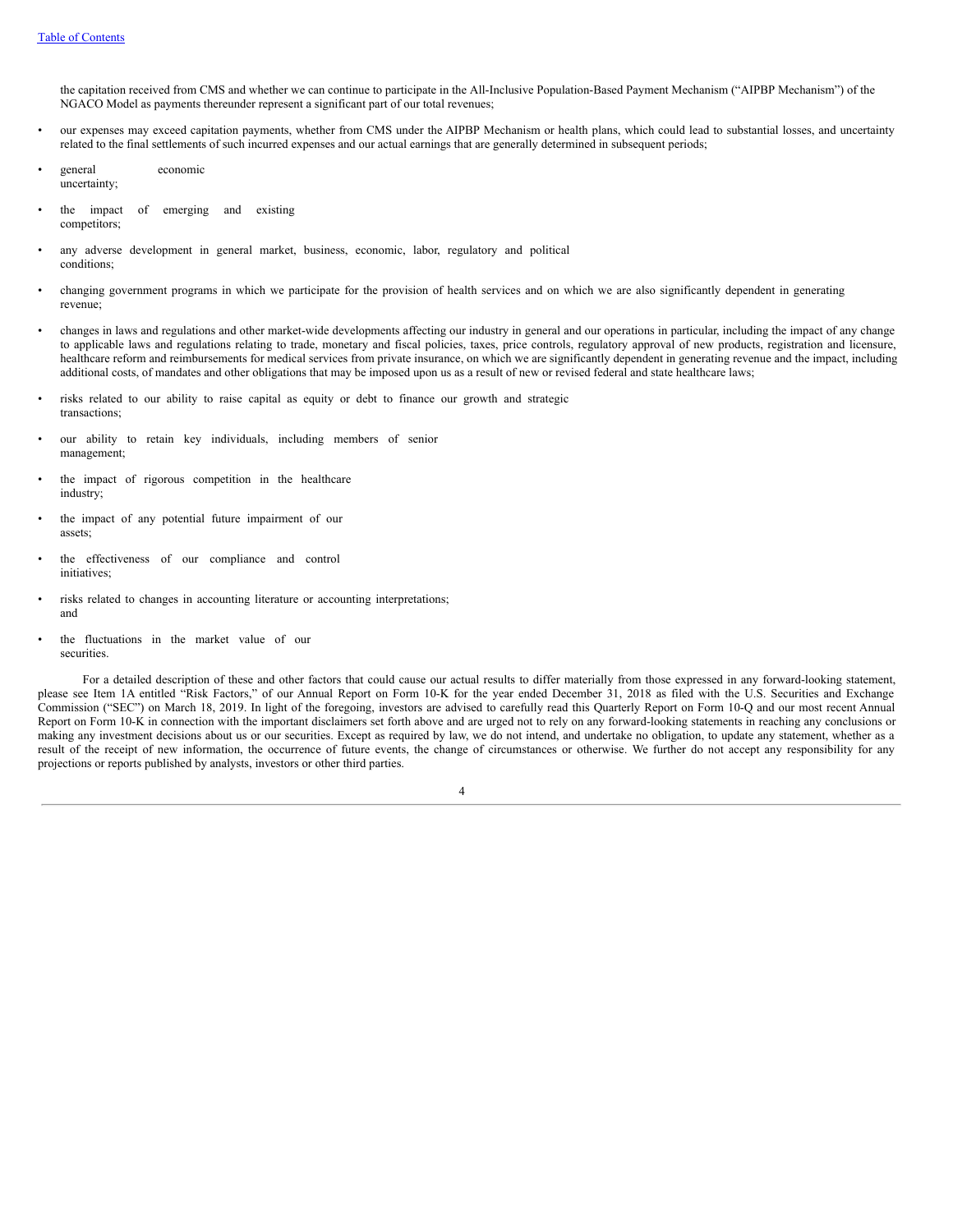the capitation received from CMS and whether we can continue to participate in the All-Inclusive Population-Based Payment Mechanism ("AIPBP Mechanism") of the NGACO Model as payments thereunder represent a significant part of our total revenues;

- our expenses may exceed capitation payments, whether from CMS under the AIPBP Mechanism or health plans, which could lead to substantial losses, and uncertainty related to the final settlements of such incurred expenses and our actual earnings that are generally determined in subsequent periods;
- general economic uncertainty;
- the impact of emerging and existing competitors;
- any adverse development in general market, business, economic, labor, regulatory and political conditions;
- changing government programs in which we participate for the provision of health services and on which we are also significantly dependent in generating revenue;
- changes in laws and regulations and other market-wide developments affecting our industry in general and our operations in particular, including the impact of any change to applicable laws and regulations relating to trade, monetary and fiscal policies, taxes, price controls, regulatory approval of new products, registration and licensure, healthcare reform and reimbursements for medical services from private insurance, on which we are significantly dependent in generating revenue and the impact, including additional costs, of mandates and other obligations that may be imposed upon us as a result of new or revised federal and state healthcare laws;
- risks related to our ability to raise capital as equity or debt to finance our growth and strategic transactions;
- our ability to retain key individuals, including members of senior management;
- the impact of rigorous competition in the healthcare industry;
- the impact of any potential future impairment of our assets;
- the effectiveness of our compliance and control initiatives;
- risks related to changes in accounting literature or accounting interpretations; and
- the fluctuations in the market value of our securities.

For a detailed description of these and other factors that could cause our actual results to differ materially from those expressed in any forward-looking statement, please see Item 1A entitled "Risk Factors," of our Annual Report on Form 10-K for the year ended December 31, 2018 as filed with the U.S. Securities and Exchange Commission ("SEC") on March 18, 2019. In light of the foregoing, investors are advised to carefully read this Quarterly Report on Form 10-Q and our most recent Annual Report on Form 10-K in connection with the important disclaimers set forth above and are urged not to rely on any forward-looking statements in reaching any conclusions or making any investment decisions about us or our securities. Except as required by law, we do not intend, and undertake no obligation, to update any statement, whether as a result of the receipt of new information, the occurrence of future events, the change of circumstances or otherwise. We further do not accept any responsibility for any projections or reports published by analysts, investors or other third parties.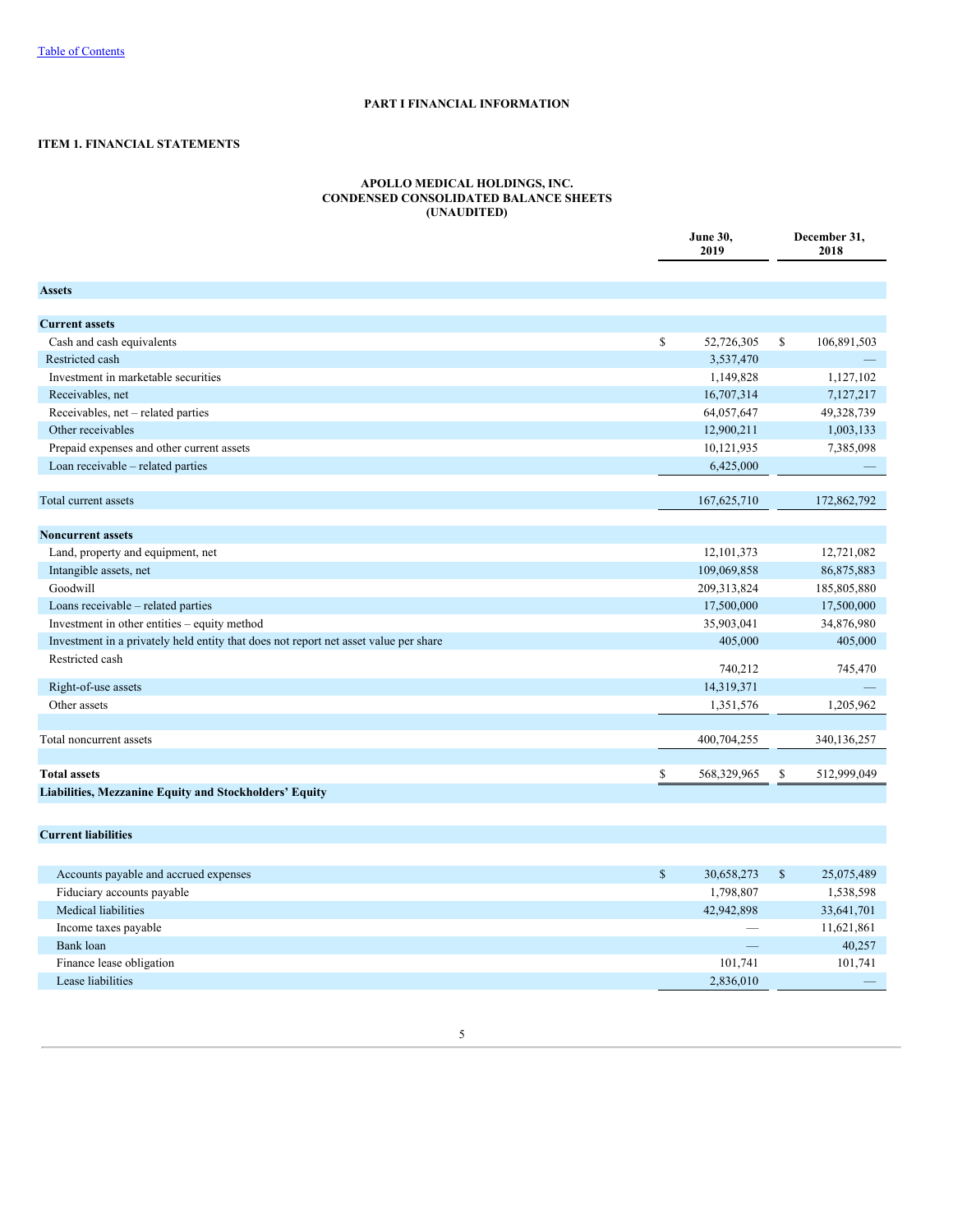[Table of Contents](#)

# PART I FINANCIAL INFORMATION

## ITEM 1. FINANCIAL STATEMENTS

### APOLLO MEDICAL HOLDINGS, INC.
### CONDENSED CONSOLIDATED BALANCE SHEETS
### (UNAUDITED)

| | June 30, 2019 | December 31, 2018 |
|---|---|---|
| **Assets** | | |
| **Current assets** | | |
| Cash and cash equivalents | $ 52,726,305 | $ 106,891,503 |
| Restricted cash | 3,537,470 | — |
| Investment in marketable securities | 1,149,828 | 1,127,102 |
| Receivables, net | 16,707,314 | 7,127,217 |
| Receivables, net – related parties | 64,057,647 | 49,328,739 |
| Other receivables | 12,900,211 | 1,003,133 |
| Prepaid expenses and other current assets | 10,121,935 | 7,385,098 |
| Loan receivable – related parties | 6,425,000 | — |
| Total current assets | 167,625,710 | 172,862,792 |
| **Noncurrent assets** | | |
| Land, property and equipment, net | 12,101,373 | 12,721,082 |
| Intangible assets, net | 109,069,858 | 86,875,883 |
| Goodwill | 209,313,824 | 185,805,880 |
| Loans receivable – related parties | 17,500,000 | 17,500,000 |
| Investment in other entities – equity method | 35,903,041 | 34,876,980 |
| Investment in a privately held entity that does not report net asset value per share | 405,000 | 405,000 |
| Restricted cash | 740,212 | 745,470 |
| Right-of-use assets | 14,319,371 | — |
| Other assets | 1,351,576 | 1,205,962 |
| Total noncurrent assets | 400,704,255 | 340,136,257 |
| **Total assets** | $ 568,329,965 | $ 512,999,049 |
| **Liabilities, Mezzanine Equity and Stockholders' Equity** | | |
| **Current liabilities** | | |
| Accounts payable and accrued expenses | $ 30,658,273 | $ 25,075,489 |
| Fiduciary accounts payable | 1,798,807 | 1,538,598 |
| Medical liabilities | 42,942,898 | 33,641,701 |
| Income taxes payable | — | 11,621,861 |
| Bank loan | — | 40,257 |
| Finance lease obligation | 101,741 | 101,741 |
| Lease liabilities | 2,836,010 | — |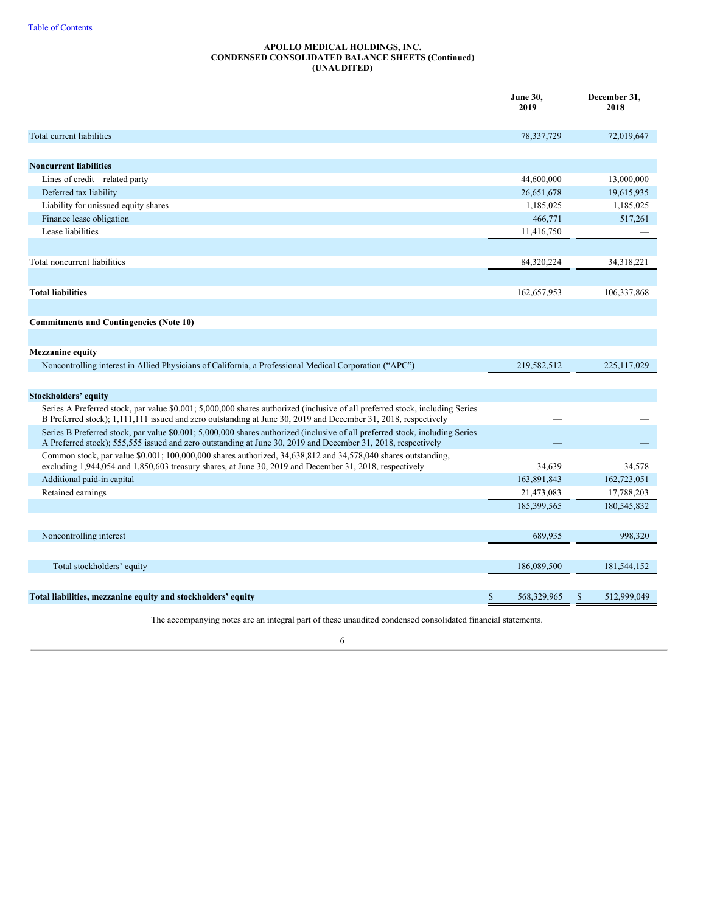**APOLLO MEDICAL HOLDINGS, INC.**
**CONDENSED CONSOLIDATED BALANCE SHEETS (Continued)**
**(UNAUDITED)**

| | June 30, 2019 | December 31, 2018 |
|---|---|---|
| Total current liabilities | 78,337,729 | 72,019,647 |
| | | |
| **Noncurrent liabilities** | | |
| Lines of credit – related party | 44,600,000 | 13,000,000 |
| Deferred tax liability | 26,651,678 | 19,615,935 |
| Liability for unissued equity shares | 1,185,025 | 1,185,025 |
| Finance lease obligation | 466,771 | 517,261 |
| Lease liabilities | 11,416,750 | — |
| | | |
| Total noncurrent liabilities | 84,320,224 | 34,318,221 |
| | | |
| **Total liabilities** | 162,657,953 | 106,337,868 |
| | | |
| **Commitments and Contingencies (Note 10)** | | |
| | | |
| **Mezzanine equity** | | |
| Noncontrolling interest in Allied Physicians of California, a Professional Medical Corporation ("APC") | 219,582,512 | 225,117,029 |
| | | |
| **Stockholders' equity** | | |
| Series A Preferred stock, par value $0.001; 5,000,000 shares authorized (inclusive of all preferred stock, including Series B Preferred stock); 1,111,111 issued and zero outstanding at June 30, 2019 and December 31, 2018, respectively | — | — |
| Series B Preferred stock, par value $0.001; 5,000,000 shares authorized (inclusive of all preferred stock, including Series A Preferred stock); 555,555 issued and zero outstanding at June 30, 2019 and December 31, 2018, respectively | — | — |
| Common stock, par value $0.001; 100,000,000 shares authorized, 34,638,812 and 34,578,040 shares outstanding, excluding 1,944,054 and 1,850,603 treasury shares, at June 30, 2019 and December 31, 2018, respectively | 34,639 | 34,578 |
| Additional paid-in capital | 163,891,843 | 162,723,051 |
| Retained earnings | 21,473,083 | 17,788,203 |
| | 185,399,565 | 180,545,832 |
| | | |
| Noncontrolling interest | 689,935 | 998,320 |
| | | |
| Total stockholders' equity | 186,089,500 | 181,544,152 |
| | | |
| **Total liabilities, mezzanine equity and stockholders' equity** | $ 568,329,965 | $ 512,999,049 |

The accompanying notes are an integral part of these unaudited condensed consolidated financial statements.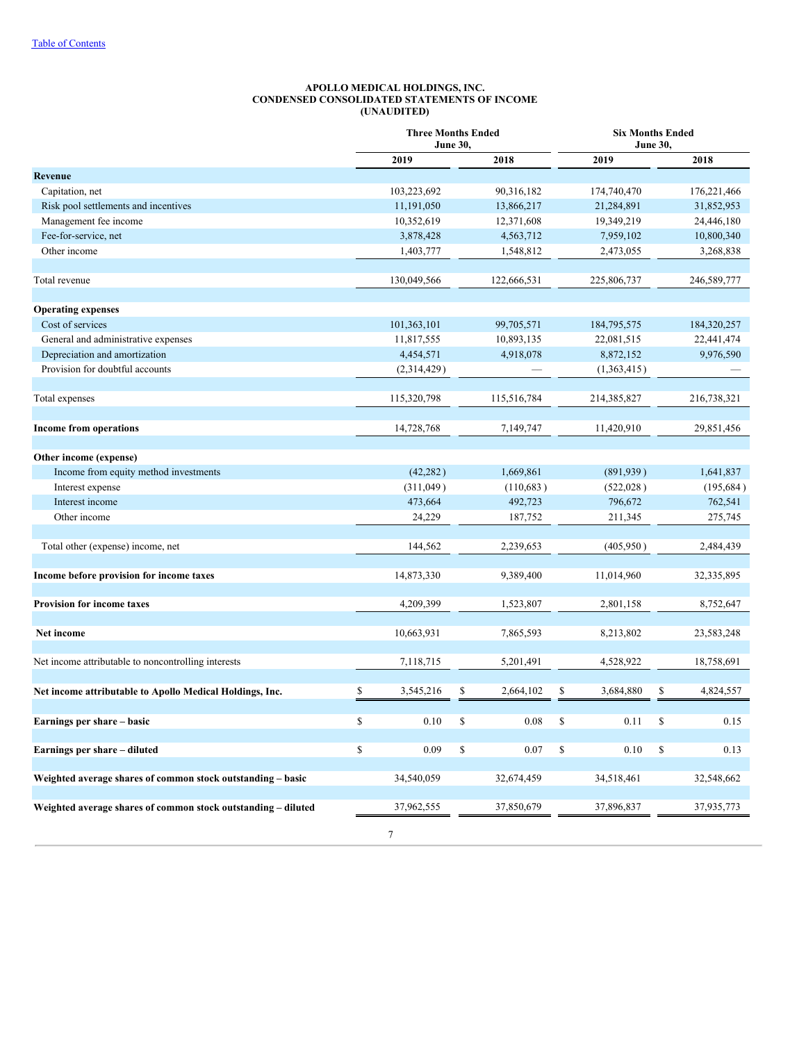[Table of Contents](#)

# APOLLO MEDICAL HOLDINGS, INC.
## CONDENSED CONSOLIDATED STATEMENTS OF INCOME
## (UNAUDITED)

| | Three Months Ended June 30, | | Six Months Ended June 30, | |
|---|---|---|---|---|
| | 2019 | 2018 | 2019 | 2018 |
| **Revenue** | | | | |
| Capitation, net | 103,223,692 | 90,316,182 | 174,740,470 | 176,221,466 |
| Risk pool settlements and incentives | 11,191,050 | 13,866,217 | 21,284,891 | 31,852,953 |
| Management fee income | 10,352,619 | 12,371,608 | 19,349,219 | 24,446,180 |
| Fee-for-service, net | 3,878,428 | 4,563,712 | 7,959,102 | 10,800,340 |
| Other income | 1,403,777 | 1,548,812 | 2,473,055 | 3,268,838 |
| Total revenue | 130,049,566 | 122,666,531 | 225,806,737 | 246,589,777 |
| **Operating expenses** | | | | |
| Cost of services | 101,363,101 | 99,705,571 | 184,795,575 | 184,320,257 |
| General and administrative expenses | 11,817,555 | 10,893,135 | 22,081,515 | 22,441,474 |
| Depreciation and amortization | 4,454,571 | 4,918,078 | 8,872,152 | 9,976,590 |
| Provision for doubtful accounts | (2,314,429) | — | (1,363,415) | — |
| Total expenses | 115,320,798 | 115,516,784 | 214,385,827 | 216,738,321 |
| **Income from operations** | 14,728,768 | 7,149,747 | 11,420,910 | 29,851,456 |
| **Other income (expense)** | | | | |
| Income from equity method investments | (42,282) | 1,669,861 | (891,939) | 1,641,837 |
| Interest expense | (311,049) | (110,683) | (522,028) | (195,684) |
| Interest income | 473,664 | 492,723 | 796,672 | 762,541 |
| Other income | 24,229 | 187,752 | 211,345 | 275,745 |
| Total other (expense) income, net | 144,562 | 2,239,653 | (405,950) | 2,484,439 |
| **Income before provision for income taxes** | 14,873,330 | 9,389,400 | 11,014,960 | 32,335,895 |
| **Provision for income taxes** | 4,209,399 | 1,523,807 | 2,801,158 | 8,752,647 |
| **Net income** | 10,663,931 | 7,865,593 | 8,213,802 | 23,583,248 |
| Net income attributable to noncontrolling interests | 7,118,715 | 5,201,491 | 4,528,922 | 18,758,691 |
| **Net income attributable to Apollo Medical Holdings, Inc.** | $ 3,545,216 | $ 2,664,102 | $ 3,684,880 | $ 4,824,557 |
| **Earnings per share – basic** | $ 0.10 | $ 0.08 | $ 0.11 | $ 0.15 |
| **Earnings per share – diluted** | $ 0.09 | $ 0.07 | $ 0.10 | $ 0.13 |
| **Weighted average shares of common stock outstanding – basic** | 34,540,059 | 32,674,459 | 34,518,461 | 32,548,662 |
| **Weighted average shares of common stock outstanding – diluted** | 37,962,555 | 37,850,679 | 37,896,837 | 37,935,773 |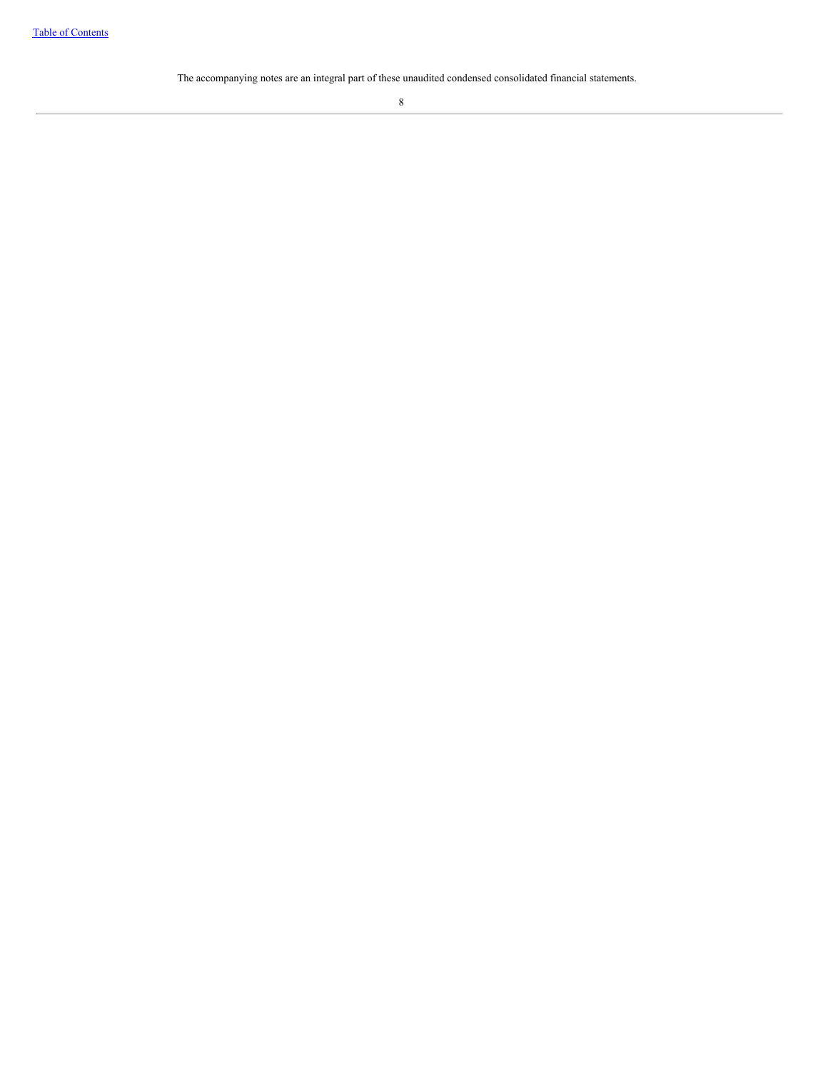The accompanying notes are an integral part of these unaudited condensed consolidated financial statements.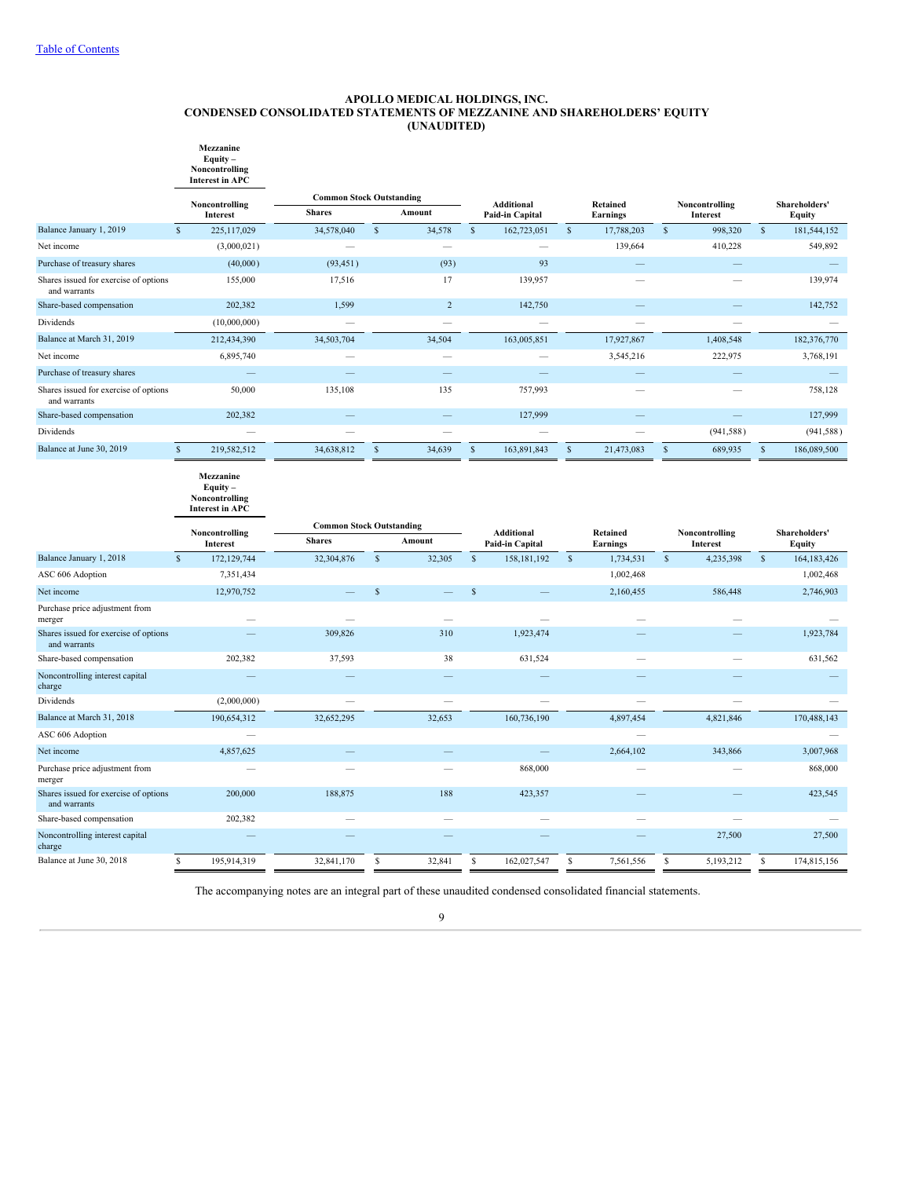[Table of Contents](#)

# APOLLO MEDICAL HOLDINGS, INC.
## CONDENSED CONSOLIDATED STATEMENTS OF MEZZANINE AND SHAREHOLDERS' EQUITY
### (UNAUDITED)

| | Mezzanine Equity – Noncontrolling Interest in APC | Common Stock Outstanding | | | | | |
|---|---|---|---|---|---|---|---|
| | Noncontrolling Interest | Shares | Amount | Additional Paid-in Capital | Retained Earnings | Noncontrolling Interest | Shareholders' Equity |
| Balance January 1, 2019 | $ 225,117,029 | 34,578,040 | $ 34,578 | $ 162,723,051 | $ 17,788,203 | $ 998,320 | $ 181,544,152 |
| Net income | (3,000,021) | — | — | — | 139,664 | 410,228 | 549,892 |
| Purchase of treasury shares | (40,000) | (93,451) | (93) | 93 | — | — | — |
| Shares issued for exercise of options and warrants | 155,000 | 17,516 | 17 | 139,957 | — | — | 139,974 |
| Share-based compensation | 202,382 | 1,599 | 2 | 142,750 | — | — | 142,752 |
| Dividends | (10,000,000) | — | — | — | — | — | — |
| Balance at March 31, 2019 | 212,434,390 | 34,503,704 | 34,504 | 163,005,851 | 17,927,867 | 1,408,548 | 182,376,770 |
| Net income | 6,895,740 | — | — | — | 3,545,216 | 222,975 | 3,768,191 |
| Purchase of treasury shares | — | — | — | — | — | — | — |
| Shares issued for exercise of options and warrants | 50,000 | 135,108 | 135 | 757,993 | — | — | 758,128 |
| Share-based compensation | 202,382 | — | — | 127,999 | — | — | 127,999 |
| Dividends | — | — | — | — | — | (941,588) | (941,588) |
| Balance at June 30, 2019 | $ 219,582,512 | 34,638,812 | $ 34,639 | $ 163,891,843 | $ 21,473,083 | $ 689,935 | $ 186,089,500 |

| | Mezzanine Equity – Noncontrolling Interest in APC | Common Stock Outstanding | | | | | |
|---|---|---|---|---|---|---|---|
| | Noncontrolling Interest | Shares | Amount | Additional Paid-in Capital | Retained Earnings | Noncontrolling Interest | Shareholders' Equity |
| Balance January 1, 2018 | $ 172,129,744 | 32,304,876 | $ 32,305 | $ 158,181,192 | $ 1,734,531 | $ 4,235,398 | $ 164,183,426 |
| ASC 606 Adoption | 7,351,434 | | | | 1,002,468 | | 1,002,468 |
| Net income | 12,970,752 | — | $ — | $ — | 2,160,455 | 586,448 | 2,746,903 |
| Purchase price adjustment from merger | — | — | — | — | — | — | — |
| Shares issued for exercise of options and warrants | — | 309,826 | 310 | 1,923,474 | — | — | 1,923,784 |
| Share-based compensation | 202,382 | 37,593 | 38 | 631,524 | — | — | 631,562 |
| Noncontrolling interest capital charge | — | — | — | — | — | — | — |
| Dividends | (2,000,000) | — | — | — | — | — | — |
| Balance at March 31, 2018 | 190,654,312 | 32,652,295 | 32,653 | 160,736,190 | 4,897,454 | 4,821,846 | 170,488,143 |
| ASC 606 Adoption | — | | | | — | | — |
| Net income | 4,857,625 | — | — | — | 2,664,102 | 343,866 | 3,007,968 |
| Purchase price adjustment from merger | — | — | — | 868,000 | — | — | 868,000 |
| Shares issued for exercise of options and warrants | 200,000 | 188,875 | 188 | 423,357 | — | — | 423,545 |
| Share-based compensation | 202,382 | — | — | — | — | — | — |
| Noncontrolling interest capital charge | — | — | — | — | — | 27,500 | 27,500 |
| Balance at June 30, 2018 | $ 195,914,319 | 32,841,170 | $ 32,841 | $ 162,027,547 | $ 7,561,556 | $ 5,193,212 | $ 174,815,156 |

The accompanying notes are an integral part of these unaudited condensed consolidated financial statements.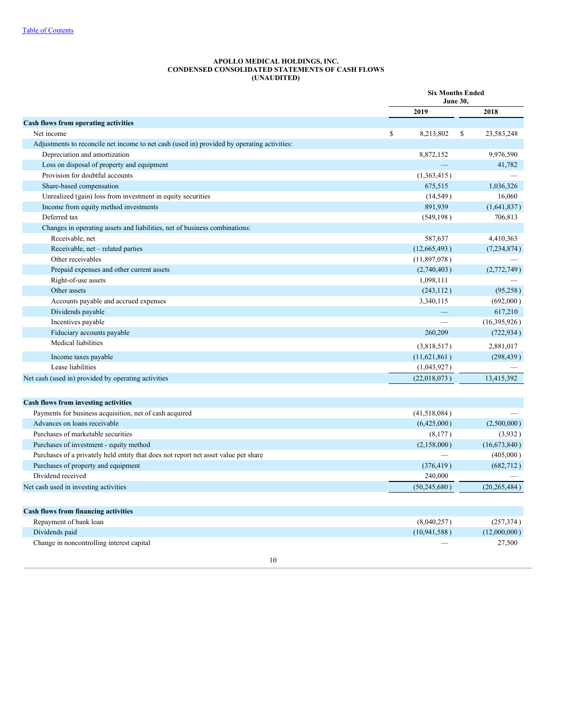**APOLLO MEDICAL HOLDINGS, INC.**
**CONDENSED CONSOLIDATED STATEMENTS OF CASH FLOWS**
**(UNAUDITED)**

| | Six Months Ended June 30, | |
|---|---|---|
| | 2019 | 2018 |
| **Cash flows from operating activities** | | |
| Net income | $ 8,213,802 | $ 23,583,248 |
| Adjustments to reconcile net income to net cash (used in) provided by operating activities: | | |
| Depreciation and amortization | 8,872,152 | 9,976,590 |
| Loss on disposal of property and equipment | — | 41,782 |
| Provision for doubtful accounts | (1,363,415) | — |
| Share-based compensation | 675,515 | 1,036,326 |
| Unrealized (gain) loss from investment in equity securities | (14,549) | 16,060 |
| Income from equity method investments | 891,939 | (1,641,837) |
| Deferred tax | (549,198) | 706,813 |
| Changes in operating assets and liabilities, net of business combinations: | | |
| Receivable, net | 587,637 | 4,410,363 |
| Receivable, net – related parties | (12,665,493) | (7,234,874) |
| Other receivables | (11,897,078) | — |
| Prepaid expenses and other current assets | (2,740,403) | (2,772,749) |
| Right-of-use assets | 1,098,111 | — |
| Other assets | (243,112) | (95,258) |
| Accounts payable and accrued expenses | 3,340,115 | (692,000) |
| Dividends payable | — | 617,210 |
| Incentives payable | — | (16,395,926) |
| Fiduciary accounts payable | 260,209 | (722,934) |
| Medical liabilities | (3,818,517) | 2,881,017 |
| Income taxes payable | (11,621,861) | (298,439) |
| Lease liabilities | (1,043,927) | — |
| Net cash (used in) provided by operating activities | (22,018,073) | 13,415,392 |
| | | |
| **Cash flows from investing activities** | | |
| Payments for business acquisition, net of cash acquired | (41,518,084) | — |
| Advances on loans receivable | (6,425,000) | (2,500,000) |
| Purchases of marketable securities | (8,177) | (3,932) |
| Purchases of investment - equity method | (2,158,000) | (16,673,840) |
| Purchases of a privately held entity that does not report net asset value per share | — | (405,000) |
| Purchases of property and equipment | (376,419) | (682,712) |
| Dividend received | 240,000 | — |
| Net cash used in investing activities | (50,245,680) | (20,265,484) |
| | | |
| **Cash flows from financing activities** | | |
| Repayment of bank loan | (8,040,257) | (257,374) |
| Dividends paid | (10,941,588) | (12,000,000) |
| Change in noncontrolling interest capital | — | 27,500 |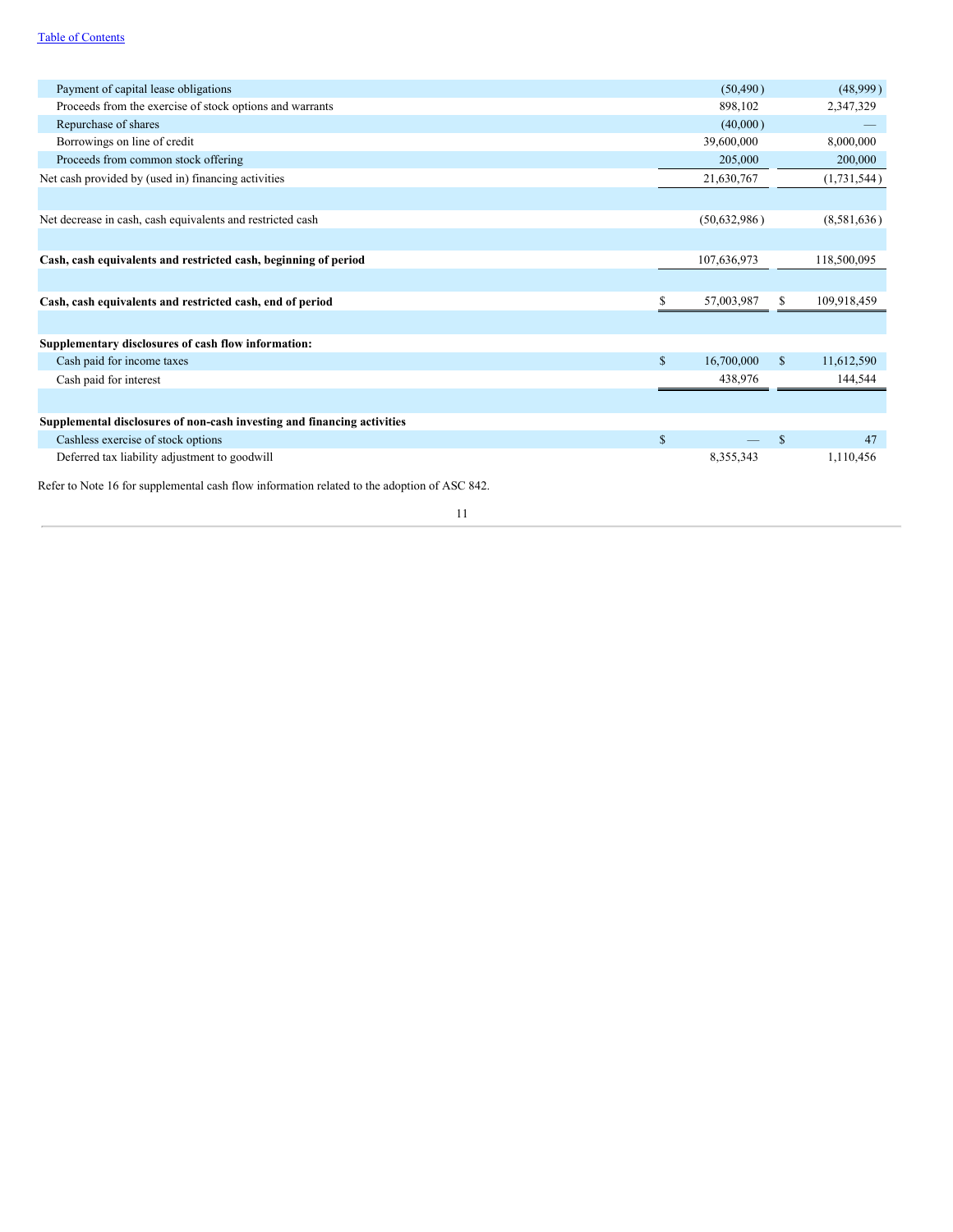| | | |
|---|---|---|
| Payment of capital lease obligations | (50,490) | (48,999) |
| Proceeds from the exercise of stock options and warrants | 898,102 | 2,347,329 |
| Repurchase of shares | (40,000) | — |
| Borrowings on line of credit | 39,600,000 | 8,000,000 |
| Proceeds from common stock offering | 205,000 | 200,000 |
| Net cash provided by (used in) financing activities | 21,630,767 | (1,731,544) |
| | | |
| Net decrease in cash, cash equivalents and restricted cash | (50,632,986) | (8,581,636) |
| | | |
| **Cash, cash equivalents and restricted cash, beginning of period** | 107,636,973 | 118,500,095 |
| | | |
| **Cash, cash equivalents and restricted cash, end of period** | $ 57,003,987 | $ 109,918,459 |
| | | |
| **Supplementary disclosures of cash flow information:** | | |
| Cash paid for income taxes | $ 16,700,000 | $ 11,612,590 |
| Cash paid for interest | 438,976 | 144,544 |
| | | |
| **Supplemental disclosures of non-cash investing and financing activities** | | |
| Cashless exercise of stock options | $ — | $ 47 |
| Deferred tax liability adjustment to goodwill | 8,355,343 | 1,110,456 |

Refer to Note 16 for supplemental cash flow information related to the adoption of ASC 842.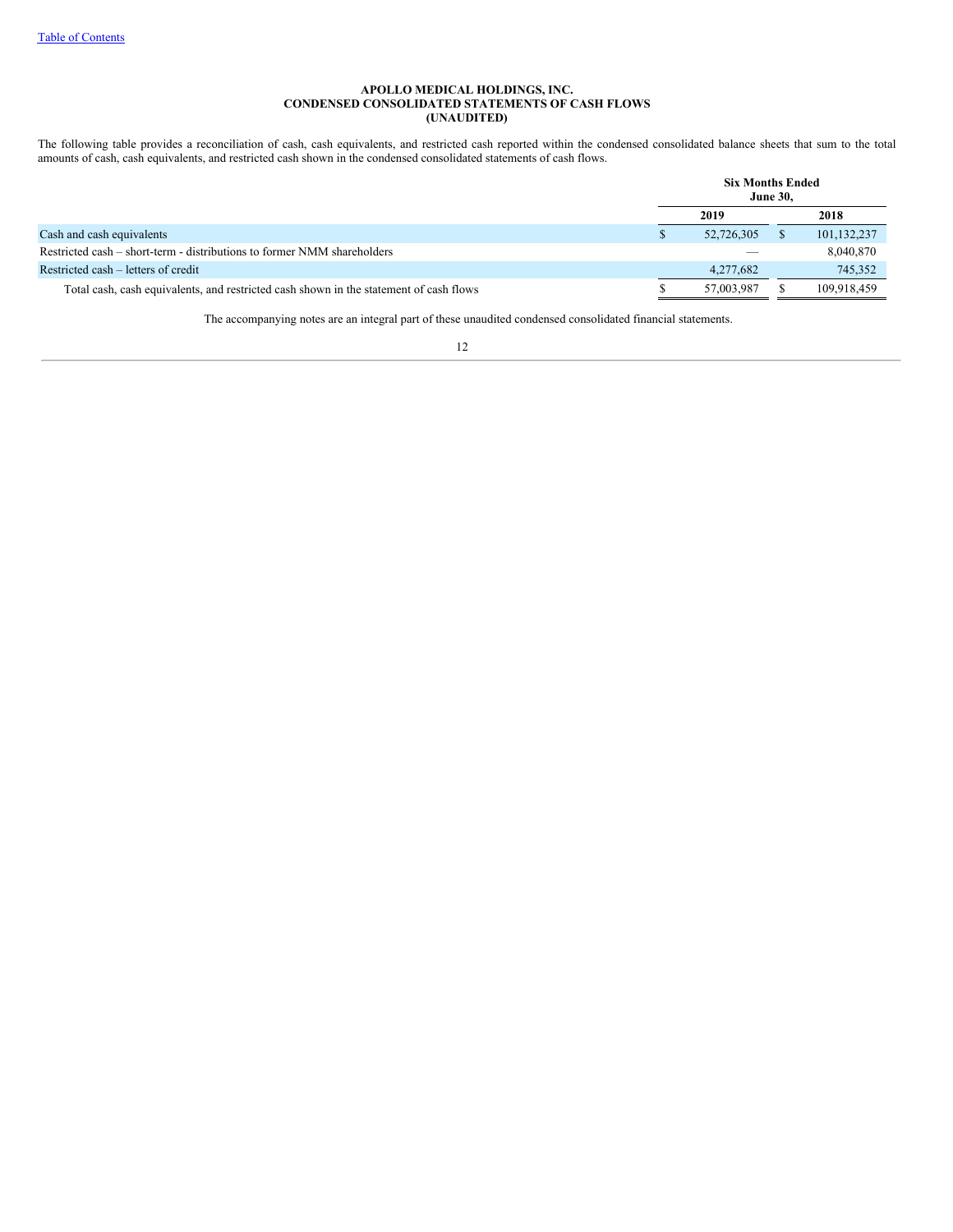**APOLLO MEDICAL HOLDINGS, INC.**
**CONDENSED CONSOLIDATED STATEMENTS OF CASH FLOWS**
**(UNAUDITED)**

The following table provides a reconciliation of cash, cash equivalents, and restricted cash reported within the condensed consolidated balance sheets that sum to the total amounts of cash, cash equivalents, and restricted cash shown in the condensed consolidated statements of cash flows.

| | Six Months Ended June 30, | |
|---|---|---|
| | 2019 | 2018 |
| Cash and cash equivalents | $ 52,726,305 | $ 101,132,237 |
| Restricted cash – short-term - distributions to former NMM shareholders | — | 8,040,870 |
| Restricted cash – letters of credit | 4,277,682 | 745,352 |
| Total cash, cash equivalents, and restricted cash shown in the statement of cash flows | $ 57,003,987 | $ 109,918,459 |

The accompanying notes are an integral part of these unaudited condensed consolidated financial statements.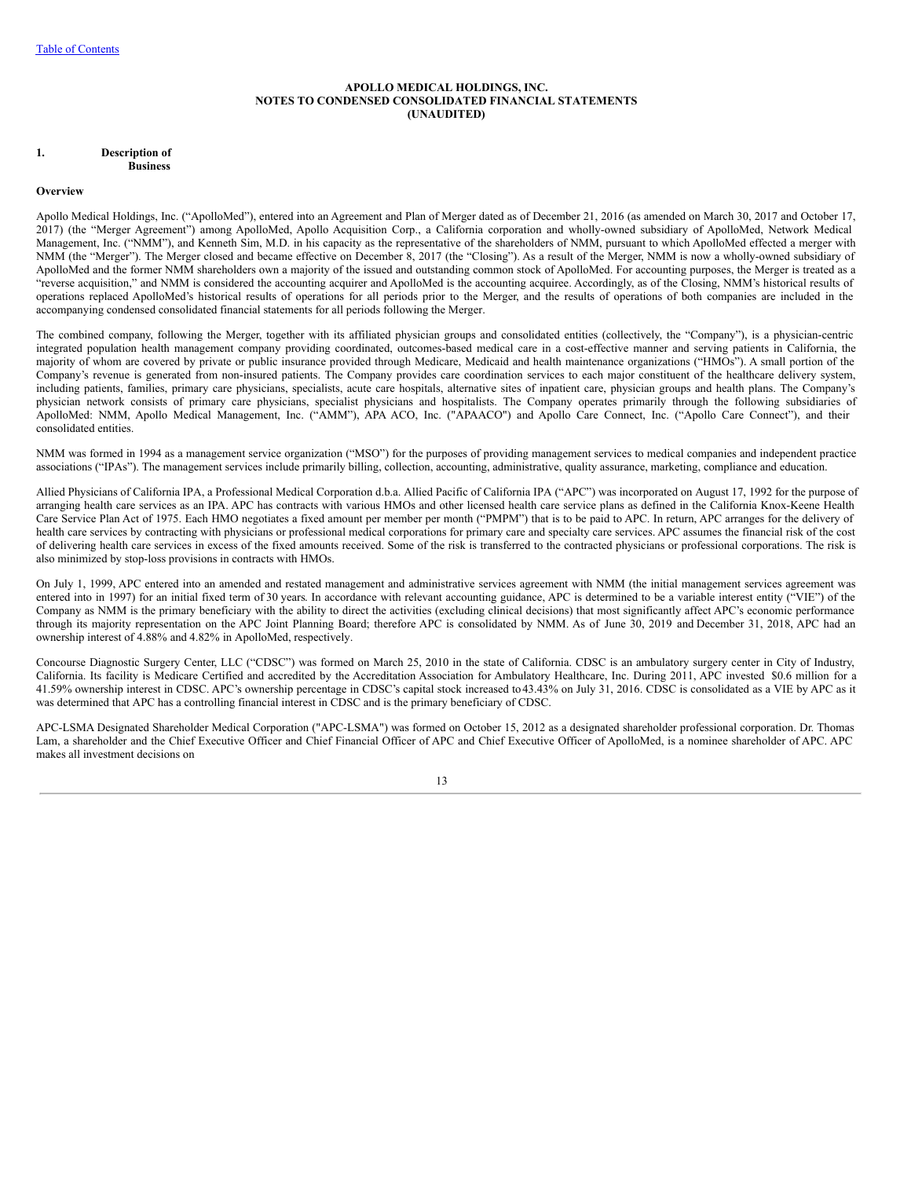# APOLLO MEDICAL HOLDINGS, INC.
# NOTES TO CONDENSED CONSOLIDATED FINANCIAL STATEMENTS
# (UNAUDITED)

## 1. Description of Business

### Overview

Apollo Medical Holdings, Inc. ("ApolloMed"), entered into an Agreement and Plan of Merger dated as of December 21, 2016 (as amended on March 30, 2017 and October 17, 2017) (the "Merger Agreement") among ApolloMed, Apollo Acquisition Corp., a California corporation and wholly-owned subsidiary of ApolloMed, Network Medical Management, Inc. ("NMM"), and Kenneth Sim, M.D. in his capacity as the representative of the shareholders of NMM, pursuant to which ApolloMed effected a merger with NMM (the "Merger"). The Merger closed and became effective on December 8, 2017 (the "Closing"). As a result of the Merger, NMM is now a wholly-owned subsidiary of ApolloMed and the former NMM shareholders own a majority of the issued and outstanding common stock of ApolloMed. For accounting purposes, the Merger is treated as a "reverse acquisition," and NMM is considered the accounting acquirer and ApolloMed is the accounting acquiree. Accordingly, as of the Closing, NMM's historical results of operations replaced ApolloMed's historical results of operations for all periods prior to the Merger, and the results of operations of both companies are included in the accompanying condensed consolidated financial statements for all periods following the Merger.

The combined company, following the Merger, together with its affiliated physician groups and consolidated entities (collectively, the "Company"), is a physician-centric integrated population health management company providing coordinated, outcomes-based medical care in a cost-effective manner and serving patients in California, the majority of whom are covered by private or public insurance provided through Medicare, Medicaid and health maintenance organizations ("HMOs"). A small portion of the Company's revenue is generated from non-insured patients. The Company provides care coordination services to each major constituent of the healthcare delivery system, including patients, families, primary care physicians, specialists, acute care hospitals, alternative sites of inpatient care, physician groups and health plans. The Company's physician network consists of primary care physicians, specialist physicians and hospitalists. The Company operates primarily through the following subsidiaries of ApolloMed: NMM, Apollo Medical Management, Inc. ("AMM"), APA ACO, Inc. ("APAACO") and Apollo Care Connect, Inc. ("Apollo Care Connect"), and their consolidated entities.

NMM was formed in 1994 as a management service organization ("MSO") for the purposes of providing management services to medical companies and independent practice associations ("IPAs"). The management services include primarily billing, collection, accounting, administrative, quality assurance, marketing, compliance and education.

Allied Physicians of California IPA, a Professional Medical Corporation d.b.a. Allied Pacific of California IPA ("APC") was incorporated on August 17, 1992 for the purpose of arranging health care services as an IPA. APC has contracts with various HMOs and other licensed health care service plans as defined in the California Knox-Keene Health Care Service Plan Act of 1975. Each HMO negotiates a fixed amount per member per month ("PMPM") that is to be paid to APC. In return, APC arranges for the delivery of health care services by contracting with physicians or professional medical corporations for primary care and specialty care services. APC assumes the financial risk of the cost of delivering health care services in excess of the fixed amounts received. Some of the risk is transferred to the contracted physicians or professional corporations. The risk is also minimized by stop-loss provisions in contracts with HMOs.

On July 1, 1999, APC entered into an amended and restated management and administrative services agreement with NMM (the initial management services agreement was entered into in 1997) for an initial fixed term of 30 years. In accordance with relevant accounting guidance, APC is determined to be a variable interest entity ("VIE") of the Company as NMM is the primary beneficiary with the ability to direct the activities (excluding clinical decisions) that most significantly affect APC's economic performance through its majority representation on the APC Joint Planning Board; therefore APC is consolidated by NMM. As of June 30, 2019 and December 31, 2018, APC had an ownership interest of 4.88% and 4.82% in ApolloMed, respectively.

Concourse Diagnostic Surgery Center, LLC ("CDSC") was formed on March 25, 2010 in the state of California. CDSC is an ambulatory surgery center in City of Industry, California. Its facility is Medicare Certified and accredited by the Accreditation Association for Ambulatory Healthcare, Inc. During 2011, APC invested $0.6 million for a 41.59% ownership interest in CDSC. APC's ownership percentage in CDSC's capital stock increased to 43.43% on July 31, 2016. CDSC is consolidated as a VIE by APC as it was determined that APC has a controlling financial interest in CDSC and is the primary beneficiary of CDSC.

APC-LSMA Designated Shareholder Medical Corporation ("APC-LSMA") was formed on October 15, 2012 as a designated shareholder professional corporation. Dr. Thomas Lam, a shareholder and the Chief Executive Officer and Chief Financial Officer of APC and Chief Executive Officer of ApolloMed, is a nominee shareholder of APC. APC makes all investment decisions on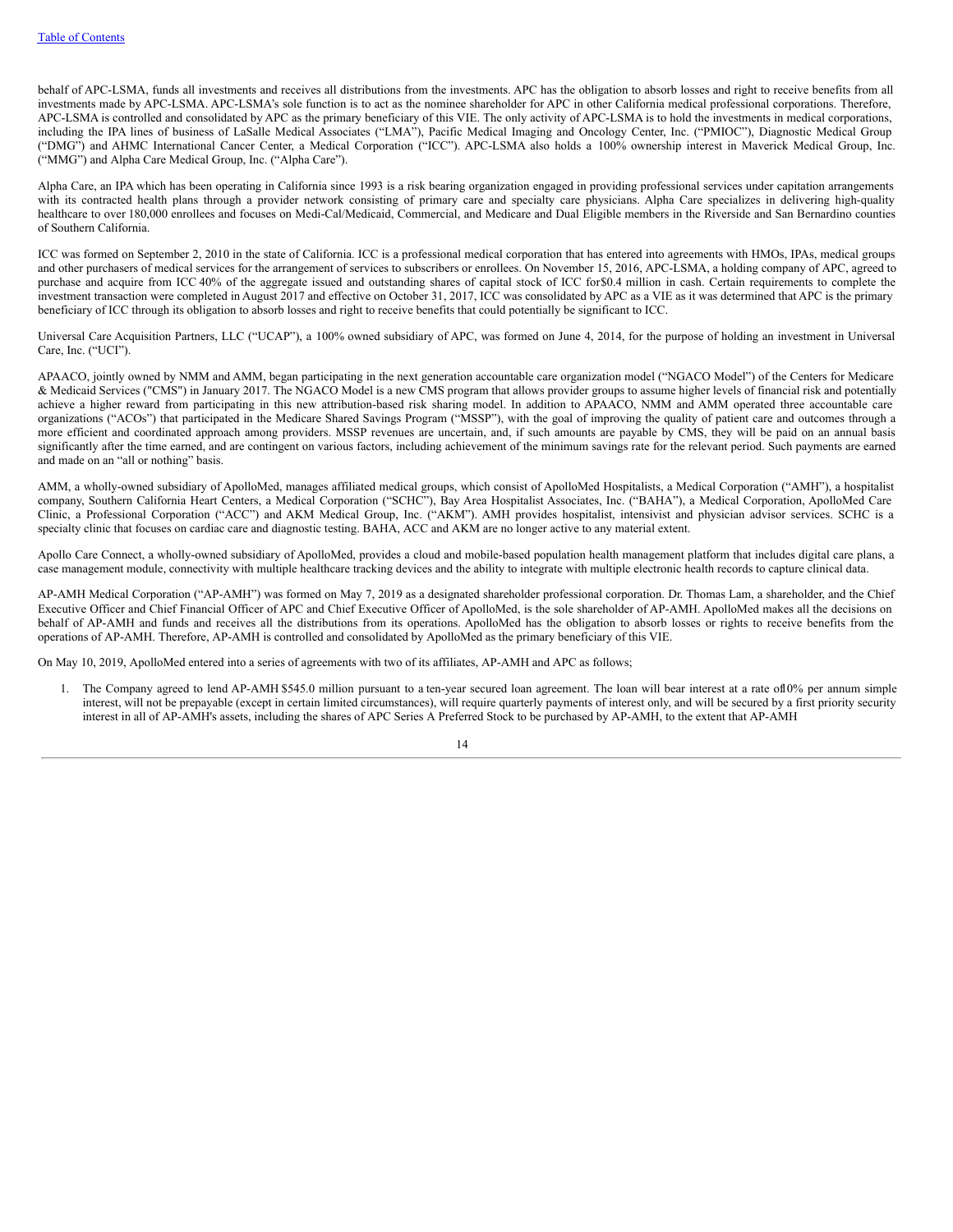behalf of APC-LSMA, funds all investments and receives all distributions from the investments. APC has the obligation to absorb losses and right to receive benefits from all investments made by APC-LSMA. APC-LSMA's sole function is to act as the nominee shareholder for APC in other California medical professional corporations. Therefore, APC-LSMA is controlled and consolidated by APC as the primary beneficiary of this VIE. The only activity of APC-LSMA is to hold the investments in medical corporations, including the IPA lines of business of LaSalle Medical Associates ("LMA"), Pacific Medical Imaging and Oncology Center, Inc. ("PMIOC"), Diagnostic Medical Group ("DMG") and AHMC International Cancer Center, a Medical Corporation ("ICC"). APC-LSMA also holds a 100% ownership interest in Maverick Medical Group, Inc. ("MMG") and Alpha Care Medical Group, Inc. ("Alpha Care").

Alpha Care, an IPA which has been operating in California since 1993 is a risk bearing organization engaged in providing professional services under capitation arrangements with its contracted health plans through a provider network consisting of primary care and specialty care physicians. Alpha Care specializes in delivering high-quality healthcare to over 180,000 enrollees and focuses on Medi-Cal/Medicaid, Commercial, and Medicare and Dual Eligible members in the Riverside and San Bernardino counties of Southern California.

ICC was formed on September 2, 2010 in the state of California. ICC is a professional medical corporation that has entered into agreements with HMOs, IPAs, medical groups and other purchasers of medical services for the arrangement of services to subscribers or enrollees. On November 15, 2016, APC-LSMA, a holding company of APC, agreed to purchase and acquire from ICC 40% of the aggregate issued and outstanding shares of capital stock of ICC for $0.4 million in cash. Certain requirements to complete the investment transaction were completed in August 2017 and effective on October 31, 2017, ICC was consolidated by APC as a VIE as it was determined that APC is the primary beneficiary of ICC through its obligation to absorb losses and right to receive benefits that could potentially be significant to ICC.

Universal Care Acquisition Partners, LLC ("UCAP"), a 100% owned subsidiary of APC, was formed on June 4, 2014, for the purpose of holding an investment in Universal Care, Inc. ("UCI").

APAACO, jointly owned by NMM and AMM, began participating in the next generation accountable care organization model ("NGACO Model") of the Centers for Medicare & Medicaid Services ("CMS") in January 2017. The NGACO Model is a new CMS program that allows provider groups to assume higher levels of financial risk and potentially achieve a higher reward from participating in this new attribution-based risk sharing model. In addition to APAACO, NMM and AMM operated three accountable care organizations ("ACOs") that participated in the Medicare Shared Savings Program ("MSSP"), with the goal of improving the quality of patient care and outcomes through a more efficient and coordinated approach among providers. MSSP revenues are uncertain, and, if such amounts are payable by CMS, they will be paid on an annual basis significantly after the time earned, and are contingent on various factors, including achievement of the minimum savings rate for the relevant period. Such payments are earned and made on an "all or nothing" basis.

AMM, a wholly-owned subsidiary of ApolloMed, manages affiliated medical groups, which consist of ApolloMed Hospitalists, a Medical Corporation ("AMH"), a hospitalist company, Southern California Heart Centers, a Medical Corporation ("SCHC"), Bay Area Hospitalist Associates, Inc. ("BAHA"), a Medical Corporation, ApolloMed Care Clinic, a Professional Corporation ("ACC") and AKM Medical Group, Inc. ("AKM"). AMH provides hospitalist, intensivist and physician advisor services. SCHC is a specialty clinic that focuses on cardiac care and diagnostic testing. BAHA, ACC and AKM are no longer active to any material extent.

Apollo Care Connect, a wholly-owned subsidiary of ApolloMed, provides a cloud and mobile-based population health management platform that includes digital care plans, a case management module, connectivity with multiple healthcare tracking devices and the ability to integrate with multiple electronic health records to capture clinical data.

AP-AMH Medical Corporation ("AP-AMH") was formed on May 7, 2019 as a designated shareholder professional corporation. Dr. Thomas Lam, a shareholder, and the Chief Executive Officer and Chief Financial Officer of APC and Chief Executive Officer of ApolloMed, is the sole shareholder of AP-AMH. ApolloMed makes all the decisions on behalf of AP-AMH and funds and receives all the distributions from its operations. ApolloMed has the obligation to absorb losses or rights to receive benefits from the operations of AP-AMH. Therefore, AP-AMH is controlled and consolidated by ApolloMed as the primary beneficiary of this VIE.

On May 10, 2019, ApolloMed entered into a series of agreements with two of its affiliates, AP-AMH and APC as follows;

1. The Company agreed to lend AP-AMH $545.0 million pursuant to a ten-year secured loan agreement. The loan will bear interest at a rate of 10% per annum simple interest, will not be prepayable (except in certain limited circumstances), will require quarterly payments of interest only, and will be secured by a first priority security interest in all of AP-AMH's assets, including the shares of APC Series A Preferred Stock to be purchased by AP-AMH, to the extent that AP-AMH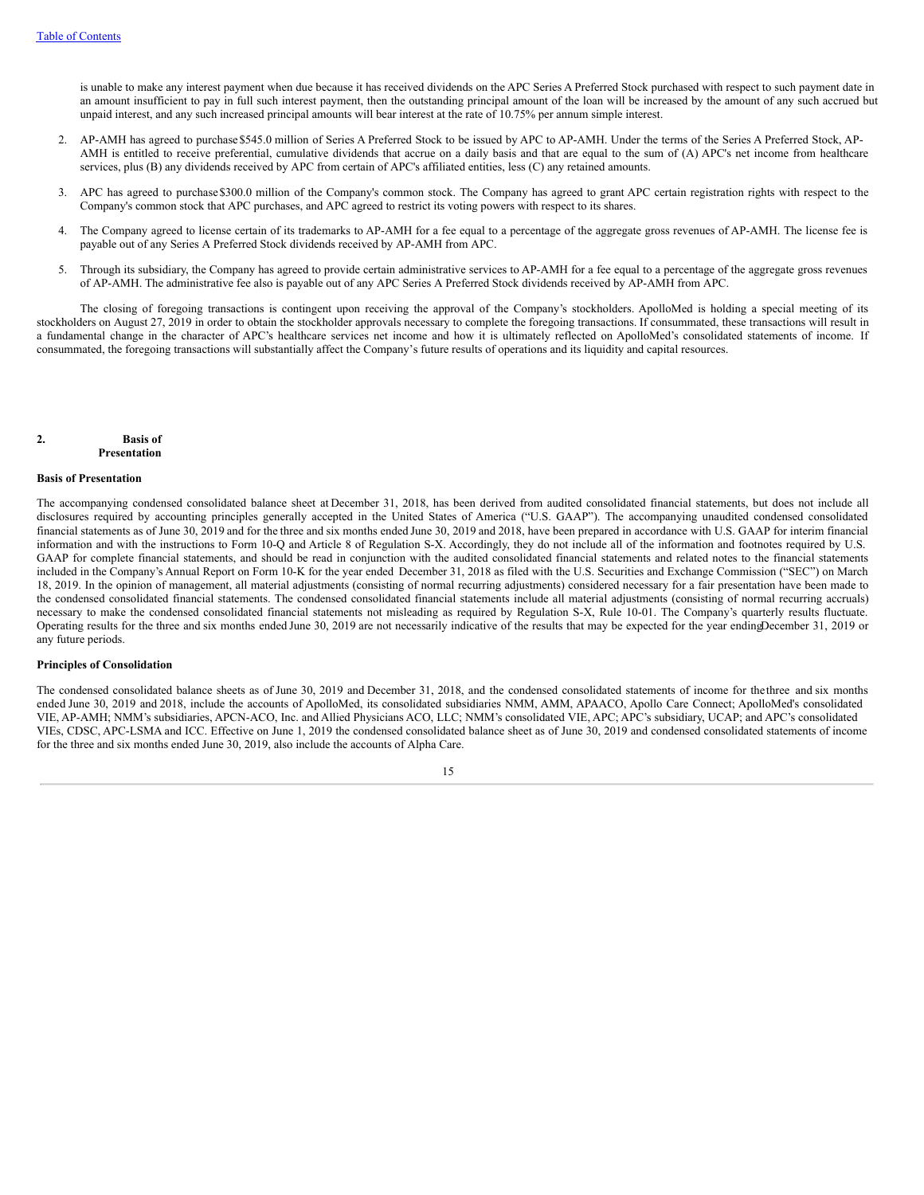is unable to make any interest payment when due because it has received dividends on the APC Series A Preferred Stock purchased with respect to such payment date in an amount insufficient to pay in full such interest payment, then the outstanding principal amount of the loan will be increased by the amount of any such accrued but unpaid interest, and any such increased principal amounts will bear interest at the rate of 10.75% per annum simple interest.

2. AP-AMH has agreed to purchase $545.0 million of Series A Preferred Stock to be issued by APC to AP-AMH. Under the terms of the Series A Preferred Stock, AP-AMH is entitled to receive preferential, cumulative dividends that accrue on a daily basis and that are equal to the sum of (A) APC's net income from healthcare services, plus (B) any dividends received by APC from certain of APC's affiliated entities, less (C) any retained amounts.

3. APC has agreed to purchase $300.0 million of the Company's common stock. The Company has agreed to grant APC certain registration rights with respect to the Company's common stock that APC purchases, and APC agreed to restrict its voting powers with respect to its shares.

4. The Company agreed to license certain of its trademarks to AP-AMH for a fee equal to a percentage of the aggregate gross revenues of AP-AMH. The license fee is payable out of any Series A Preferred Stock dividends received by AP-AMH from APC.

5. Through its subsidiary, the Company has agreed to provide certain administrative services to AP-AMH for a fee equal to a percentage of the aggregate gross revenues of AP-AMH. The administrative fee also is payable out of any APC Series A Preferred Stock dividends received by AP-AMH from APC.

The closing of foregoing transactions is contingent upon receiving the approval of the Company's stockholders. ApolloMed is holding a special meeting of its stockholders on August 27, 2019 in order to obtain the stockholder approvals necessary to complete the foregoing transactions. If consummated, these transactions will result in a fundamental change in the character of APC's healthcare services net income and how it is ultimately reflected on ApolloMed's consolidated statements of income. If consummated, the foregoing transactions will substantially affect the Company's future results of operations and its liquidity and capital resources.

## 2. Basis of Presentation

### Basis of Presentation

The accompanying condensed consolidated balance sheet at December 31, 2018, has been derived from audited consolidated financial statements, but does not include all disclosures required by accounting principles generally accepted in the United States of America ("U.S. GAAP"). The accompanying unaudited condensed consolidated financial statements as of June 30, 2019 and for the three and six months ended June 30, 2019 and 2018, have been prepared in accordance with U.S. GAAP for interim financial information and with the instructions to Form 10-Q and Article 8 of Regulation S-X. Accordingly, they do not include all of the information and footnotes required by U.S. GAAP for complete financial statements, and should be read in conjunction with the audited consolidated financial statements and related notes to the financial statements included in the Company's Annual Report on Form 10-K for the year ended December 31, 2018 as filed with the U.S. Securities and Exchange Commission ("SEC") on March 18, 2019. In the opinion of management, all material adjustments (consisting of normal recurring adjustments) considered necessary for a fair presentation have been made to the condensed consolidated financial statements. The condensed consolidated financial statements include all material adjustments (consisting of normal recurring accruals) necessary to make the condensed consolidated financial statements not misleading as required by Regulation S-X, Rule 10-01. The Company's quarterly results fluctuate. Operating results for the three and six months ended June 30, 2019 are not necessarily indicative of the results that may be expected for the year ending December 31, 2019 or any future periods.

### Principles of Consolidation

The condensed consolidated balance sheets as of June 30, 2019 and December 31, 2018, and the condensed consolidated statements of income for the three and six months ended June 30, 2019 and 2018, include the accounts of ApolloMed, its consolidated subsidiaries NMM, AMM, APAACO, Apollo Care Connect; ApolloMed's consolidated VIE, AP-AMH; NMM's subsidiaries, APCN-ACO, Inc. and Allied Physicians ACO, LLC; NMM's consolidated VIE, APC; APC's subsidiary, UCAP; and APC's consolidated VIEs, CDSC, APC-LSMA and ICC. Effective on June 1, 2019 the condensed consolidated balance sheet as of June 30, 2019 and condensed consolidated statements of income for the three and six months ended June 30, 2019, also include the accounts of Alpha Care.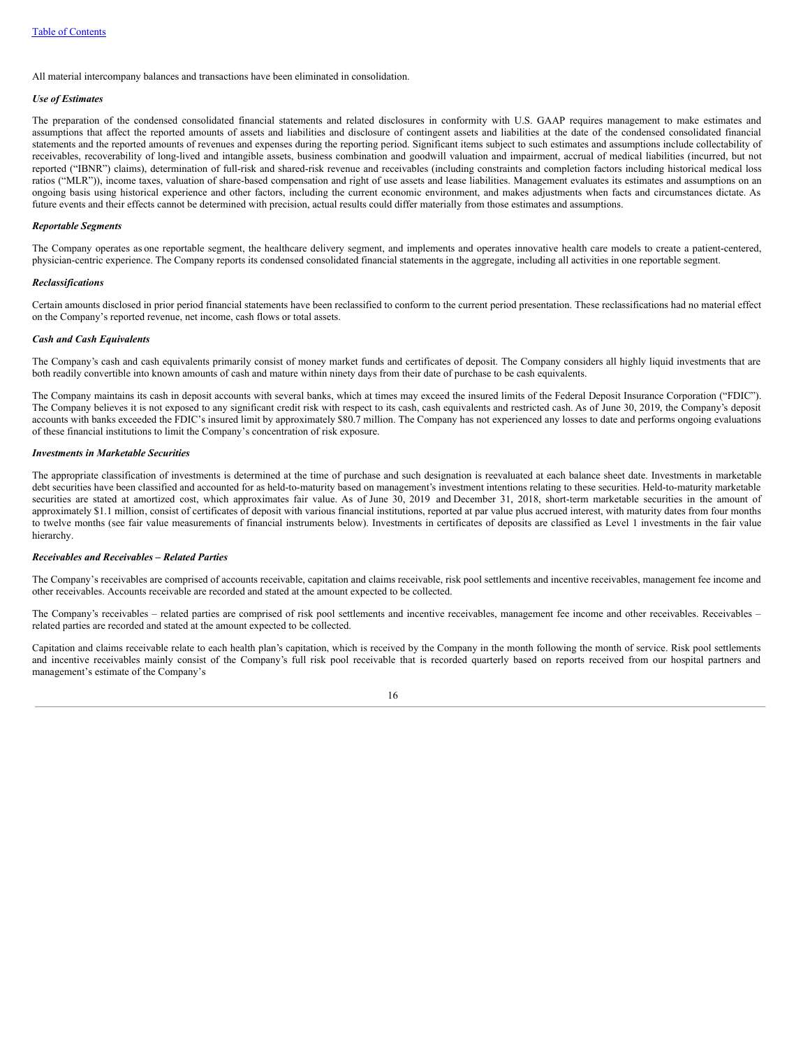All material intercompany balances and transactions have been eliminated in consolidation.

***Use of Estimates***

The preparation of the condensed consolidated financial statements and related disclosures in conformity with U.S. GAAP requires management to make estimates and assumptions that affect the reported amounts of assets and liabilities and disclosure of contingent assets and liabilities at the date of the condensed consolidated financial statements and the reported amounts of revenues and expenses during the reporting period. Significant items subject to such estimates and assumptions include collectability of receivables, recoverability of long-lived and intangible assets, business combination and goodwill valuation and impairment, accrual of medical liabilities (incurred, but not reported ("IBNR") claims), determination of full-risk and shared-risk revenue and receivables (including constraints and completion factors including historical medical loss ratios ("MLR")), income taxes, valuation of share-based compensation and right of use assets and lease liabilities. Management evaluates its estimates and assumptions on an ongoing basis using historical experience and other factors, including the current economic environment, and makes adjustments when facts and circumstances dictate. As future events and their effects cannot be determined with precision, actual results could differ materially from those estimates and assumptions.

***Reportable Segments***

The Company operates as one reportable segment, the healthcare delivery segment, and implements and operates innovative health care models to create a patient-centered, physician-centric experience. The Company reports its condensed consolidated financial statements in the aggregate, including all activities in one reportable segment.

***Reclassifications***

Certain amounts disclosed in prior period financial statements have been reclassified to conform to the current period presentation. These reclassifications had no material effect on the Company's reported revenue, net income, cash flows or total assets.

***Cash and Cash Equivalents***

The Company's cash and cash equivalents primarily consist of money market funds and certificates of deposit. The Company considers all highly liquid investments that are both readily convertible into known amounts of cash and mature within ninety days from their date of purchase to be cash equivalents.

The Company maintains its cash in deposit accounts with several banks, which at times may exceed the insured limits of the Federal Deposit Insurance Corporation ("FDIC"). The Company believes it is not exposed to any significant credit risk with respect to its cash, cash equivalents and restricted cash. As of June 30, 2019, the Company's deposit accounts with banks exceeded the FDIC's insured limit by approximately $80.7 million. The Company has not experienced any losses to date and performs ongoing evaluations of these financial institutions to limit the Company's concentration of risk exposure.

***Investments in Marketable Securities***

The appropriate classification of investments is determined at the time of purchase and such designation is reevaluated at each balance sheet date. Investments in marketable debt securities have been classified and accounted for as held-to-maturity based on management's investment intentions relating to these securities. Held-to-maturity marketable securities are stated at amortized cost, which approximates fair value. As of June 30, 2019 and December 31, 2018, short-term marketable securities in the amount of approximately $1.1 million, consist of certificates of deposit with various financial institutions, reported at par value plus accrued interest, with maturity dates from four months to twelve months (see fair value measurements of financial instruments below). Investments in certificates of deposits are classified as Level 1 investments in the fair value hierarchy.

***Receivables and Receivables – Related Parties***

The Company's receivables are comprised of accounts receivable, capitation and claims receivable, risk pool settlements and incentive receivables, management fee income and other receivables. Accounts receivable are recorded and stated at the amount expected to be collected.

The Company's receivables – related parties are comprised of risk pool settlements and incentive receivables, management fee income and other receivables. Receivables – related parties are recorded and stated at the amount expected to be collected.

Capitation and claims receivable relate to each health plan's capitation, which is received by the Company in the month following the month of service. Risk pool settlements and incentive receivables mainly consist of the Company's full risk pool receivable that is recorded quarterly based on reports received from our hospital partners and management's estimate of the Company's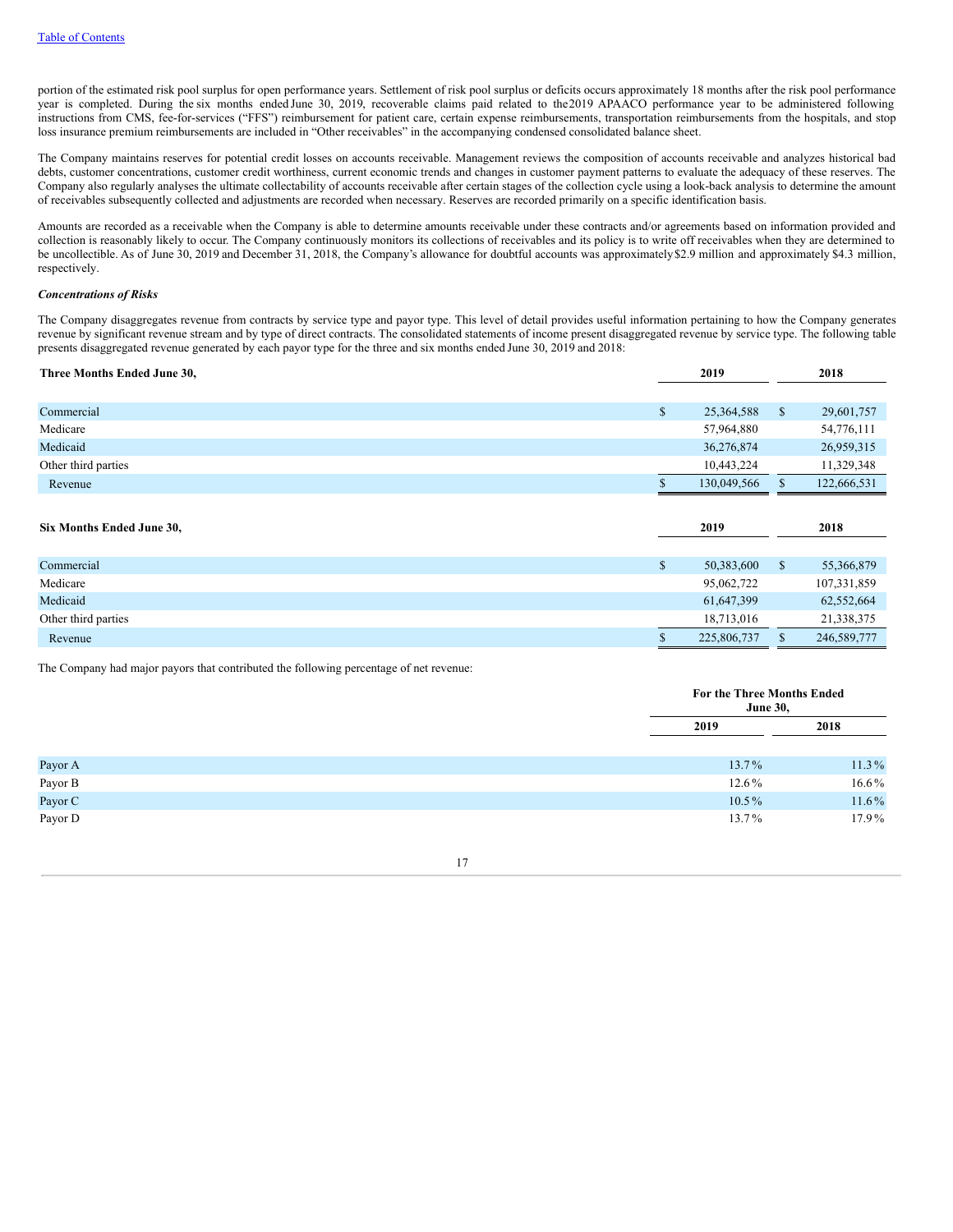portion of the estimated risk pool surplus for open performance years. Settlement of risk pool surplus or deficits occurs approximately 18 months after the risk pool performance year is completed. During the six months ended June 30, 2019, recoverable claims paid related to the 2019 APAACO performance year to be administered following instructions from CMS, fee-for-services ("FFS") reimbursement for patient care, certain expense reimbursements, transportation reimbursements from the hospitals, and stop loss insurance premium reimbursements are included in "Other receivables" in the accompanying condensed consolidated balance sheet.

The Company maintains reserves for potential credit losses on accounts receivable. Management reviews the composition of accounts receivable and analyzes historical bad debts, customer concentrations, customer credit worthiness, current economic trends and changes in customer payment patterns to evaluate the adequacy of these reserves. The Company also regularly analyses the ultimate collectability of accounts receivable after certain stages of the collection cycle using a look-back analysis to determine the amount of receivables subsequently collected and adjustments are recorded when necessary. Reserves are recorded primarily on a specific identification basis.

Amounts are recorded as a receivable when the Company is able to determine amounts receivable under these contracts and/or agreements based on information provided and collection is reasonably likely to occur. The Company continuously monitors its collections of receivables and its policy is to write off receivables when they are determined to be uncollectible. As of June 30, 2019 and December 31, 2018, the Company's allowance for doubtful accounts was approximately $2.9 million and approximately $4.3 million, respectively.

***Concentrations of Risks***

The Company disaggregates revenue from contracts by service type and payor type. This level of detail provides useful information pertaining to how the Company generates revenue by significant revenue stream and by type of direct contracts. The consolidated statements of income present disaggregated revenue by service type. The following table presents disaggregated revenue generated by each payor type for the three and six months ended June 30, 2019 and 2018:

| **Three Months Ended June 30,** | **2019** | **2018** |
|---|---|---|
| Commercial | $ 25,364,588 | $ 29,601,757 |
| Medicare | 57,964,880 | 54,776,111 |
| Medicaid | 36,276,874 | 26,959,315 |
| Other third parties | 10,443,224 | 11,329,348 |
| Revenue | $ 130,049,566 | $ 122,666,531 |

| **Six Months Ended June 30,** | **2019** | **2018** |
|---|---|---|
| Commercial | $ 50,383,600 | $ 55,366,879 |
| Medicare | 95,062,722 | 107,331,859 |
| Medicaid | 61,647,399 | 62,552,664 |
| Other third parties | 18,713,016 | 21,338,375 |
| Revenue | $ 225,806,737 | $ 246,589,777 |

The Company had major payors that contributed the following percentage of net revenue:

| | **For the Three Months Ended June 30,** | |
|---|---|---|
| | **2019** | **2018** |
| Payor A | 13.7% | 11.3% |
| Payor B | 12.6% | 16.6% |
| Payor C | 10.5% | 11.6% |
| Payor D | 13.7% | 17.9% |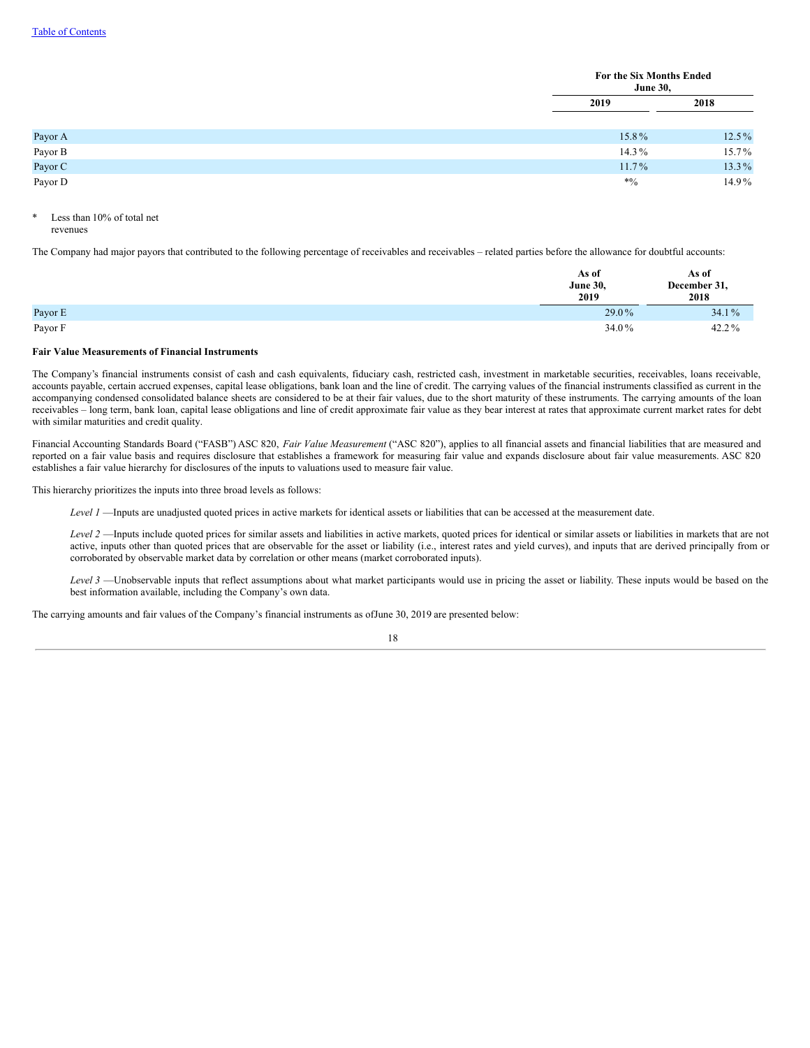| | For the Six Months Ended June 30, | |
|---|---|---|
| | 2019 | 2018 |
| Payor A | 15.8% | 12.5% |
| Payor B | 14.3% | 15.7% |
| Payor C | 11.7% | 13.3% |
| Payor D | *% | 14.9% |

\* Less than 10% of total net revenues

The Company had major payors that contributed to the following percentage of receivables and receivables – related parties before the allowance for doubtful accounts:

| | As of June 30, 2019 | As of December 31, 2018 |
|---|---|---|
| Payor E | 29.0% | 34.1% |
| Payor F | 34.0% | 42.2% |

**Fair Value Measurements of Financial Instruments**

The Company's financial instruments consist of cash and cash equivalents, fiduciary cash, restricted cash, investment in marketable securities, receivables, loans receivable, accounts payable, certain accrued expenses, capital lease obligations, bank loan and the line of credit. The carrying values of the financial instruments classified as current in the accompanying condensed consolidated balance sheets are considered to be at their fair values, due to the short maturity of these instruments. The carrying amounts of the loan receivables – long term, bank loan, capital lease obligations and line of credit approximate fair value as they bear interest at rates that approximate current market rates for debt with similar maturities and credit quality.

Financial Accounting Standards Board ("FASB") ASC 820, *Fair Value Measurement* ("ASC 820"), applies to all financial assets and financial liabilities that are measured and reported on a fair value basis and requires disclosure that establishes a framework for measuring fair value and expands disclosure about fair value measurements. ASC 820 establishes a fair value hierarchy for disclosures of the inputs to valuations used to measure fair value.

This hierarchy prioritizes the inputs into three broad levels as follows:

*Level 1* —Inputs are unadjusted quoted prices in active markets for identical assets or liabilities that can be accessed at the measurement date.

*Level 2* —Inputs include quoted prices for similar assets and liabilities in active markets, quoted prices for identical or similar assets or liabilities in markets that are not active, inputs other than quoted prices that are observable for the asset or liability (i.e., interest rates and yield curves), and inputs that are derived principally from or corroborated by observable market data by correlation or other means (market corroborated inputs).

*Level 3* —Unobservable inputs that reflect assumptions about what market participants would use in pricing the asset or liability. These inputs would be based on the best information available, including the Company's own data.

The carrying amounts and fair values of the Company's financial instruments as ofJune 30, 2019 are presented below: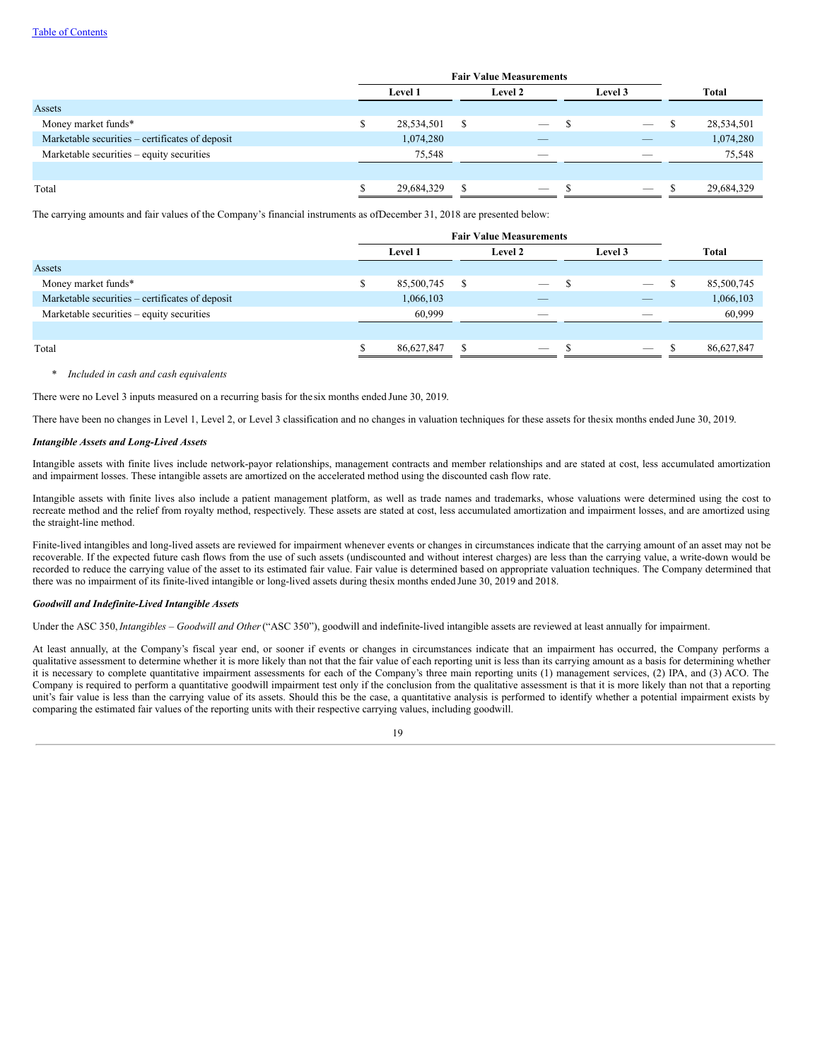| | Fair Value Measurements | | | |
|---|---|---|---|---|
| | Level 1 | Level 2 | Level 3 | Total |
| Assets | | | | |
| Money market funds* | $ 28,534,501 | $ — | $ — | $ 28,534,501 |
| Marketable securities – certificates of deposit | 1,074,280 | — | — | 1,074,280 |
| Marketable securities – equity securities | 75,548 | — | — | 75,548 |
| | | | | |
| Total | $ 29,684,329 | $ — | $ — | $ 29,684,329 |

The carrying amounts and fair values of the Company's financial instruments as of December 31, 2018 are presented below:

| | Fair Value Measurements | | | |
|---|---|---|---|---|
| | Level 1 | Level 2 | Level 3 | Total |
| Assets | | | | |
| Money market funds* | $ 85,500,745 | $ — | $ — | $ 85,500,745 |
| Marketable securities – certificates of deposit | 1,066,103 | — | — | 1,066,103 |
| Marketable securities – equity securities | 60,999 | — | — | 60,999 |
| | | | | |
| Total | $ 86,627,847 | $ — | $ — | $ 86,627,847 |

\* *Included in cash and cash equivalents*

There were no Level 3 inputs measured on a recurring basis for the six months ended June 30, 2019.

There have been no changes in Level 1, Level 2, or Level 3 classification and no changes in valuation techniques for these assets for the six months ended June 30, 2019.

***Intangible Assets and Long-Lived Assets***

Intangible assets with finite lives include network-payor relationships, management contracts and member relationships and are stated at cost, less accumulated amortization and impairment losses. These intangible assets are amortized on the accelerated method using the discounted cash flow rate.

Intangible assets with finite lives also include a patient management platform, as well as trade names and trademarks, whose valuations were determined using the cost to recreate method and the relief from royalty method, respectively. These assets are stated at cost, less accumulated amortization and impairment losses, and are amortized using the straight-line method.

Finite-lived intangibles and long-lived assets are reviewed for impairment whenever events or changes in circumstances indicate that the carrying amount of an asset may not be recoverable. If the expected future cash flows from the use of such assets (undiscounted and without interest charges) are less than the carrying value, a write-down would be recorded to reduce the carrying value of the asset to its estimated fair value. Fair value is determined based on appropriate valuation techniques. The Company determined that there was no impairment of its finite-lived intangible or long-lived assets during the six months ended June 30, 2019 and 2018.

***Goodwill and Indefinite-Lived Intangible Assets***

Under the ASC 350, *Intangibles – Goodwill and Other* ("ASC 350"), goodwill and indefinite-lived intangible assets are reviewed at least annually for impairment.

At least annually, at the Company's fiscal year end, or sooner if events or changes in circumstances indicate that an impairment has occurred, the Company performs a qualitative assessment to determine whether it is more likely than not that the fair value of each reporting unit is less than its carrying amount as a basis for determining whether it is necessary to complete quantitative impairment assessments for each of the Company's three main reporting units (1) management services, (2) IPA, and (3) ACO. The Company is required to perform a quantitative goodwill impairment test only if the conclusion from the qualitative assessment is that it is more likely than not that a reporting unit's fair value is less than the carrying value of its assets. Should this be the case, a quantitative analysis is performed to identify whether a potential impairment exists by comparing the estimated fair values of the reporting units with their respective carrying values, including goodwill.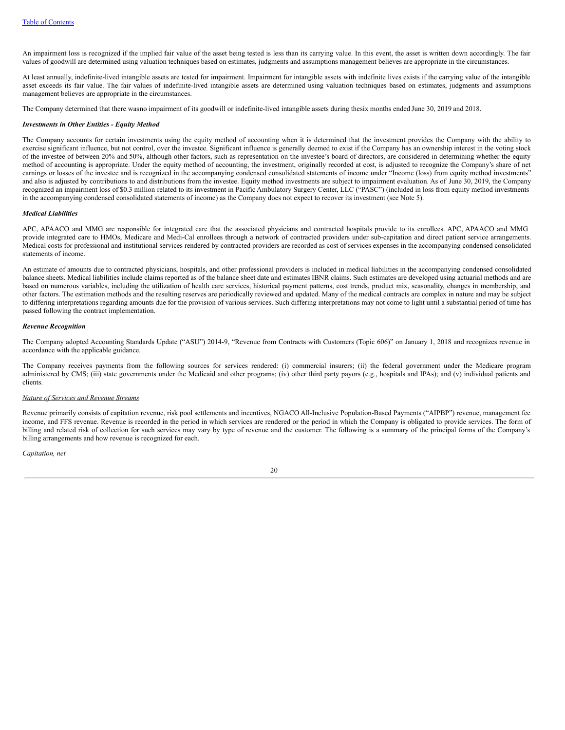An impairment loss is recognized if the implied fair value of the asset being tested is less than its carrying value. In this event, the asset is written down accordingly. The fair values of goodwill are determined using valuation techniques based on estimates, judgments and assumptions management believes are appropriate in the circumstances.

At least annually, indefinite-lived intangible assets are tested for impairment. Impairment for intangible assets with indefinite lives exists if the carrying value of the intangible asset exceeds its fair value. The fair values of indefinite-lived intangible assets are determined using valuation techniques based on estimates, judgments and assumptions management believes are appropriate in the circumstances.

The Company determined that there wasno impairment of its goodwill or indefinite-lived intangible assets during thesix months ended June 30, 2019 and 2018.

***Investments in Other Entities - Equity Method***

The Company accounts for certain investments using the equity method of accounting when it is determined that the investment provides the Company with the ability to exercise significant influence, but not control, over the investee. Significant influence is generally deemed to exist if the Company has an ownership interest in the voting stock of the investee of between 20% and 50%, although other factors, such as representation on the investee's board of directors, are considered in determining whether the equity method of accounting is appropriate. Under the equity method of accounting, the investment, originally recorded at cost, is adjusted to recognize the Company's share of net earnings or losses of the investee and is recognized in the accompanying condensed consolidated statements of income under "Income (loss) from equity method investments" and also is adjusted by contributions to and distributions from the investee. Equity method investments are subject to impairment evaluation. As of June 30, 2019, the Company recognized an impairment loss of $0.3 million related to its investment in Pacific Ambulatory Surgery Center, LLC ("PASC") (included in loss from equity method investments in the accompanying condensed consolidated statements of income) as the Company does not expect to recover its investment (see Note 5).

***Medical Liabilities***

APC, APAACO and MMG are responsible for integrated care that the associated physicians and contracted hospitals provide to its enrollees. APC, APAACO and MMG provide integrated care to HMOs, Medicare and Medi-Cal enrollees through a network of contracted providers under sub-capitation and direct patient service arrangements. Medical costs for professional and institutional services rendered by contracted providers are recorded as cost of services expenses in the accompanying condensed consolidated statements of income.

An estimate of amounts due to contracted physicians, hospitals, and other professional providers is included in medical liabilities in the accompanying condensed consolidated balance sheets. Medical liabilities include claims reported as of the balance sheet date and estimates IBNR claims. Such estimates are developed using actuarial methods and are based on numerous variables, including the utilization of health care services, historical payment patterns, cost trends, product mix, seasonality, changes in membership, and other factors. The estimation methods and the resulting reserves are periodically reviewed and updated. Many of the medical contracts are complex in nature and may be subject to differing interpretations regarding amounts due for the provision of various services. Such differing interpretations may not come to light until a substantial period of time has passed following the contract implementation.

***Revenue Recognition***

The Company adopted Accounting Standards Update ("ASU") 2014-9, "Revenue from Contracts with Customers (Topic 606)" on January 1, 2018 and recognizes revenue in accordance with the applicable guidance.

The Company receives payments from the following sources for services rendered: (i) commercial insurers; (ii) the federal government under the Medicare program administered by CMS; (iii) state governments under the Medicaid and other programs; (iv) other third party payors (e.g., hospitals and IPAs); and (v) individual patients and clients.

*Nature of Services and Revenue Streams*

Revenue primarily consists of capitation revenue, risk pool settlements and incentives, NGACO All-Inclusive Population-Based Payments ("AIPBP") revenue, management fee income, and FFS revenue. Revenue is recorded in the period in which services are rendered or the period in which the Company is obligated to provide services. The form of billing and related risk of collection for such services may vary by type of revenue and the customer. The following is a summary of the principal forms of the Company's billing arrangements and how revenue is recognized for each.

*Capitation, net*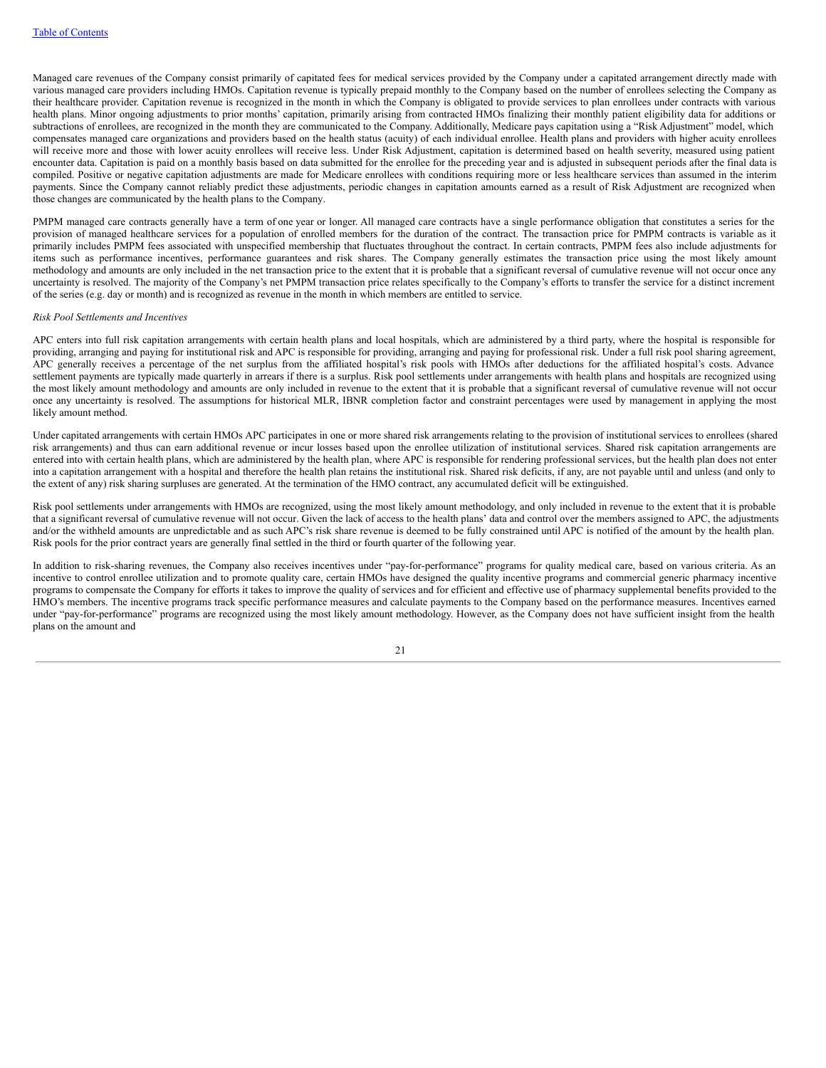Managed care revenues of the Company consist primarily of capitated fees for medical services provided by the Company under a capitated arrangement directly made with various managed care providers including HMOs. Capitation revenue is typically prepaid monthly to the Company based on the number of enrollees selecting the Company as their healthcare provider. Capitation revenue is recognized in the month in which the Company is obligated to provide services to plan enrollees under contracts with various health plans. Minor ongoing adjustments to prior months' capitation, primarily arising from contracted HMOs finalizing their monthly patient eligibility data for additions or subtractions of enrollees, are recognized in the month they are communicated to the Company. Additionally, Medicare pays capitation using a "Risk Adjustment" model, which compensates managed care organizations and providers based on the health status (acuity) of each individual enrollee. Health plans and providers with higher acuity enrollees will receive more and those with lower acuity enrollees will receive less. Under Risk Adjustment, capitation is determined based on health severity, measured using patient encounter data. Capitation is paid on a monthly basis based on data submitted for the enrollee for the preceding year and is adjusted in subsequent periods after the final data is compiled. Positive or negative capitation adjustments are made for Medicare enrollees with conditions requiring more or less healthcare services than assumed in the interim payments. Since the Company cannot reliably predict these adjustments, periodic changes in capitation amounts earned as a result of Risk Adjustment are recognized when those changes are communicated by the health plans to the Company.

PMPM managed care contracts generally have a term of one year or longer. All managed care contracts have a single performance obligation that constitutes a series for the provision of managed healthcare services for a population of enrolled members for the duration of the contract. The transaction price for PMPM contracts is variable as it primarily includes PMPM fees associated with unspecified membership that fluctuates throughout the contract. In certain contracts, PMPM fees also include adjustments for items such as performance incentives, performance guarantees and risk shares. The Company generally estimates the transaction price using the most likely amount methodology and amounts are only included in the net transaction price to the extent that it is probable that a significant reversal of cumulative revenue will not occur once any uncertainty is resolved. The majority of the Company's net PMPM transaction price relates specifically to the Company's efforts to transfer the service for a distinct increment of the series (e.g. day or month) and is recognized as revenue in the month in which members are entitled to service.

*Risk Pool Settlements and Incentives*

APC enters into full risk capitation arrangements with certain health plans and local hospitals, which are administered by a third party, where the hospital is responsible for providing, arranging and paying for institutional risk and APC is responsible for providing, arranging and paying for professional risk. Under a full risk pool sharing agreement, APC generally receives a percentage of the net surplus from the affiliated hospital's risk pools with HMOs after deductions for the affiliated hospital's costs. Advance settlement payments are typically made quarterly in arrears if there is a surplus. Risk pool settlements under arrangements with health plans and hospitals are recognized using the most likely amount methodology and amounts are only included in revenue to the extent that it is probable that a significant reversal of cumulative revenue will not occur once any uncertainty is resolved. The assumptions for historical MLR, IBNR completion factor and constraint percentages were used by management in applying the most likely amount method.

Under capitated arrangements with certain HMOs APC participates in one or more shared risk arrangements relating to the provision of institutional services to enrollees (shared risk arrangements) and thus can earn additional revenue or incur losses based upon the enrollee utilization of institutional services. Shared risk capitation arrangements are entered into with certain health plans, which are administered by the health plan, where APC is responsible for rendering professional services, but the health plan does not enter into a capitation arrangement with a hospital and therefore the health plan retains the institutional risk. Shared risk deficits, if any, are not payable until and unless (and only to the extent of any) risk sharing surpluses are generated. At the termination of the HMO contract, any accumulated deficit will be extinguished.

Risk pool settlements under arrangements with HMOs are recognized, using the most likely amount methodology, and only included in revenue to the extent that it is probable that a significant reversal of cumulative revenue will not occur. Given the lack of access to the health plans' data and control over the members assigned to APC, the adjustments and/or the withheld amounts are unpredictable and as such APC's risk share revenue is deemed to be fully constrained until APC is notified of the amount by the health plan. Risk pools for the prior contract years are generally final settled in the third or fourth quarter of the following year.

In addition to risk-sharing revenues, the Company also receives incentives under "pay-for-performance" programs for quality medical care, based on various criteria. As an incentive to control enrollee utilization and to promote quality care, certain HMOs have designed the quality incentive programs and commercial generic pharmacy incentive programs to compensate the Company for efforts it takes to improve the quality of services and for efficient and effective use of pharmacy supplemental benefits provided to the HMO's members. The incentive programs track specific performance measures and calculate payments to the Company based on the performance measures. Incentives earned under "pay-for-performance" programs are recognized using the most likely amount methodology. However, as the Company does not have sufficient insight from the health plans on the amount and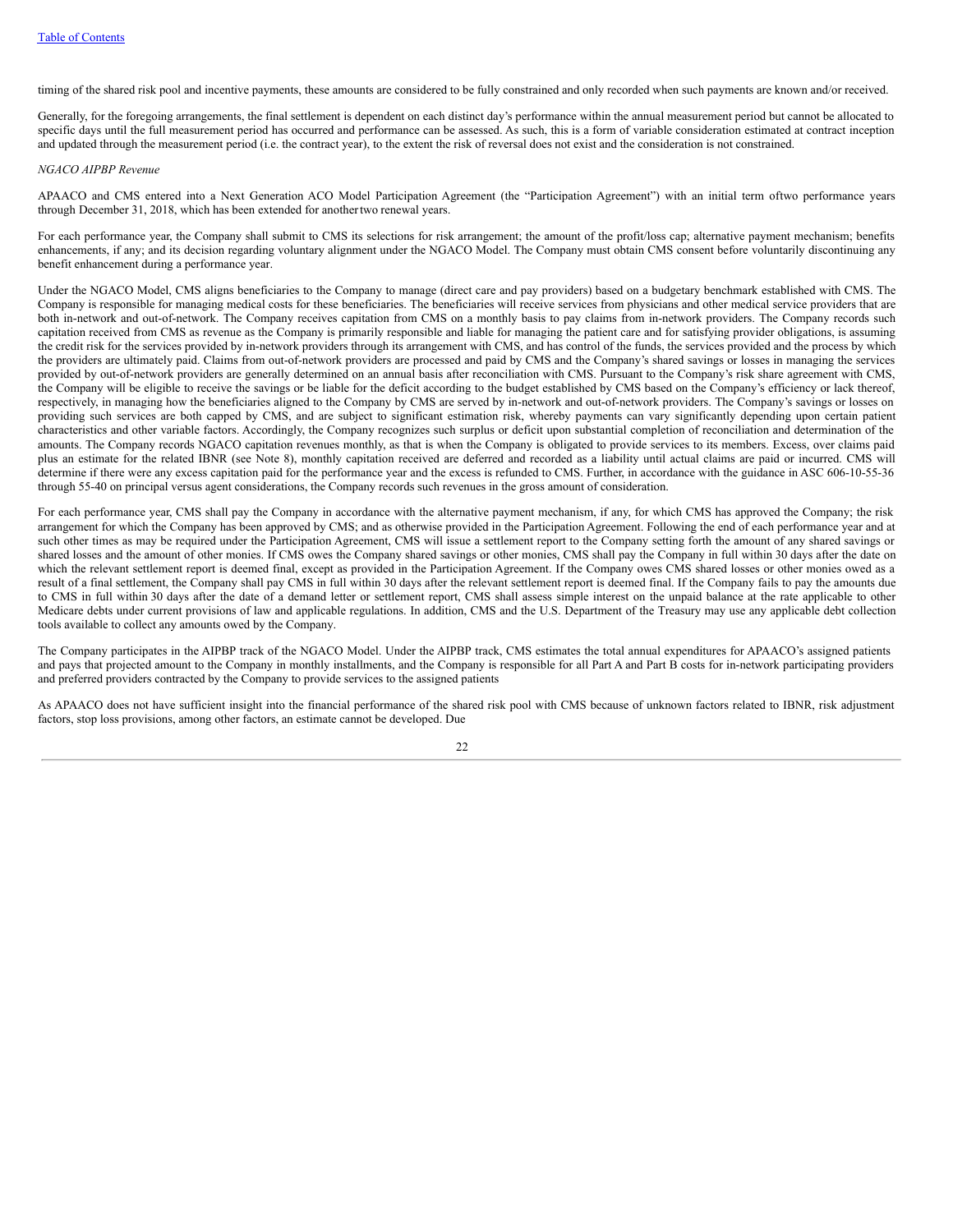timing of the shared risk pool and incentive payments, these amounts are considered to be fully constrained and only recorded when such payments are known and/or received.

Generally, for the foregoing arrangements, the final settlement is dependent on each distinct day's performance within the annual measurement period but cannot be allocated to specific days until the full measurement period has occurred and performance can be assessed. As such, this is a form of variable consideration estimated at contract inception and updated through the measurement period (i.e. the contract year), to the extent the risk of reversal does not exist and the consideration is not constrained.

*NGACO AIPBP Revenue*

APAACO and CMS entered into a Next Generation ACO Model Participation Agreement (the "Participation Agreement") with an initial term oftwo performance years through December 31, 2018, which has been extended for anothertwo renewal years.

For each performance year, the Company shall submit to CMS its selections for risk arrangement; the amount of the profit/loss cap; alternative payment mechanism; benefits enhancements, if any; and its decision regarding voluntary alignment under the NGACO Model. The Company must obtain CMS consent before voluntarily discontinuing any benefit enhancement during a performance year.

Under the NGACO Model, CMS aligns beneficiaries to the Company to manage (direct care and pay providers) based on a budgetary benchmark established with CMS. The Company is responsible for managing medical costs for these beneficiaries. The beneficiaries will receive services from physicians and other medical service providers that are both in-network and out-of-network. The Company receives capitation from CMS on a monthly basis to pay claims from in-network providers. The Company records such capitation received from CMS as revenue as the Company is primarily responsible and liable for managing the patient care and for satisfying provider obligations, is assuming the credit risk for the services provided by in-network providers through its arrangement with CMS, and has control of the funds, the services provided and the process by which the providers are ultimately paid. Claims from out-of-network providers are processed and paid by CMS and the Company's shared savings or losses in managing the services provided by out-of-network providers are generally determined on an annual basis after reconciliation with CMS. Pursuant to the Company's risk share agreement with CMS, the Company will be eligible to receive the savings or be liable for the deficit according to the budget established by CMS based on the Company's efficiency or lack thereof, respectively, in managing how the beneficiaries aligned to the Company by CMS are served by in-network and out-of-network providers. The Company's savings or losses on providing such services are both capped by CMS, and are subject to significant estimation risk, whereby payments can vary significantly depending upon certain patient characteristics and other variable factors. Accordingly, the Company recognizes such surplus or deficit upon substantial completion of reconciliation and determination of the amounts. The Company records NGACO capitation revenues monthly, as that is when the Company is obligated to provide services to its members. Excess, over claims paid plus an estimate for the related IBNR (see Note 8), monthly capitation received are deferred and recorded as a liability until actual claims are paid or incurred. CMS will determine if there were any excess capitation paid for the performance year and the excess is refunded to CMS. Further, in accordance with the guidance in ASC 606-10-55-36 through 55-40 on principal versus agent considerations, the Company records such revenues in the gross amount of consideration.

For each performance year, CMS shall pay the Company in accordance with the alternative payment mechanism, if any, for which CMS has approved the Company; the risk arrangement for which the Company has been approved by CMS; and as otherwise provided in the Participation Agreement. Following the end of each performance year and at such other times as may be required under the Participation Agreement, CMS will issue a settlement report to the Company setting forth the amount of any shared savings or shared losses and the amount of other monies. If CMS owes the Company shared savings or other monies, CMS shall pay the Company in full within 30 days after the date on which the relevant settlement report is deemed final, except as provided in the Participation Agreement. If the Company owes CMS shared losses or other monies owed as a result of a final settlement, the Company shall pay CMS in full within 30 days after the relevant settlement report is deemed final. If the Company fails to pay the amounts due to CMS in full within 30 days after the date of a demand letter or settlement report, CMS shall assess simple interest on the unpaid balance at the rate applicable to other Medicare debts under current provisions of law and applicable regulations. In addition, CMS and the U.S. Department of the Treasury may use any applicable debt collection tools available to collect any amounts owed by the Company.

The Company participates in the AIPBP track of the NGACO Model. Under the AIPBP track, CMS estimates the total annual expenditures for APAACO's assigned patients and pays that projected amount to the Company in monthly installments, and the Company is responsible for all Part A and Part B costs for in-network participating providers and preferred providers contracted by the Company to provide services to the assigned patients

As APAACO does not have sufficient insight into the financial performance of the shared risk pool with CMS because of unknown factors related to IBNR, risk adjustment factors, stop loss provisions, among other factors, an estimate cannot be developed. Due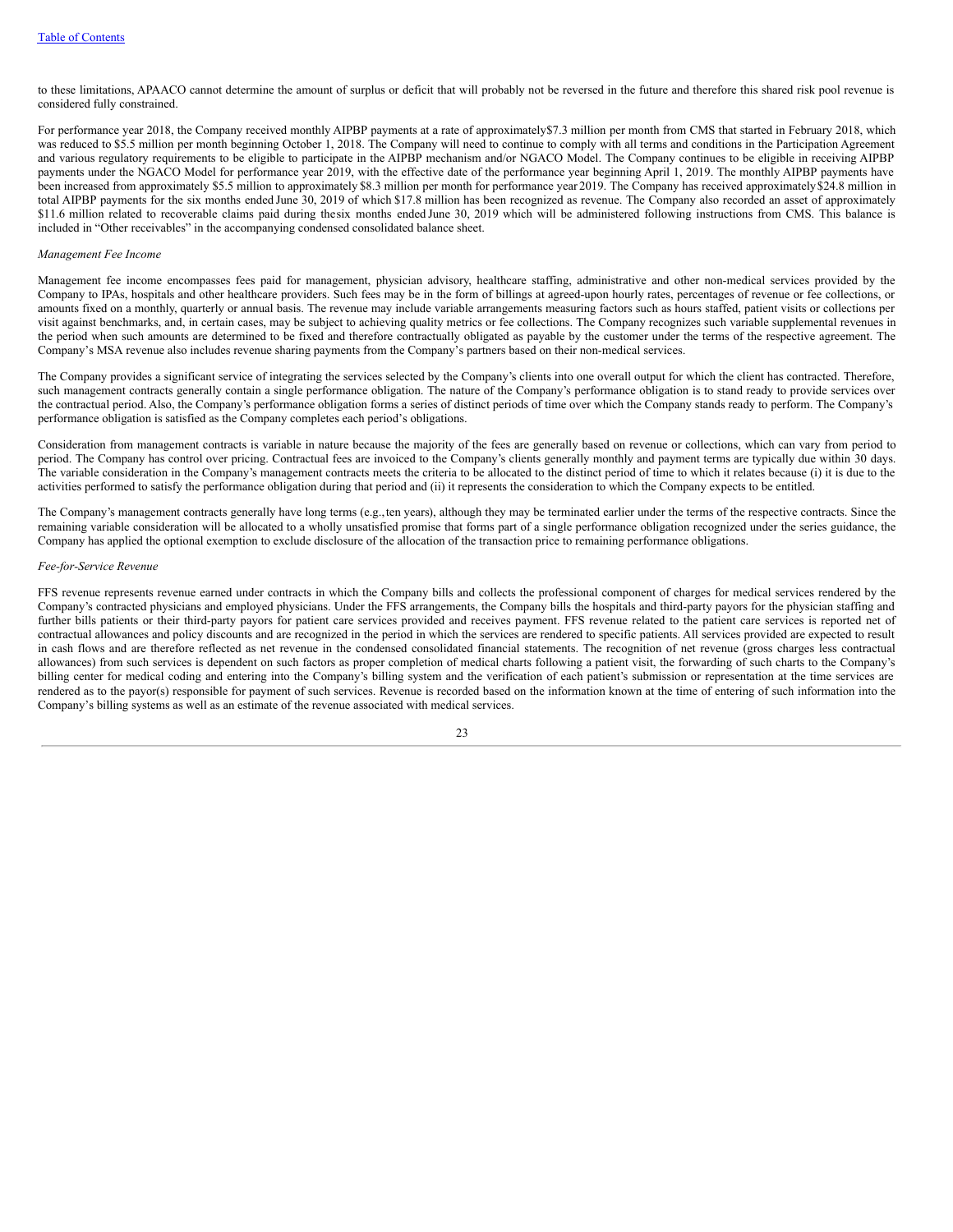to these limitations, APAACO cannot determine the amount of surplus or deficit that will probably not be reversed in the future and therefore this shared risk pool revenue is considered fully constrained.

For performance year 2018, the Company received monthly AIPBP payments at a rate of approximately $7.3 million per month from CMS that started in February 2018, which was reduced to $5.5 million per month beginning October 1, 2018. The Company will need to continue to comply with all terms and conditions in the Participation Agreement and various regulatory requirements to be eligible to participate in the AIPBP mechanism and/or NGACO Model. The Company continues to be eligible in receiving AIPBP payments under the NGACO Model for performance year 2019, with the effective date of the performance year beginning April 1, 2019. The monthly AIPBP payments have been increased from approximately $5.5 million to approximately $8.3 million per month for performance year 2019. The Company has received approximately $24.8 million in total AIPBP payments for the six months ended June 30, 2019 of which $17.8 million has been recognized as revenue. The Company also recorded an asset of approximately $11.6 million related to recoverable claims paid during the six months ended June 30, 2019 which will be administered following instructions from CMS. This balance is included in "Other receivables" in the accompanying condensed consolidated balance sheet.

*Management Fee Income*

Management fee income encompasses fees paid for management, physician advisory, healthcare staffing, administrative and other non-medical services provided by the Company to IPAs, hospitals and other healthcare providers. Such fees may be in the form of billings at agreed-upon hourly rates, percentages of revenue or fee collections, or amounts fixed on a monthly, quarterly or annual basis. The revenue may include variable arrangements measuring factors such as hours staffed, patient visits or collections per visit against benchmarks, and, in certain cases, may be subject to achieving quality metrics or fee collections. The Company recognizes such variable supplemental revenues in the period when such amounts are determined to be fixed and therefore contractually obligated as payable by the customer under the terms of the respective agreement. The Company's MSA revenue also includes revenue sharing payments from the Company's partners based on their non-medical services.

The Company provides a significant service of integrating the services selected by the Company's clients into one overall output for which the client has contracted. Therefore, such management contracts generally contain a single performance obligation. The nature of the Company's performance obligation is to stand ready to provide services over the contractual period. Also, the Company's performance obligation forms a series of distinct periods of time over which the Company stands ready to perform. The Company's performance obligation is satisfied as the Company completes each period's obligations.

Consideration from management contracts is variable in nature because the majority of the fees are generally based on revenue or collections, which can vary from period to period. The Company has control over pricing. Contractual fees are invoiced to the Company's clients generally monthly and payment terms are typically due within 30 days. The variable consideration in the Company's management contracts meets the criteria to be allocated to the distinct period of time to which it relates because (i) it is due to the activities performed to satisfy the performance obligation during that period and (ii) it represents the consideration to which the Company expects to be entitled.

The Company's management contracts generally have long terms (e.g., ten years), although they may be terminated earlier under the terms of the respective contracts. Since the remaining variable consideration will be allocated to a wholly unsatisfied promise that forms part of a single performance obligation recognized under the series guidance, the Company has applied the optional exemption to exclude disclosure of the allocation of the transaction price to remaining performance obligations.

*Fee-for-Service Revenue*

FFS revenue represents revenue earned under contracts in which the Company bills and collects the professional component of charges for medical services rendered by the Company's contracted physicians and employed physicians. Under the FFS arrangements, the Company bills the hospitals and third-party payors for the physician staffing and further bills patients or their third-party payors for patient care services provided and receives payment. FFS revenue related to the patient care services is reported net of contractual allowances and policy discounts and are recognized in the period in which the services are rendered to specific patients. All services provided are expected to result in cash flows and are therefore reflected as net revenue in the condensed consolidated financial statements. The recognition of net revenue (gross charges less contractual allowances) from such services is dependent on such factors as proper completion of medical charts following a patient visit, the forwarding of such charts to the Company's billing center for medical coding and entering into the Company's billing system and the verification of each patient's submission or representation at the time services are rendered as to the payor(s) responsible for payment of such services. Revenue is recorded based on the information known at the time of entering of such information into the Company's billing systems as well as an estimate of the revenue associated with medical services.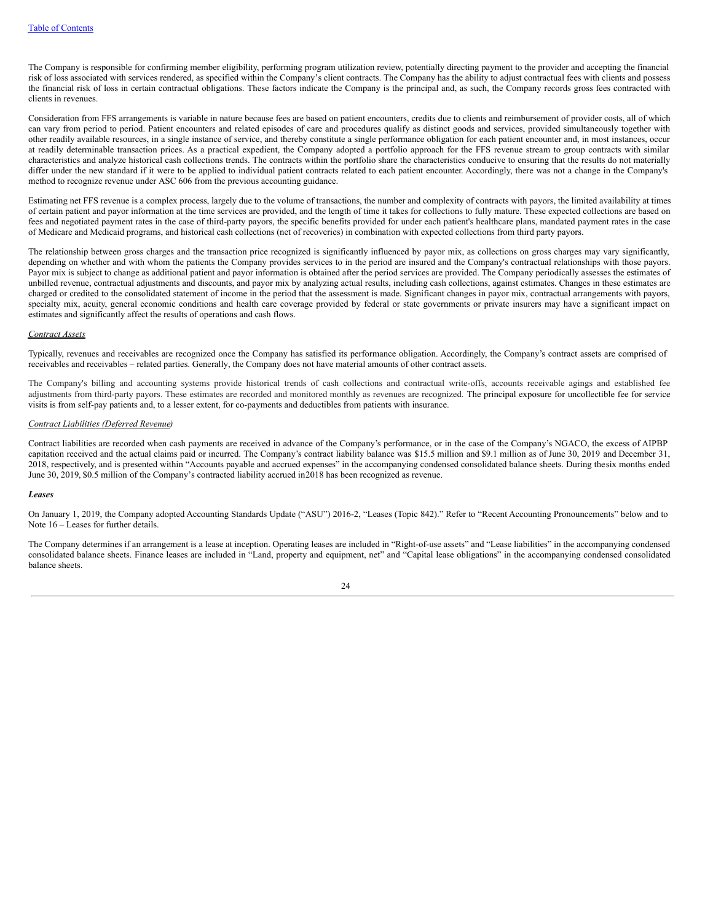The Company is responsible for confirming member eligibility, performing program utilization review, potentially directing payment to the provider and accepting the financial risk of loss associated with services rendered, as specified within the Company's client contracts. The Company has the ability to adjust contractual fees with clients and possess the financial risk of loss in certain contractual obligations. These factors indicate the Company is the principal and, as such, the Company records gross fees contracted with clients in revenues.

Consideration from FFS arrangements is variable in nature because fees are based on patient encounters, credits due to clients and reimbursement of provider costs, all of which can vary from period to period. Patient encounters and related episodes of care and procedures qualify as distinct goods and services, provided simultaneously together with other readily available resources, in a single instance of service, and thereby constitute a single performance obligation for each patient encounter and, in most instances, occur at readily determinable transaction prices. As a practical expedient, the Company adopted a portfolio approach for the FFS revenue stream to group contracts with similar characteristics and analyze historical cash collections trends. The contracts within the portfolio share the characteristics conducive to ensuring that the results do not materially differ under the new standard if it were to be applied to individual patient contracts related to each patient encounter. Accordingly, there was not a change in the Company's method to recognize revenue under ASC 606 from the previous accounting guidance.

Estimating net FFS revenue is a complex process, largely due to the volume of transactions, the number and complexity of contracts with payors, the limited availability at times of certain patient and payor information at the time services are provided, and the length of time it takes for collections to fully mature. These expected collections are based on fees and negotiated payment rates in the case of third-party payors, the specific benefits provided for under each patient's healthcare plans, mandated payment rates in the case of Medicare and Medicaid programs, and historical cash collections (net of recoveries) in combination with expected collections from third party payors.

The relationship between gross charges and the transaction price recognized is significantly influenced by payor mix, as collections on gross charges may vary significantly, depending on whether and with whom the patients the Company provides services to in the period are insured and the Company's contractual relationships with those payors. Payor mix is subject to change as additional patient and payor information is obtained after the period services are provided. The Company periodically assesses the estimates of unbilled revenue, contractual adjustments and discounts, and payor mix by analyzing actual results, including cash collections, against estimates. Changes in these estimates are charged or credited to the consolidated statement of income in the period that the assessment is made. Significant changes in payor mix, contractual arrangements with payors, specialty mix, acuity, general economic conditions and health care coverage provided by federal or state governments or private insurers may have a significant impact on estimates and significantly affect the results of operations and cash flows.

_Contract Assets_

Typically, revenues and receivables are recognized once the Company has satisfied its performance obligation. Accordingly, the Company's contract assets are comprised of receivables and receivables – related parties. Generally, the Company does not have material amounts of other contract assets.

The Company's billing and accounting systems provide historical trends of cash collections and contractual write-offs, accounts receivable agings and established fee adjustments from third-party payors. These estimates are recorded and monitored monthly as revenues are recognized. The principal exposure for uncollectible fee for service visits is from self-pay patients and, to a lesser extent, for co-payments and deductibles from patients with insurance.

_Contract Liabilities (Deferred Revenue)_

Contract liabilities are recorded when cash payments are received in advance of the Company's performance, or in the case of the Company's NGACO, the excess of AIPBP capitation received and the actual claims paid or incurred. The Company's contract liability balance was $15.5 million and $9.1 million as of June 30, 2019 and December 31, 2018, respectively, and is presented within "Accounts payable and accrued expenses" in the accompanying condensed consolidated balance sheets. During the six months ended June 30, 2019, $0.5 million of the Company's contracted liability accrued in 2018 has been recognized as revenue.

***Leases***

On January 1, 2019, the Company adopted Accounting Standards Update ("ASU") 2016-2, "Leases (Topic 842)." Refer to "Recent Accounting Pronouncements" below and to Note 16 – Leases for further details.

The Company determines if an arrangement is a lease at inception. Operating leases are included in "Right-of-use assets" and "Lease liabilities" in the accompanying condensed consolidated balance sheets. Finance leases are included in "Land, property and equipment, net" and "Capital lease obligations" in the accompanying condensed consolidated balance sheets.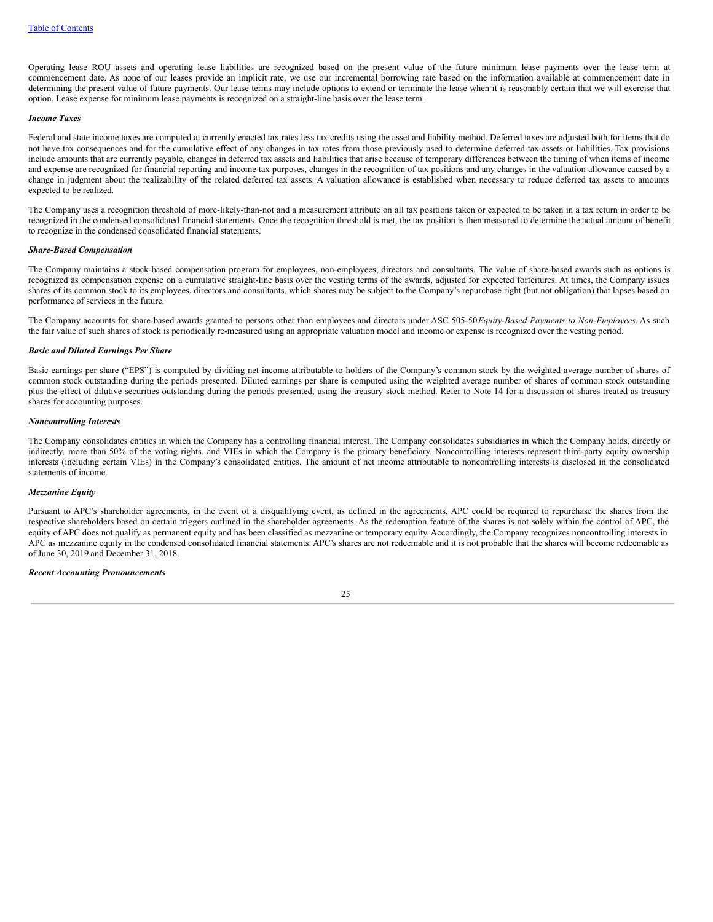Operating lease ROU assets and operating lease liabilities are recognized based on the present value of the future minimum lease payments over the lease term at commencement date. As none of our leases provide an implicit rate, we use our incremental borrowing rate based on the information available at commencement date in determining the present value of future payments. Our lease terms may include options to extend or terminate the lease when it is reasonably certain that we will exercise that option. Lease expense for minimum lease payments is recognized on a straight-line basis over the lease term.

***Income Taxes***

Federal and state income taxes are computed at currently enacted tax rates less tax credits using the asset and liability method. Deferred taxes are adjusted both for items that do not have tax consequences and for the cumulative effect of any changes in tax rates from those previously used to determine deferred tax assets or liabilities. Tax provisions include amounts that are currently payable, changes in deferred tax assets and liabilities that arise because of temporary differences between the timing of when items of income and expense are recognized for financial reporting and income tax purposes, changes in the recognition of tax positions and any changes in the valuation allowance caused by a change in judgment about the realizability of the related deferred tax assets. A valuation allowance is established when necessary to reduce deferred tax assets to amounts expected to be realized.

The Company uses a recognition threshold of more-likely-than-not and a measurement attribute on all tax positions taken or expected to be taken in a tax return in order to be recognized in the condensed consolidated financial statements. Once the recognition threshold is met, the tax position is then measured to determine the actual amount of benefit to recognize in the condensed consolidated financial statements.

***Share-Based Compensation***

The Company maintains a stock-based compensation program for employees, non-employees, directors and consultants. The value of share-based awards such as options is recognized as compensation expense on a cumulative straight-line basis over the vesting terms of the awards, adjusted for expected forfeitures. At times, the Company issues shares of its common stock to its employees, directors and consultants, which shares may be subject to the Company's repurchase right (but not obligation) that lapses based on performance of services in the future.

The Company accounts for share-based awards granted to persons other than employees and directors under ASC 505-50 *Equity-Based Payments to Non-Employees*. As such the fair value of such shares of stock is periodically re-measured using an appropriate valuation model and income or expense is recognized over the vesting period.

***Basic and Diluted Earnings Per Share***

Basic earnings per share ("EPS") is computed by dividing net income attributable to holders of the Company's common stock by the weighted average number of shares of common stock outstanding during the periods presented. Diluted earnings per share is computed using the weighted average number of shares of common stock outstanding plus the effect of dilutive securities outstanding during the periods presented, using the treasury stock method. Refer to Note 14 for a discussion of shares treated as treasury shares for accounting purposes.

***Noncontrolling Interests***

The Company consolidates entities in which the Company has a controlling financial interest. The Company consolidates subsidiaries in which the Company holds, directly or indirectly, more than 50% of the voting rights, and VIEs in which the Company is the primary beneficiary. Noncontrolling interests represent third-party equity ownership interests (including certain VIEs) in the Company's consolidated entities. The amount of net income attributable to noncontrolling interests is disclosed in the consolidated statements of income.

***Mezzanine Equity***

Pursuant to APC's shareholder agreements, in the event of a disqualifying event, as defined in the agreements, APC could be required to repurchase the shares from the respective shareholders based on certain triggers outlined in the shareholder agreements. As the redemption feature of the shares is not solely within the control of APC, the equity of APC does not qualify as permanent equity and has been classified as mezzanine or temporary equity. Accordingly, the Company recognizes noncontrolling interests in APC as mezzanine equity in the condensed consolidated financial statements. APC's shares are not redeemable and it is not probable that the shares will become redeemable as of June 30, 2019 and December 31, 2018.

***Recent Accounting Pronouncements***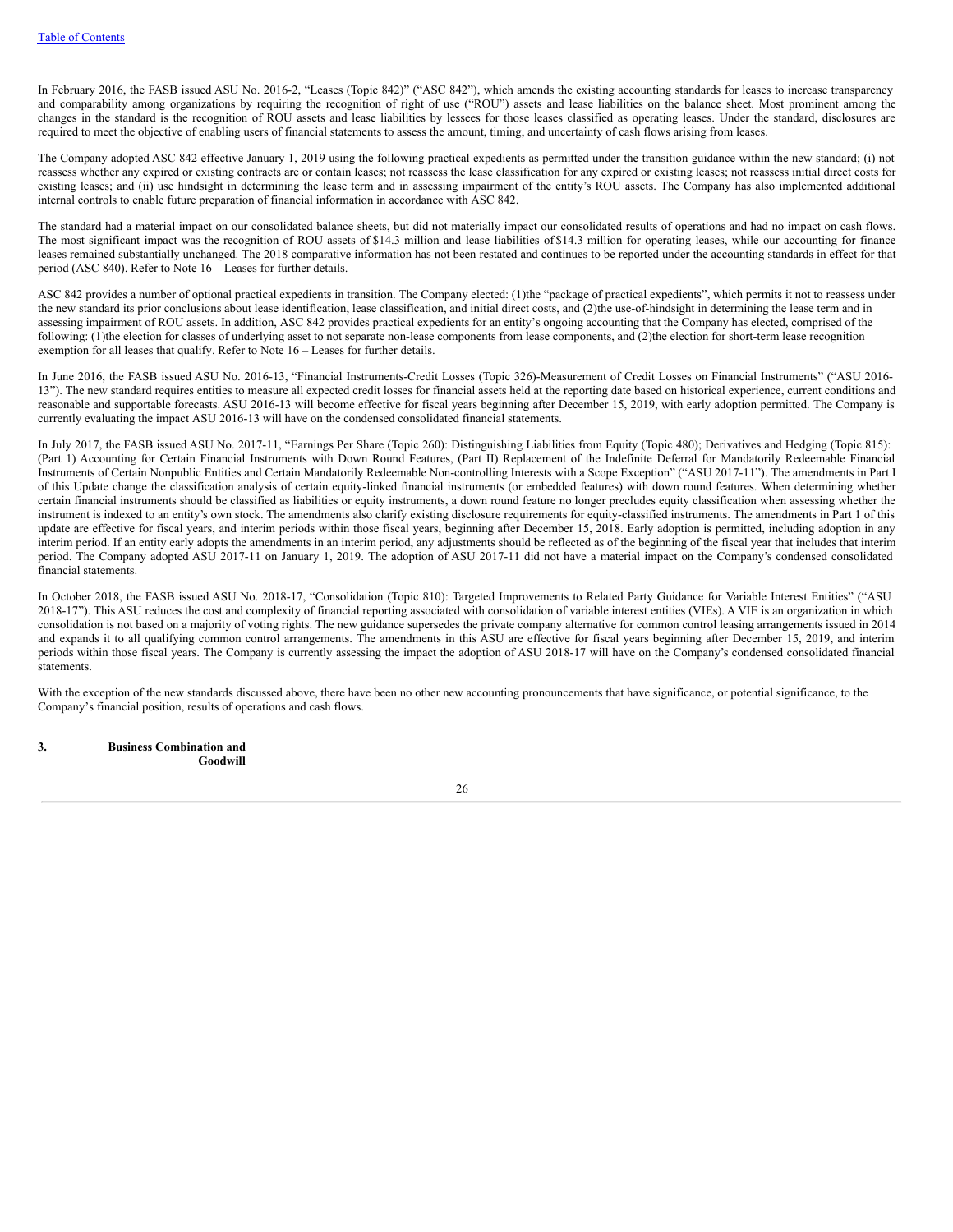In February 2016, the FASB issued ASU No. 2016-2, "Leases (Topic 842)" ("ASC 842"), which amends the existing accounting standards for leases to increase transparency and comparability among organizations by requiring the recognition of right of use ("ROU") assets and lease liabilities on the balance sheet. Most prominent among the changes in the standard is the recognition of ROU assets and lease liabilities by lessees for those leases classified as operating leases. Under the standard, disclosures are required to meet the objective of enabling users of financial statements to assess the amount, timing, and uncertainty of cash flows arising from leases.

The Company adopted ASC 842 effective January 1, 2019 using the following practical expedients as permitted under the transition guidance within the new standard; (i) not reassess whether any expired or existing contracts are or contain leases; not reassess the lease classification for any expired or existing leases; not reassess initial direct costs for existing leases; and (ii) use hindsight in determining the lease term and in assessing impairment of the entity's ROU assets. The Company has also implemented additional internal controls to enable future preparation of financial information in accordance with ASC 842.

The standard had a material impact on our consolidated balance sheets, but did not materially impact our consolidated results of operations and had no impact on cash flows. The most significant impact was the recognition of ROU assets of $14.3 million and lease liabilities of $14.3 million for operating leases, while our accounting for finance leases remained substantially unchanged. The 2018 comparative information has not been restated and continues to be reported under the accounting standards in effect for that period (ASC 840). Refer to Note 16 – Leases for further details.

ASC 842 provides a number of optional practical expedients in transition. The Company elected: (1)the "package of practical expedients", which permits it not to reassess under the new standard its prior conclusions about lease identification, lease classification, and initial direct costs, and (2)the use-of-hindsight in determining the lease term and in assessing impairment of ROU assets. In addition, ASC 842 provides practical expedients for an entity's ongoing accounting that the Company has elected, comprised of the following: (1)the election for classes of underlying asset to not separate non-lease components from lease components, and (2)the election for short-term lease recognition exemption for all leases that qualify. Refer to Note 16 – Leases for further details.

In June 2016, the FASB issued ASU No. 2016-13, "Financial Instruments-Credit Losses (Topic 326)-Measurement of Credit Losses on Financial Instruments" ("ASU 2016-13"). The new standard requires entities to measure all expected credit losses for financial assets held at the reporting date based on historical experience, current conditions and reasonable and supportable forecasts. ASU 2016-13 will become effective for fiscal years beginning after December 15, 2019, with early adoption permitted. The Company is currently evaluating the impact ASU 2016-13 will have on the condensed consolidated financial statements.

In July 2017, the FASB issued ASU No. 2017-11, "Earnings Per Share (Topic 260): Distinguishing Liabilities from Equity (Topic 480); Derivatives and Hedging (Topic 815): (Part 1) Accounting for Certain Financial Instruments with Down Round Features, (Part II) Replacement of the Indefinite Deferral for Mandatorily Redeemable Financial Instruments of Certain Nonpublic Entities and Certain Mandatorily Redeemable Non-controlling Interests with a Scope Exception" ("ASU 2017-11"). The amendments in Part I of this Update change the classification analysis of certain equity-linked financial instruments (or embedded features) with down round features. When determining whether certain financial instruments should be classified as liabilities or equity instruments, a down round feature no longer precludes equity classification when assessing whether the instrument is indexed to an entity's own stock. The amendments also clarify existing disclosure requirements for equity-classified instruments. The amendments in Part 1 of this update are effective for fiscal years, and interim periods within those fiscal years, beginning after December 15, 2018. Early adoption is permitted, including adoption in any interim period. If an entity early adopts the amendments in an interim period, any adjustments should be reflected as of the beginning of the fiscal year that includes that interim period. The Company adopted ASU 2017-11 on January 1, 2019. The adoption of ASU 2017-11 did not have a material impact on the Company's condensed consolidated financial statements.

In October 2018, the FASB issued ASU No. 2018-17, "Consolidation (Topic 810): Targeted Improvements to Related Party Guidance for Variable Interest Entities" ("ASU 2018-17"). This ASU reduces the cost and complexity of financial reporting associated with consolidation of variable interest entities (VIEs). A VIE is an organization in which consolidation is not based on a majority of voting rights. The new guidance supersedes the private company alternative for common control leasing arrangements issued in 2014 and expands it to all qualifying common control arrangements. The amendments in this ASU are effective for fiscal years beginning after December 15, 2019, and interim periods within those fiscal years. The Company is currently assessing the impact the adoption of ASU 2018-17 will have on the Company's condensed consolidated financial statements.

With the exception of the new standards discussed above, there have been no other new accounting pronouncements that have significance, or potential significance, to the Company's financial position, results of operations and cash flows.

## 3. Business Combination and Goodwill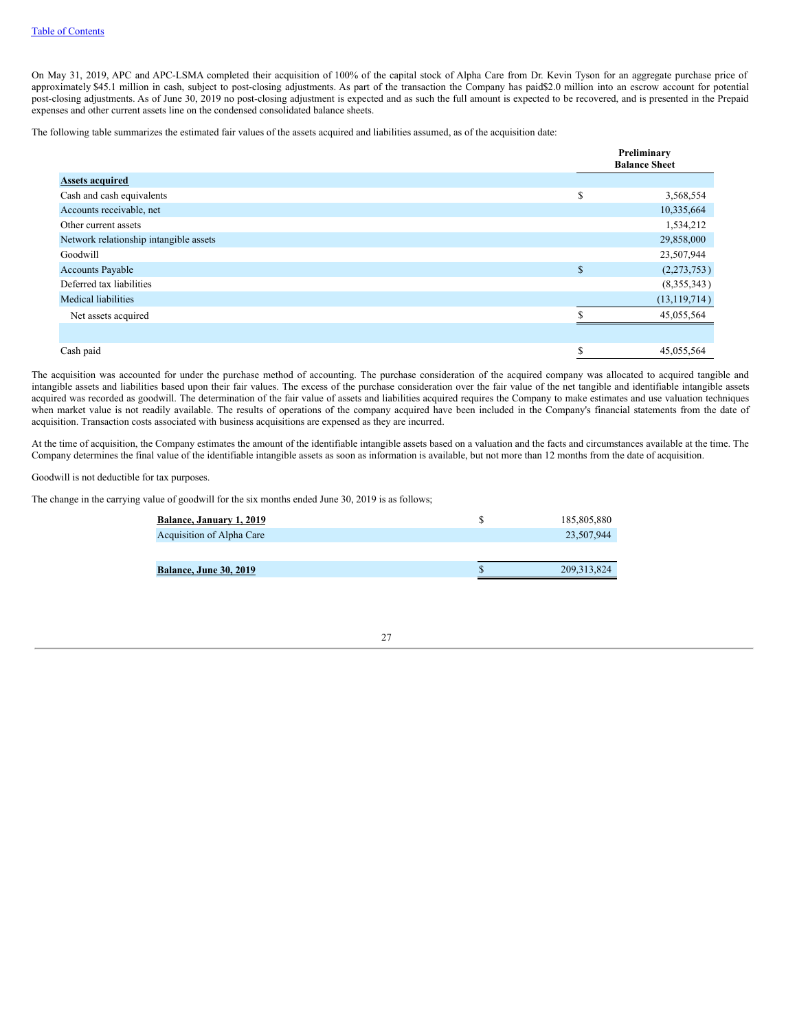On May 31, 2019, APC and APC-LSMA completed their acquisition of 100% of the capital stock of Alpha Care from Dr. Kevin Tyson for an aggregate purchase price of approximately $45.1 million in cash, subject to post-closing adjustments. As part of the transaction the Company has paid$2.0 million into an escrow account for potential post-closing adjustments. As of June 30, 2019 no post-closing adjustment is expected and as such the full amount is expected to be recovered, and is presented in the Prepaid expenses and other current assets line on the condensed consolidated balance sheets.

The following table summarizes the estimated fair values of the assets acquired and liabilities assumed, as of the acquisition date:

| | | Preliminary Balance Sheet |
|---|---|---|
| **Assets acquired** | | |
| Cash and cash equivalents | $ | 3,568,554 |
| Accounts receivable, net | | 10,335,664 |
| Other current assets | | 1,534,212 |
| Network relationship intangible assets | | 29,858,000 |
| Goodwill | | 23,507,944 |
| Accounts Payable | $ | (2,273,753) |
| Deferred tax liabilities | | (8,355,343) |
| Medical liabilities | | (13,119,714) |
| Net assets acquired | $ | 45,055,564 |
| | | |
| Cash paid | $ | 45,055,564 |

The acquisition was accounted for under the purchase method of accounting. The purchase consideration of the acquired company was allocated to acquired tangible and intangible assets and liabilities based upon their fair values. The excess of the purchase consideration over the fair value of the net tangible and identifiable intangible assets acquired was recorded as goodwill. The determination of the fair value of assets and liabilities acquired requires the Company to make estimates and use valuation techniques when market value is not readily available. The results of operations of the company acquired have been included in the Company's financial statements from the date of acquisition. Transaction costs associated with business acquisitions are expensed as they are incurred.

At the time of acquisition, the Company estimates the amount of the identifiable intangible assets based on a valuation and the facts and circumstances available at the time. The Company determines the final value of the identifiable intangible assets as soon as information is available, but not more than 12 months from the date of acquisition.

Goodwill is not deductible for tax purposes.

The change in the carrying value of goodwill for the six months ended June 30, 2019 is as follows;

| | | |
|---|---|---|
| **Balance, January 1, 2019** | $ | 185,805,880 |
| Acquisition of Alpha Care | | 23,507,944 |
| | | |
| **Balance, June 30, 2019** | $ | 209,313,824 |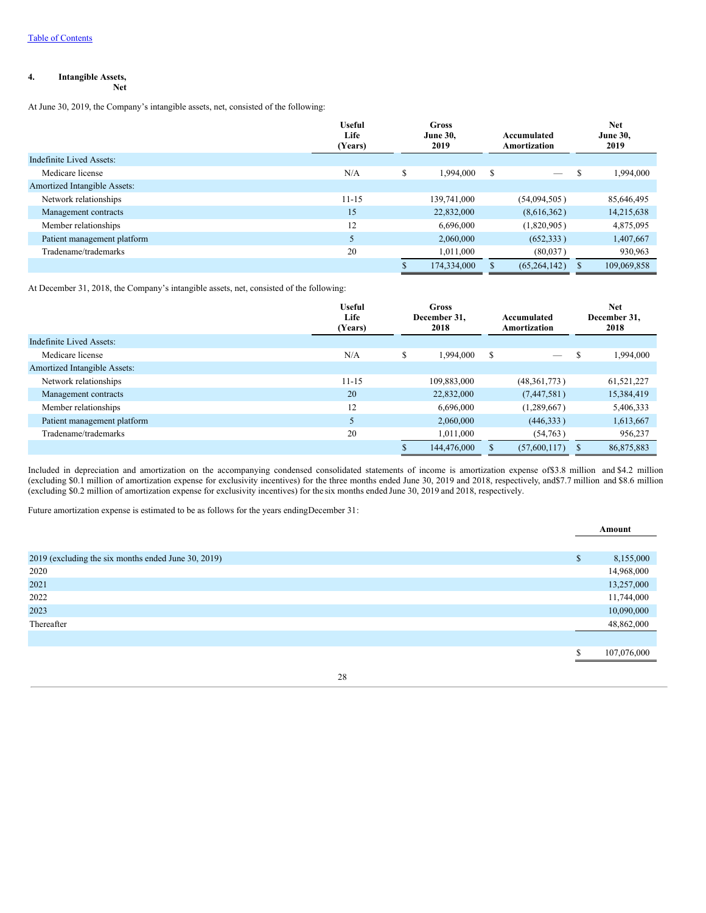[Table of Contents](#)

## 4. Intangible Assets, Net

At June 30, 2019, the Company's intangible assets, net, consisted of the following:

| | Useful Life (Years) | Gross June 30, 2019 | Accumulated Amortization | Net June 30, 2019 |
|---|---|---|---|---|
| Indefinite Lived Assets: | | | | |
| Medicare license | N/A | $ 1,994,000 | $ — | $ 1,994,000 |
| Amortized Intangible Assets: | | | | |
| Network relationships | 11-15 | 139,741,000 | (54,094,505) | 85,646,495 |
| Management contracts | 15 | 22,832,000 | (8,616,362) | 14,215,638 |
| Member relationships | 12 | 6,696,000 | (1,820,905) | 4,875,095 |
| Patient management platform | 5 | 2,060,000 | (652,333) | 1,407,667 |
| Tradename/trademarks | 20 | 1,011,000 | (80,037) | 930,963 |
| | | $ 174,334,000 | $ (65,264,142) | $ 109,069,858 |

At December 31, 2018, the Company's intangible assets, net, consisted of the following:

| | Useful Life (Years) | Gross December 31, 2018 | Accumulated Amortization | Net December 31, 2018 |
|---|---|---|---|---|
| Indefinite Lived Assets: | | | | |
| Medicare license | N/A | $ 1,994,000 | $ — | $ 1,994,000 |
| Amortized Intangible Assets: | | | | |
| Network relationships | 11-15 | 109,883,000 | (48,361,773) | 61,521,227 |
| Management contracts | 20 | 22,832,000 | (7,447,581) | 15,384,419 |
| Member relationships | 12 | 6,696,000 | (1,289,667) | 5,406,333 |
| Patient management platform | 5 | 2,060,000 | (446,333) | 1,613,667 |
| Tradename/trademarks | 20 | 1,011,000 | (54,763) | 956,237 |
| | | $ 144,476,000 | $ (57,600,117) | $ 86,875,883 |

Included in depreciation and amortization on the accompanying condensed consolidated statements of income is amortization expense of $3.8 million and $4.2 million (excluding $0.1 million of amortization expense for exclusivity incentives) for the three months ended June 30, 2019 and 2018, respectively, and $7.7 million and $8.6 million (excluding $0.2 million of amortization expense for exclusivity incentives) for the six months ended June 30, 2019 and 2018, respectively.

Future amortization expense is estimated to be as follows for the years ending December 31:

| | Amount |
|---|---|
| 2019 (excluding the six months ended June 30, 2019) | $ 8,155,000 |
| 2020 | 14,968,000 |
| 2021 | 13,257,000 |
| 2022 | 11,744,000 |
| 2023 | 10,090,000 |
| Thereafter | 48,862,000 |
| | |
| | $ 107,076,000 |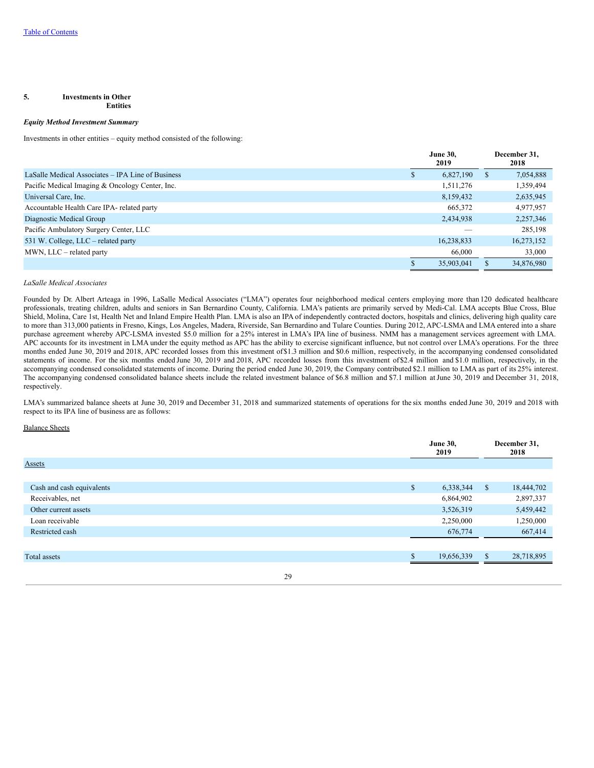[Table of Contents](#)

## 5. Investments in Other Entities

***Equity Method Investment Summary***

Investments in other entities – equity method consisted of the following:

| | June 30, 2019 | December 31, 2018 |
|---|---|---|
| LaSalle Medical Associates – IPA Line of Business | $ 6,827,190 | $ 7,054,888 |
| Pacific Medical Imaging & Oncology Center, Inc. | 1,511,276 | 1,359,494 |
| Universal Care, Inc. | 8,159,432 | 2,635,945 |
| Accountable Health Care IPA- related party | 665,372 | 4,977,957 |
| Diagnostic Medical Group | 2,434,938 | 2,257,346 |
| Pacific Ambulatory Surgery Center, LLC | — | 285,198 |
| 531 W. College, LLC – related party | 16,238,833 | 16,273,152 |
| MWN, LLC – related party | 66,000 | 33,000 |
| | $ 35,903,041 | $ 34,876,980 |

*LaSalle Medical Associates*

Founded by Dr. Albert Arteaga in 1996, LaSalle Medical Associates ("LMA") operates four neighborhood medical centers employing more than 120 dedicated healthcare professionals, treating children, adults and seniors in San Bernardino County, California. LMA's patients are primarily served by Medi-Cal. LMA accepts Blue Cross, Blue Shield, Molina, Care 1st, Health Net and Inland Empire Health Plan. LMA is also an IPA of independently contracted doctors, hospitals and clinics, delivering high quality care to more than 313,000 patients in Fresno, Kings, Los Angeles, Madera, Riverside, San Bernardino and Tulare Counties. During 2012, APC-LSMA and LMA entered into a share purchase agreement whereby APC-LSMA invested $5.0 million for a 25% interest in LMA's IPA line of business. NMM has a management services agreement with LMA. APC accounts for its investment in LMA under the equity method as APC has the ability to exercise significant influence, but not control over LMA's operations. For the three months ended June 30, 2019 and 2018, APC recorded losses from this investment of $1.3 million and $0.6 million, respectively, in the accompanying condensed consolidated statements of income. For the six months ended June 30, 2019 and 2018, APC recorded losses from this investment of $2.4 million and $1.0 million, respectively, in the accompanying condensed consolidated statements of income. During the period ended June 30, 2019, the Company contributed $2.1 million to LMA as part of its 25% interest. The accompanying condensed consolidated balance sheets include the related investment balance of $6.8 million and $7.1 million at June 30, 2019 and December 31, 2018, respectively.

LMA's summarized balance sheets at June 30, 2019 and December 31, 2018 and summarized statements of operations for the six months ended June 30, 2019 and 2018 with respect to its IPA line of business are as follows:

Balance Sheets

| | June 30, 2019 | December 31, 2018 |
|---|---|---|
| Assets | | |
| Cash and cash equivalents | $ 6,338,344 | $ 18,444,702 |
| Receivables, net | 6,864,902 | 2,897,337 |
| Other current assets | 3,526,319 | 5,459,442 |
| Loan receivable | 2,250,000 | 1,250,000 |
| Restricted cash | 676,774 | 667,414 |
| Total assets | $ 19,656,339 | $ 28,718,895 |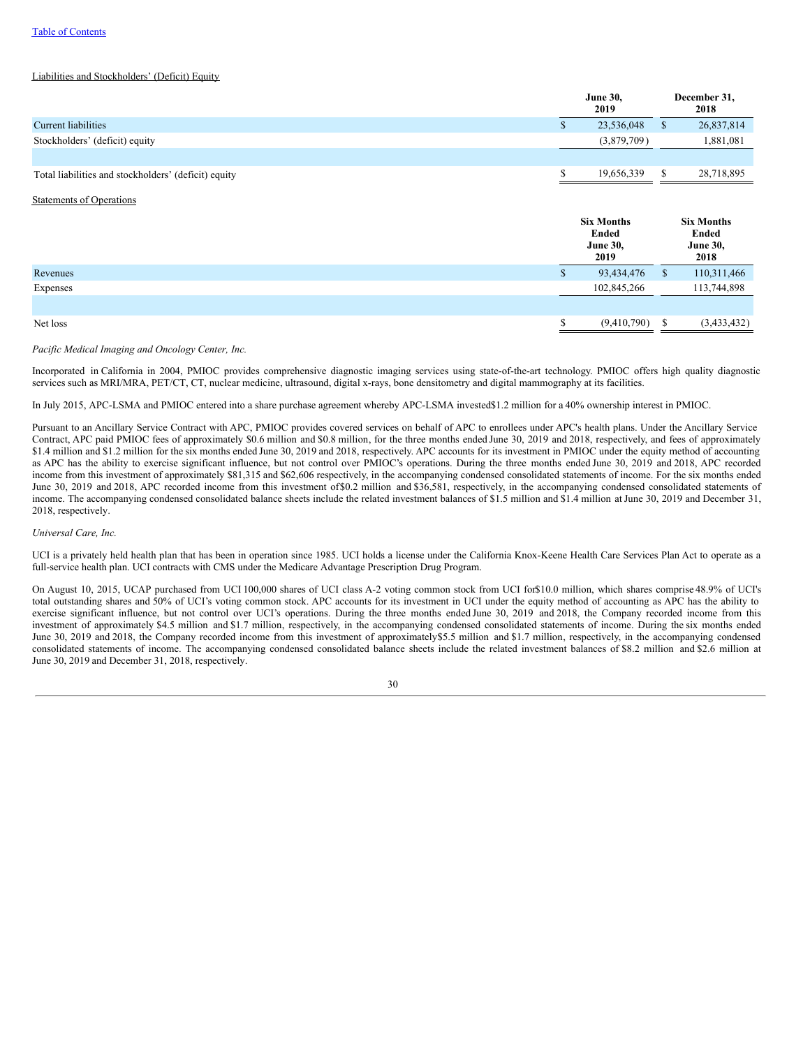Liabilities and Stockholders' (Deficit) Equity

| | June 30, 2019 | December 31, 2018 |
|---|---|---|
| Current liabilities | $ 23,536,048 | $ 26,837,814 |
| Stockholders' (deficit) equity | (3,879,709) | 1,881,081 |
| | | |
| Total liabilities and stockholders' (deficit) equity | $ 19,656,339 | $ 28,718,895 |

Statements of Operations

| | Six Months Ended June 30, 2019 | Six Months Ended June 30, 2018 |
|---|---|---|
| Revenues | $ 93,434,476 | $ 110,311,466 |
| Expenses | 102,845,266 | 113,744,898 |
| | | |
| Net loss | $ (9,410,790) | $ (3,433,432) |

*Pacific Medical Imaging and Oncology Center, Inc.*

Incorporated in California in 2004, PMIOC provides comprehensive diagnostic imaging services using state-of-the-art technology. PMIOC offers high quality diagnostic services such as MRI/MRA, PET/CT, CT, nuclear medicine, ultrasound, digital x-rays, bone densitometry and digital mammography at its facilities.

In July 2015, APC-LSMA and PMIOC entered into a share purchase agreement whereby APC-LSMA invested $1.2 million for a 40% ownership interest in PMIOC.

Pursuant to an Ancillary Service Contract with APC, PMIOC provides covered services on behalf of APC to enrollees under APC's health plans. Under the Ancillary Service Contract, APC paid PMIOC fees of approximately $0.6 million and $0.8 million, for the three months ended June 30, 2019 and 2018, respectively, and fees of approximately $1.4 million and $1.2 million for the six months ended June 30, 2019 and 2018, respectively. APC accounts for its investment in PMIOC under the equity method of accounting as APC has the ability to exercise significant influence, but not control over PMIOC's operations. During the three months ended June 30, 2019 and 2018, APC recorded income from this investment of approximately $81,315 and $62,606 respectively, in the accompanying condensed consolidated statements of income. For the six months ended June 30, 2019 and 2018, APC recorded income from this investment of $0.2 million and $36,581, respectively, in the accompanying condensed consolidated statements of income. The accompanying condensed consolidated balance sheets include the related investment balances of $1.5 million and $1.4 million at June 30, 2019 and December 31, 2018, respectively.

*Universal Care, Inc.*

UCI is a privately held health plan that has been in operation since 1985. UCI holds a license under the California Knox-Keene Health Care Services Plan Act to operate as a full-service health plan. UCI contracts with CMS under the Medicare Advantage Prescription Drug Program.

On August 10, 2015, UCAP purchased from UCI 100,000 shares of UCI class A-2 voting common stock from UCI for $10.0 million, which shares comprise 48.9% of UCI's total outstanding shares and 50% of UCI's voting common stock. APC accounts for its investment in UCI under the equity method of accounting as APC has the ability to exercise significant influence, but not control over UCI's operations. During the three months ended June 30, 2019 and 2018, the Company recorded income from this investment of approximately $4.5 million and $1.7 million, respectively, in the accompanying condensed consolidated statements of income. During the six months ended June 30, 2019 and 2018, the Company recorded income from this investment of approximately $5.5 million and $1.7 million, respectively, in the accompanying condensed consolidated statements of income. The accompanying condensed consolidated balance sheets include the related investment balances of $8.2 million and $2.6 million at June 30, 2019 and December 31, 2018, respectively.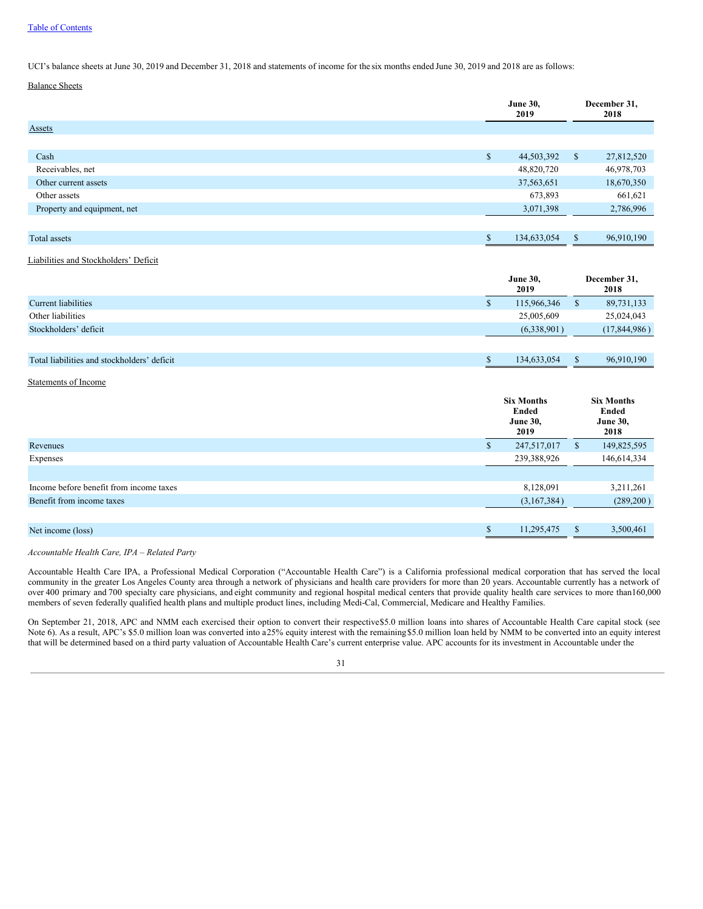UCI's balance sheets at June 30, 2019 and December 31, 2018 and statements of income for the six months ended June 30, 2019 and 2018 are as follows:

Balance Sheets

| | June 30, 2019 | December 31, 2018 |
|---|---|---|
| Assets | | |
| Cash | $ 44,503,392 | $ 27,812,520 |
| Receivables, net | 48,820,720 | 46,978,703 |
| Other current assets | 37,563,651 | 18,670,350 |
| Other assets | 673,893 | 661,621 |
| Property and equipment, net | 3,071,398 | 2,786,996 |
| Total assets | $ 134,633,054 | $ 96,910,190 |

Liabilities and Stockholders' Deficit

| | June 30, 2019 | December 31, 2018 |
|---|---|---|
| Current liabilities | $ 115,966,346 | $ 89,731,133 |
| Other liabilities | 25,005,609 | 25,024,043 |
| Stockholders' deficit | (6,338,901) | (17,844,986) |
| Total liabilities and stockholders' deficit | $ 134,633,054 | $ 96,910,190 |

Statements of Income

| | Six Months Ended June 30, 2019 | Six Months Ended June 30, 2018 |
|---|---|---|
| Revenues | $ 247,517,017 | $ 149,825,595 |
| Expenses | 239,388,926 | 146,614,334 |
| Income before benefit from income taxes | 8,128,091 | 3,211,261 |
| Benefit from income taxes | (3,167,384) | (289,200) |
| Net income (loss) | $ 11,295,475 | $ 3,500,461 |

*Accountable Health Care, IPA – Related Party*

Accountable Health Care IPA, a Professional Medical Corporation ("Accountable Health Care") is a California professional medical corporation that has served the local community in the greater Los Angeles County area through a network of physicians and health care providers for more than 20 years. Accountable currently has a network of over 400 primary and 700 specialty care physicians, and eight community and regional hospital medical centers that provide quality health care services to more than 160,000 members of seven federally qualified health plans and multiple product lines, including Medi-Cal, Commercial, Medicare and Healthy Families.

On September 21, 2018, APC and NMM each exercised their option to convert their respective $5.0 million loans into shares of Accountable Health Care capital stock (see Note 6). As a result, APC's $5.0 million loan was converted into a 25% equity interest with the remaining $5.0 million loan held by NMM to be converted into an equity interest that will be determined based on a third party valuation of Accountable Health Care's current enterprise value. APC accounts for its investment in Accountable under the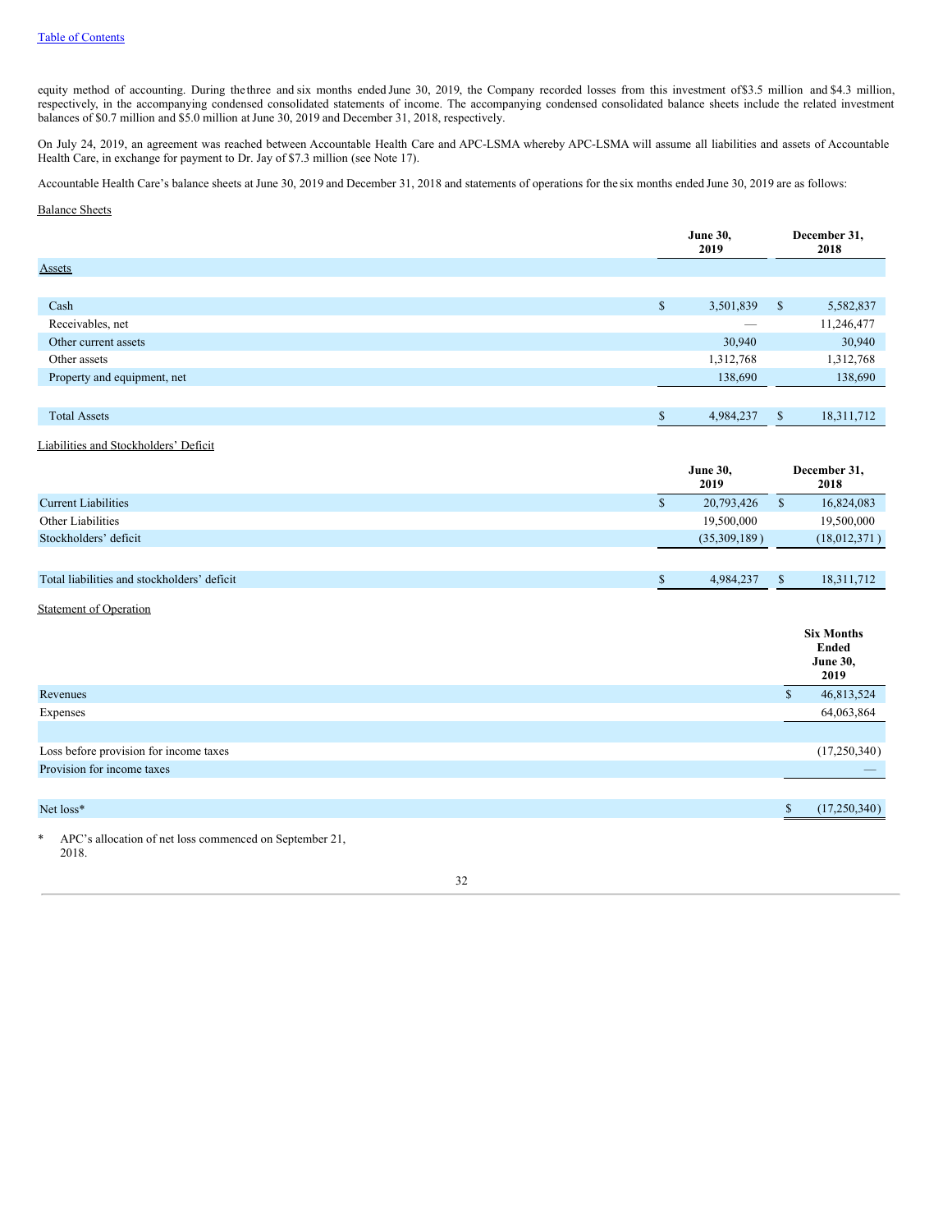equity method of accounting. During the three and six months ended June 30, 2019, the Company recorded losses from this investment of $3.5 million and $4.3 million, respectively, in the accompanying condensed consolidated statements of income. The accompanying condensed consolidated balance sheets include the related investment balances of $0.7 million and $5.0 million at June 30, 2019 and December 31, 2018, respectively.

On July 24, 2019, an agreement was reached between Accountable Health Care and APC-LSMA whereby APC-LSMA will assume all liabilities and assets of Accountable Health Care, in exchange for payment to Dr. Jay of $7.3 million (see Note 17).

Accountable Health Care's balance sheets at June 30, 2019 and December 31, 2018 and statements of operations for the six months ended June 30, 2019 are as follows:

Balance Sheets

| | June 30, 2019 | December 31, 2018 |
|---|---|---|
| Assets | | |
| Cash | $ 3,501,839 | $ 5,582,837 |
| Receivables, net | — | 11,246,477 |
| Other current assets | 30,940 | 30,940 |
| Other assets | 1,312,768 | 1,312,768 |
| Property and equipment, net | 138,690 | 138,690 |
| Total Assets | $ 4,984,237 | $ 18,311,712 |

Liabilities and Stockholders' Deficit

| | June 30, 2019 | December 31, 2018 |
|---|---|---|
| Current Liabilities | $ 20,793,426 | $ 16,824,083 |
| Other Liabilities | 19,500,000 | 19,500,000 |
| Stockholders' deficit | (35,309,189) | (18,012,371) |
| Total liabilities and stockholders' deficit | $ 4,984,237 | $ 18,311,712 |

Statement of Operation

| | Six Months Ended June 30, 2019 |
|---|---|
| Revenues | $ 46,813,524 |
| Expenses | 64,063,864 |
| Loss before provision for income taxes | (17,250,340) |
| Provision for income taxes | — |
| Net loss* | $ (17,250,340) |

\* APC's allocation of net loss commenced on September 21, 2018.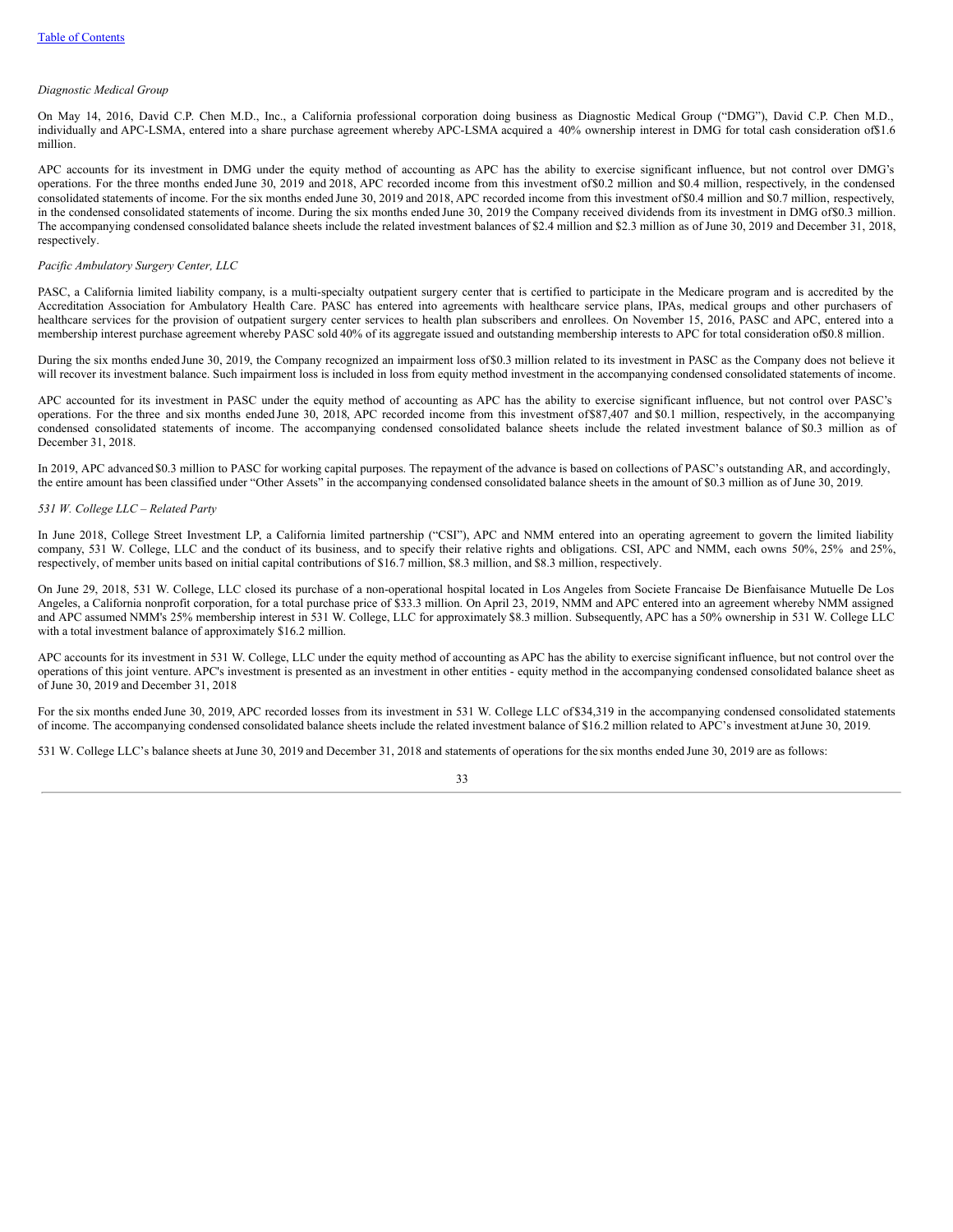*Diagnostic Medical Group*

On May 14, 2016, David C.P. Chen M.D., Inc., a California professional corporation doing business as Diagnostic Medical Group ("DMG"), David C.P. Chen M.D., individually and APC-LSMA, entered into a share purchase agreement whereby APC-LSMA acquired a 40% ownership interest in DMG for total cash consideration of $1.6 million.

APC accounts for its investment in DMG under the equity method of accounting as APC has the ability to exercise significant influence, but not control over DMG's operations. For the three months ended June 30, 2019 and 2018, APC recorded income from this investment of $0.2 million and $0.4 million, respectively, in the condensed consolidated statements of income. For the six months ended June 30, 2019 and 2018, APC recorded income from this investment of $0.4 million and $0.7 million, respectively, in the condensed consolidated statements of income. During the six months ended June 30, 2019 the Company received dividends from its investment in DMG of $0.3 million. The accompanying condensed consolidated balance sheets include the related investment balances of $2.4 million and $2.3 million as of June 30, 2019 and December 31, 2018, respectively.

*Pacific Ambulatory Surgery Center, LLC*

PASC, a California limited liability company, is a multi-specialty outpatient surgery center that is certified to participate in the Medicare program and is accredited by the Accreditation Association for Ambulatory Health Care. PASC has entered into agreements with healthcare service plans, IPAs, medical groups and other purchasers of healthcare services for the provision of outpatient surgery center services to health plan subscribers and enrollees. On November 15, 2016, PASC and APC, entered into a membership interest purchase agreement whereby PASC sold 40% of its aggregate issued and outstanding membership interests to APC for total consideration of $0.8 million.

During the six months ended June 30, 2019, the Company recognized an impairment loss of $0.3 million related to its investment in PASC as the Company does not believe it will recover its investment balance. Such impairment loss is included in loss from equity method investment in the accompanying condensed consolidated statements of income.

APC accounted for its investment in PASC under the equity method of accounting as APC has the ability to exercise significant influence, but not control over PASC's operations. For the three and six months ended June 30, 2018, APC recorded income from this investment of $87,407 and $0.1 million, respectively, in the accompanying condensed consolidated statements of income. The accompanying condensed consolidated balance sheets include the related investment balance of $0.3 million as of December 31, 2018.

In 2019, APC advanced $0.3 million to PASC for working capital purposes. The repayment of the advance is based on collections of PASC's outstanding AR, and accordingly, the entire amount has been classified under "Other Assets" in the accompanying condensed consolidated balance sheets in the amount of $0.3 million as of June 30, 2019.

*531 W. College LLC – Related Party*

In June 2018, College Street Investment LP, a California limited partnership ("CSI"), APC and NMM entered into an operating agreement to govern the limited liability company, 531 W. College, LLC and the conduct of its business, and to specify their relative rights and obligations. CSI, APC and NMM, each owns 50%, 25% and 25%, respectively, of member units based on initial capital contributions of $16.7 million, $8.3 million, and $8.3 million, respectively.

On June 29, 2018, 531 W. College, LLC closed its purchase of a non-operational hospital located in Los Angeles from Societe Francaise De Bienfaisance Mutuelle De Los Angeles, a California nonprofit corporation, for a total purchase price of $33.3 million. On April 23, 2019, NMM and APC entered into an agreement whereby NMM assigned and APC assumed NMM's 25% membership interest in 531 W. College, LLC for approximately $8.3 million. Subsequently, APC has a 50% ownership in 531 W. College LLC with a total investment balance of approximately $16.2 million.

APC accounts for its investment in 531 W. College, LLC under the equity method of accounting as APC has the ability to exercise significant influence, but not control over the operations of this joint venture. APC's investment is presented as an investment in other entities - equity method in the accompanying condensed consolidated balance sheet as of June 30, 2019 and December 31, 2018

For the six months ended June 30, 2019, APC recorded losses from its investment in 531 W. College LLC of $34,319 in the accompanying condensed consolidated statements of income. The accompanying condensed consolidated balance sheets include the related investment balance of $16.2 million related to APC's investment at June 30, 2019.

531 W. College LLC's balance sheets at June 30, 2019 and December 31, 2018 and statements of operations for the six months ended June 30, 2019 are as follows: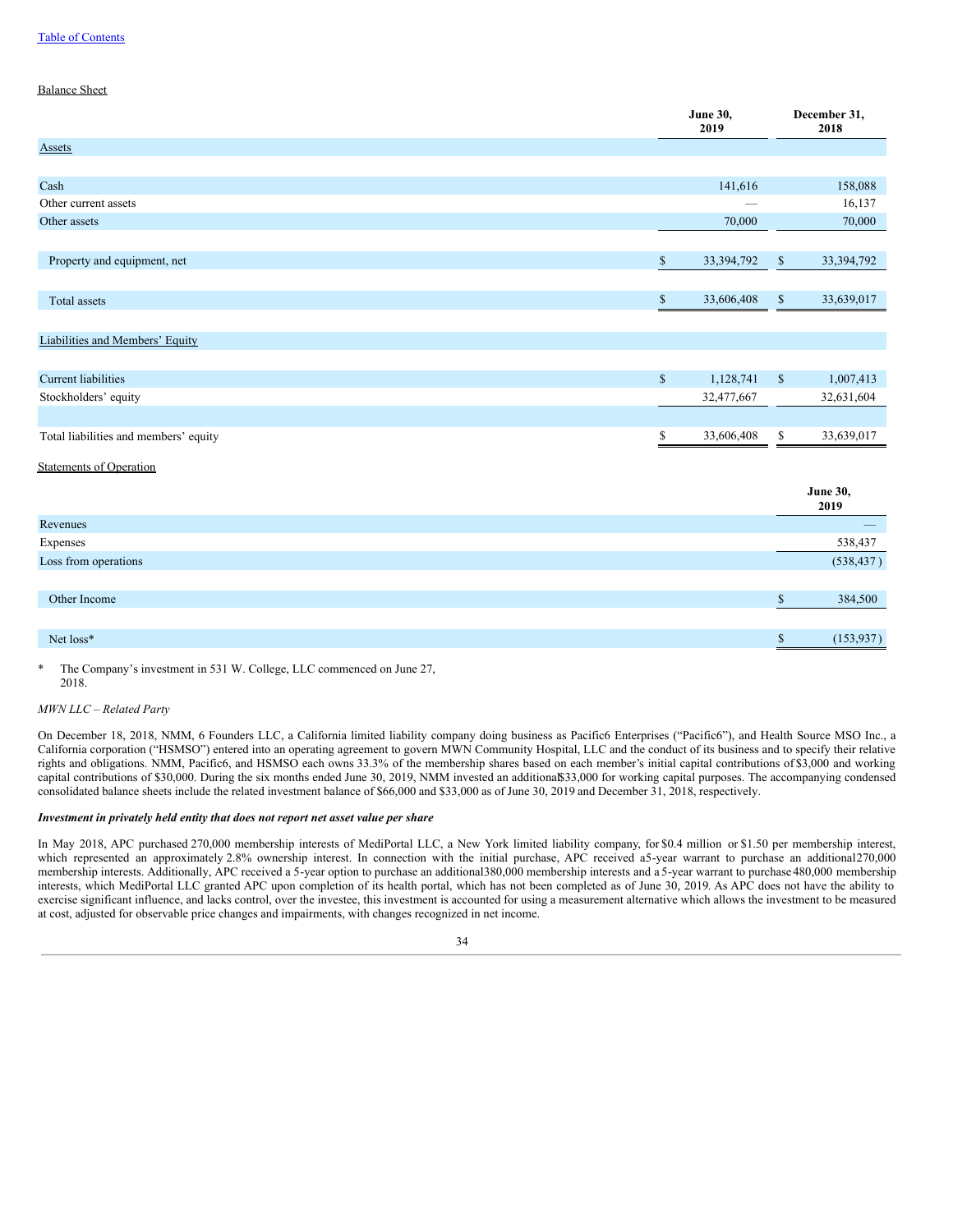Balance Sheet

| | June 30, 2019 | December 31, 2018 |
|---|---|---|
| Assets | | |
| Cash | 141,616 | 158,088 |
| Other current assets | — | 16,137 |
| Other assets | 70,000 | 70,000 |
| Property and equipment, net | $ 33,394,792 | $ 33,394,792 |
| Total assets | $ 33,606,408 | $ 33,639,017 |
| Liabilities and Members' Equity | | |
| Current liabilities | $ 1,128,741 | $ 1,007,413 |
| Stockholders' equity | 32,477,667 | 32,631,604 |
| Total liabilities and members' equity | $ 33,606,408 | $ 33,639,017 |

Statements of Operation

| | June 30, 2019 |
|---|---|
| Revenues | — |
| Expenses | 538,437 |
| Loss from operations | (538,437 ) |
| Other Income | $ 384,500 |
| Net loss* | $ (153,937 ) |

\* The Company's investment in 531 W. College, LLC commenced on June 27, 2018.

*MWN LLC – Related Party*

On December 18, 2018, NMM, 6 Founders LLC, a California limited liability company doing business as Pacific6 Enterprises ("Pacific6"), and Health Source MSO Inc., a California corporation ("HSMSO") entered into an operating agreement to govern MWN Community Hospital, LLC and the conduct of its business and to specify their relative rights and obligations. NMM, Pacific6, and HSMSO each owns 33.3% of the membership shares based on each member's initial capital contributions of $3,000 and working capital contributions of $30,000. During the six months ended June 30, 2019, NMM invested an additional $33,000 for working capital purposes. The accompanying condensed consolidated balance sheets include the related investment balance of $66,000 and $33,000 as of June 30, 2019 and December 31, 2018, respectively.

***Investment in privately held entity that does not report net asset value per share***

In May 2018, APC purchased 270,000 membership interests of MediPortal LLC, a New York limited liability company, for $0.4 million or $1.50 per membership interest, which represented an approximately 2.8% ownership interest. In connection with the initial purchase, APC received a 5-year warrant to purchase an additional 270,000 membership interests. Additionally, APC received a 5-year option to purchase an additional 380,000 membership interests and a 5-year warrant to purchase 480,000 membership interests, which MediPortal LLC granted APC upon completion of its health portal, which has not been completed as of June 30, 2019. As APC does not have the ability to exercise significant influence, and lacks control, over the investee, this investment is accounted for using a measurement alternative which allows the investment to be measured at cost, adjusted for observable price changes and impairments, with changes recognized in net income.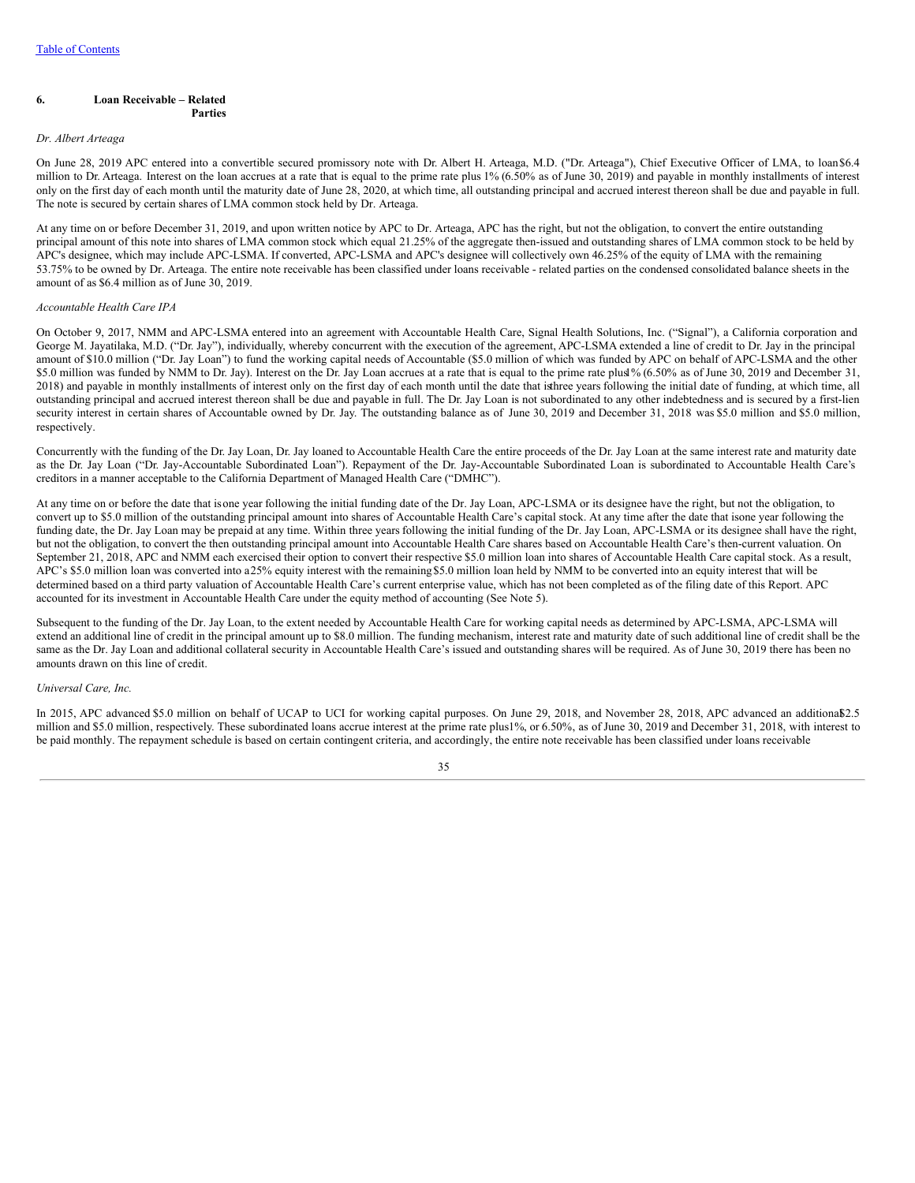## 6. Loan Receivable – Related Parties

*Dr. Albert Arteaga*

On June 28, 2019 APC entered into a convertible secured promissory note with Dr. Albert H. Arteaga, M.D. ("Dr. Arteaga"), Chief Executive Officer of LMA, to loan $6.4 million to Dr. Arteaga. Interest on the loan accrues at a rate that is equal to the prime rate plus 1% (6.50% as of June 30, 2019) and payable in monthly installments of interest only on the first day of each month until the maturity date of June 28, 2020, at which time, all outstanding principal and accrued interest thereon shall be due and payable in full. The note is secured by certain shares of LMA common stock held by Dr. Arteaga.

At any time on or before December 31, 2019, and upon written notice by APC to Dr. Arteaga, APC has the right, but not the obligation, to convert the entire outstanding principal amount of this note into shares of LMA common stock which equal 21.25% of the aggregate then-issued and outstanding shares of LMA common stock to be held by APC's designee, which may include APC-LSMA. If converted, APC-LSMA and APC's designee will collectively own 46.25% of the equity of LMA with the remaining 53.75% to be owned by Dr. Arteaga. The entire note receivable has been classified under loans receivable - related parties on the condensed consolidated balance sheets in the amount of as $6.4 million as of June 30, 2019.

*Accountable Health Care IPA*

On October 9, 2017, NMM and APC-LSMA entered into an agreement with Accountable Health Care, Signal Health Solutions, Inc. ("Signal"), a California corporation and George M. Jayatilaka, M.D. ("Dr. Jay"), individually, whereby concurrent with the execution of the agreement, APC-LSMA extended a line of credit to Dr. Jay in the principal amount of $10.0 million ("Dr. Jay Loan") to fund the working capital needs of Accountable ($5.0 million of which was funded by APC on behalf of APC-LSMA and the other $5.0 million was funded by NMM to Dr. Jay). Interest on the Dr. Jay Loan accrues at a rate that is equal to the prime rate plus 1% (6.50% as of June 30, 2019 and December 31, 2018) and payable in monthly installments of interest only on the first day of each month until the date that is three years following the initial date of funding, at which time, all outstanding principal and accrued interest thereon shall be due and payable in full. The Dr. Jay Loan is not subordinated to any other indebtedness and is secured by a first-lien security interest in certain shares of Accountable owned by Dr. Jay. The outstanding balance as of June 30, 2019 and December 31, 2018 was $5.0 million and $5.0 million, respectively.

Concurrently with the funding of the Dr. Jay Loan, Dr. Jay loaned to Accountable Health Care the entire proceeds of the Dr. Jay Loan at the same interest rate and maturity date as the Dr. Jay Loan ("Dr. Jay-Accountable Subordinated Loan"). Repayment of the Dr. Jay-Accountable Subordinated Loan is subordinated to Accountable Health Care's creditors in a manner acceptable to the California Department of Managed Health Care ("DMHC").

At any time on or before the date that is one year following the initial funding date of the Dr. Jay Loan, APC-LSMA or its designee have the right, but not the obligation, to convert up to $5.0 million of the outstanding principal amount into shares of Accountable Health Care's capital stock. At any time after the date that is one year following the funding date, the Dr. Jay Loan may be prepaid at any time. Within three years following the initial funding of the Dr. Jay Loan, APC-LSMA or its designee shall have the right, but not the obligation, to convert the then outstanding principal amount into Accountable Health Care shares based on Accountable Health Care's then-current valuation. On September 21, 2018, APC and NMM each exercised their option to convert their respective $5.0 million loan into shares of Accountable Health Care capital stock. As a result, APC's $5.0 million loan was converted into a 25% equity interest with the remaining $5.0 million loan held by NMM to be converted into an equity interest that will be determined based on a third party valuation of Accountable Health Care's current enterprise value, which has not been completed as of the filing date of this Report. APC accounted for its investment in Accountable Health Care under the equity method of accounting (See Note 5).

Subsequent to the funding of the Dr. Jay Loan, to the extent needed by Accountable Health Care for working capital needs as determined by APC-LSMA, APC-LSMA will extend an additional line of credit in the principal amount up to $8.0 million. The funding mechanism, interest rate and maturity date of such additional line of credit shall be the same as the Dr. Jay Loan and additional collateral security in Accountable Health Care's issued and outstanding shares will be required. As of June 30, 2019 there has been no amounts drawn on this line of credit.

*Universal Care, Inc.*

In 2015, APC advanced $5.0 million on behalf of UCAP to UCI for working capital purposes. On June 29, 2018, and November 28, 2018, APC advanced an additional $2.5 million and $5.0 million, respectively. These subordinated loans accrue interest at the prime rate plus 1%, or 6.50%, as of June 30, 2019 and December 31, 2018, with interest to be paid monthly. The repayment schedule is based on certain contingent criteria, and accordingly, the entire note receivable has been classified under loans receivable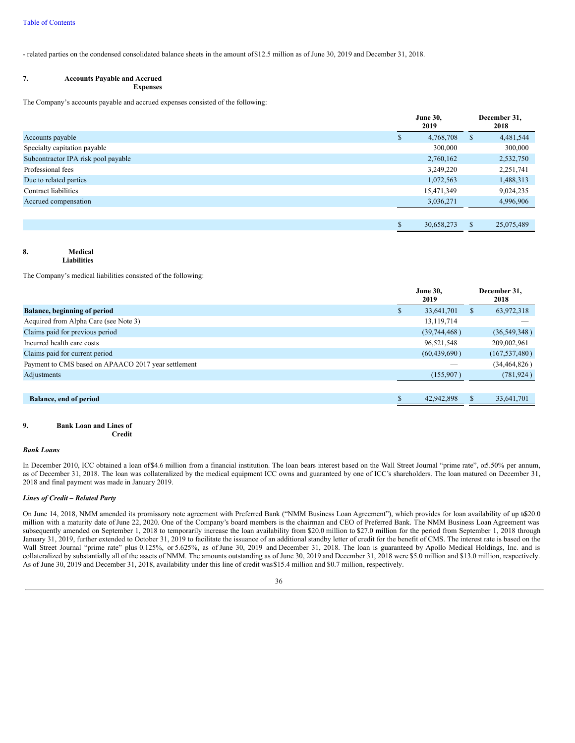- related parties on the condensed consolidated balance sheets in the amount of $12.5 million as of June 30, 2019 and December 31, 2018.

## 7. Accounts Payable and Accrued Expenses

The Company's accounts payable and accrued expenses consisted of the following:

| | June 30, 2019 | December 31, 2018 |
|---|---|---|
| Accounts payable | $ 4,768,708 | $ 4,481,544 |
| Specialty capitation payable | 300,000 | 300,000 |
| Subcontractor IPA risk pool payable | 2,760,162 | 2,532,750 |
| Professional fees | 3,249,220 | 2,251,741 |
| Due to related parties | 1,072,563 | 1,488,313 |
| Contract liabilities | 15,471,349 | 9,024,235 |
| Accrued compensation | 3,036,271 | 4,996,906 |
| | $ 30,658,273 | $ 25,075,489 |

## 8. Medical Liabilities

The Company's medical liabilities consisted of the following:

| | June 30, 2019 | December 31, 2018 |
|---|---|---|
| **Balance, beginning of period** | $ 33,641,701 | $ 63,972,318 |
| Acquired from Alpha Care (see Note 3) | 13,119,714 | — |
| Claims paid for previous period | (39,744,468 ) | (36,549,348 ) |
| Incurred health care costs | 96,521,548 | 209,002,961 |
| Claims paid for current period | (60,439,690 ) | (167,537,480 ) |
| Payment to CMS based on APAACO 2017 year settlement | — | (34,464,826 ) |
| Adjustments | (155,907 ) | (781,924 ) |
| **Balance, end of period** | $ 42,942,898 | $ 33,641,701 |

## 9. Bank Loan and Lines of Credit

***Bank Loans***

In December 2010, ICC obtained a loan of $4.6 million from a financial institution. The loan bears interest based on the Wall Street Journal "prime rate", of 5.50% per annum, as of December 31, 2018. The loan was collateralized by the medical equipment ICC owns and guaranteed by one of ICC's shareholders. The loan matured on December 31, 2018 and final payment was made in January 2019.

***Lines of Credit – Related Party***

On June 14, 2018, NMM amended its promissory note agreement with Preferred Bank ("NMM Business Loan Agreement"), which provides for loan availability of up to $20.0 million with a maturity date of June 22, 2020. One of the Company's board members is the chairman and CEO of Preferred Bank. The NMM Business Loan Agreement was subsequently amended on September 1, 2018 to temporarily increase the loan availability from $20.0 million to $27.0 million for the period from September 1, 2018 through January 31, 2019, further extended to October 31, 2019 to facilitate the issuance of an additional standby letter of credit for the benefit of CMS. The interest rate is based on the Wall Street Journal "prime rate" plus 0.125%, or 5.625%, as of June 30, 2019 and December 31, 2018. The loan is guaranteed by Apollo Medical Holdings, Inc. and is collateralized by substantially all of the assets of NMM. The amounts outstanding as of June 30, 2019 and December 31, 2018 were $5.0 million and $13.0 million, respectively. As of June 30, 2019 and December 31, 2018, availability under this line of credit was $15.4 million and $0.7 million, respectively.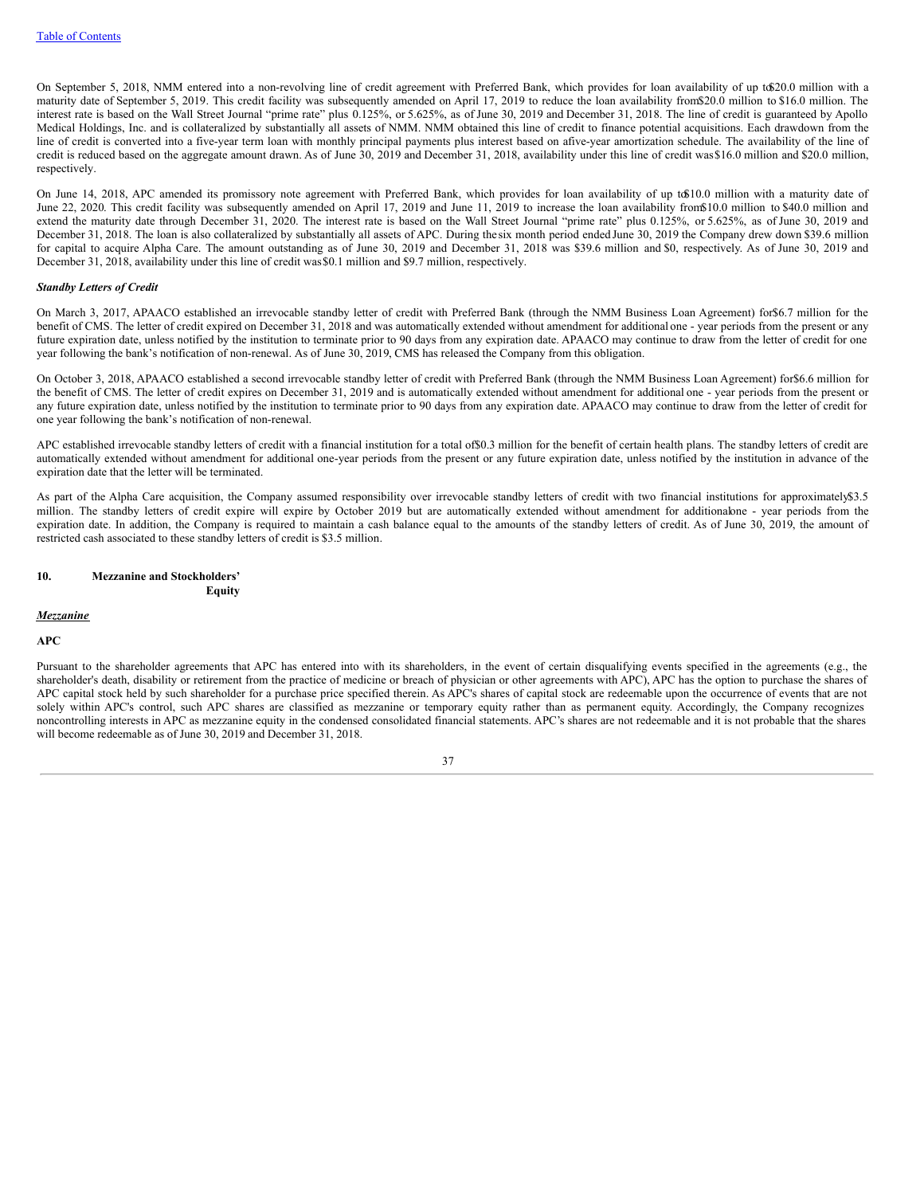On September 5, 2018, NMM entered into a non-revolving line of credit agreement with Preferred Bank, which provides for loan availability of up to $20.0 million with a maturity date of September 5, 2019. This credit facility was subsequently amended on April 17, 2019 to reduce the loan availability from $20.0 million to $16.0 million. The interest rate is based on the Wall Street Journal "prime rate" plus 0.125%, or 5.625%, as of June 30, 2019 and December 31, 2018. The line of credit is guaranteed by Apollo Medical Holdings, Inc. and is collateralized by substantially all assets of NMM. NMM obtained this line of credit to finance potential acquisitions. Each drawdown from the line of credit is converted into a five-year term loan with monthly principal payments plus interest based on a five-year amortization schedule. The availability of the line of credit is reduced based on the aggregate amount drawn. As of June 30, 2019 and December 31, 2018, availability under this line of credit was $16.0 million and $20.0 million, respectively.

On June 14, 2018, APC amended its promissory note agreement with Preferred Bank, which provides for loan availability of up to $10.0 million with a maturity date of June 22, 2020. This credit facility was subsequently amended on April 17, 2019 and June 11, 2019 to increase the loan availability from $10.0 million to $40.0 million and extend the maturity date through December 31, 2020. The interest rate is based on the Wall Street Journal "prime rate" plus 0.125%, or 5.625%, as of June 30, 2019 and December 31, 2018. The loan is also collateralized by substantially all assets of APC. During the six month period ended June 30, 2019 the Company drew down $39.6 million for capital to acquire Alpha Care. The amount outstanding as of June 30, 2019 and December 31, 2018 was $39.6 million and $0, respectively. As of June 30, 2019 and December 31, 2018, availability under this line of credit was $0.1 million and $9.7 million, respectively.

***Standby Letters of Credit***

On March 3, 2017, APAACO established an irrevocable standby letter of credit with Preferred Bank (through the NMM Business Loan Agreement) for $6.7 million for the benefit of CMS. The letter of credit expired on December 31, 2018 and was automatically extended without amendment for additional one - year periods from the present or any future expiration date, unless notified by the institution to terminate prior to 90 days from any expiration date. APAACO may continue to draw from the letter of credit for one year following the bank's notification of non-renewal. As of June 30, 2019, CMS has released the Company from this obligation.

On October 3, 2018, APAACO established a second irrevocable standby letter of credit with Preferred Bank (through the NMM Business Loan Agreement) for $6.6 million for the benefit of CMS. The letter of credit expires on December 31, 2019 and is automatically extended without amendment for additional one - year periods from the present or any future expiration date, unless notified by the institution to terminate prior to 90 days from any expiration date. APAACO may continue to draw from the letter of credit for one year following the bank's notification of non-renewal.

APC established irrevocable standby letters of credit with a financial institution for a total of $0.3 million for the benefit of certain health plans. The standby letters of credit are automatically extended without amendment for additional one-year periods from the present or any future expiration date, unless notified by the institution in advance of the expiration date that the letter will be terminated.

As part of the Alpha Care acquisition, the Company assumed responsibility over irrevocable standby letters of credit with two financial institutions for approximately $3.5 million. The standby letters of credit expire will expire by October 2019 but are automatically extended without amendment for additional one - year periods from the expiration date. In addition, the Company is required to maintain a cash balance equal to the amounts of the standby letters of credit. As of June 30, 2019, the amount of restricted cash associated to these standby letters of credit is $3.5 million.

## 10. Mezzanine and Stockholders' Equity

***Mezzanine***

**APC**

Pursuant to the shareholder agreements that APC has entered into with its shareholders, in the event of certain disqualifying events specified in the agreements (e.g., the shareholder's death, disability or retirement from the practice of medicine or breach of physician or other agreements with APC), APC has the option to purchase the shares of APC capital stock held by such shareholder for a purchase price specified therein. As APC's shares of capital stock are redeemable upon the occurrence of events that are not solely within APC's control, such APC shares are classified as mezzanine or temporary equity rather than as permanent equity. Accordingly, the Company recognizes noncontrolling interests in APC as mezzanine equity in the condensed consolidated financial statements. APC's shares are not redeemable and it is not probable that the shares will become redeemable as of June 30, 2019 and December 31, 2018.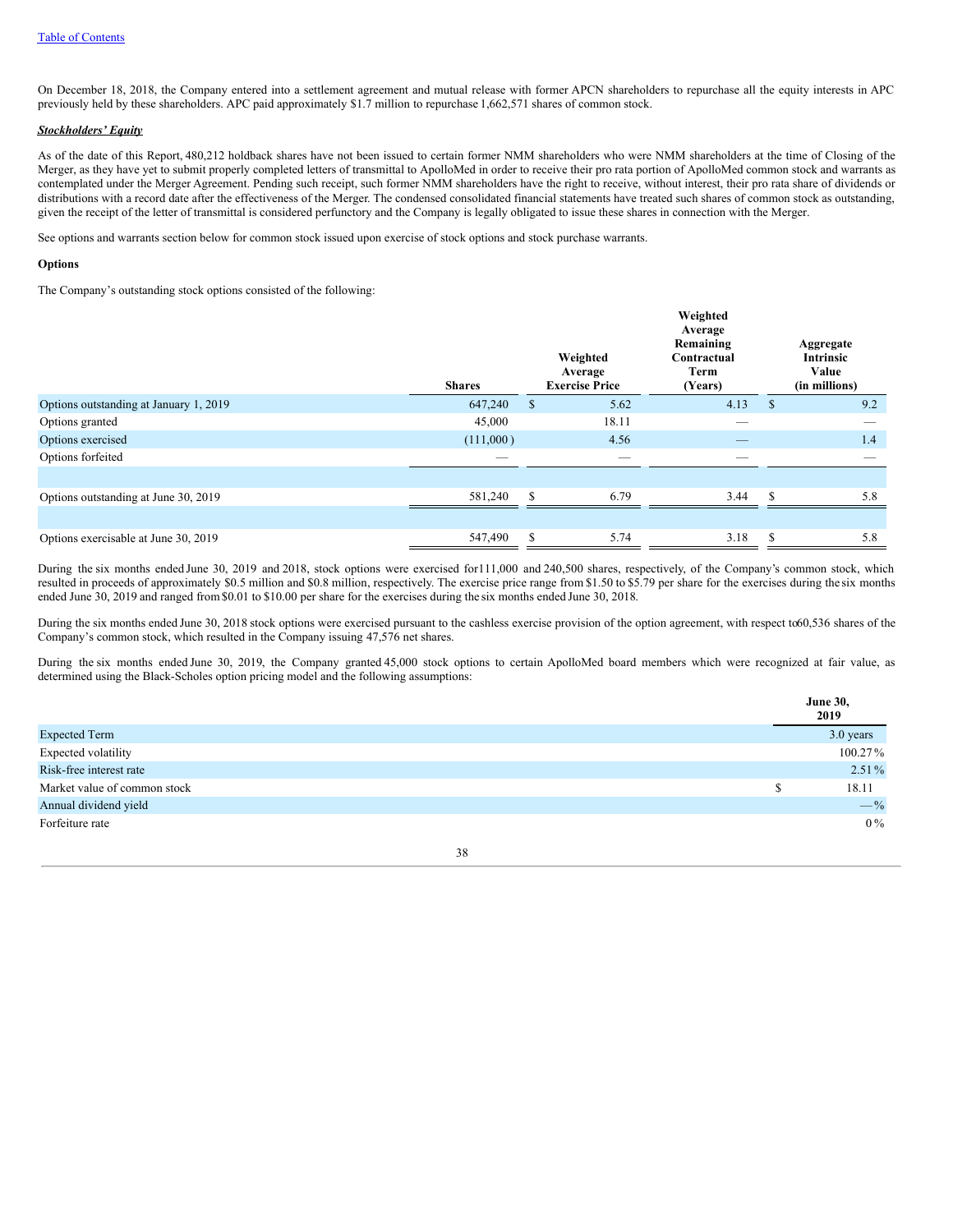On December 18, 2018, the Company entered into a settlement agreement and mutual release with former APCN shareholders to repurchase all the equity interests in APC previously held by these shareholders. APC paid approximately $1.7 million to repurchase 1,662,571 shares of common stock.

***Stockholders' Equity***

As of the date of this Report, 480,212 holdback shares have not been issued to certain former NMM shareholders who were NMM shareholders at the time of Closing of the Merger, as they have yet to submit properly completed letters of transmittal to ApolloMed in order to receive their pro rata portion of ApolloMed common stock and warrants as contemplated under the Merger Agreement. Pending such receipt, such former NMM shareholders have the right to receive, without interest, their pro rata share of dividends or distributions with a record date after the effectiveness of the Merger. The condensed consolidated financial statements have treated such shares of common stock as outstanding, given the receipt of the letter of transmittal is considered perfunctory and the Company is legally obligated to issue these shares in connection with the Merger.

See options and warrants section below for common stock issued upon exercise of stock options and stock purchase warrants.

**Options**

The Company's outstanding stock options consisted of the following:

| | Shares | Weighted Average Exercise Price | Weighted Average Remaining Contractual Term (Years) | Aggregate Intrinsic Value (in millions) |
|---|---|---|---|---|
| Options outstanding at January 1, 2019 | 647,240 | $ 5.62 | 4.13 | $ 9.2 |
| Options granted | 45,000 | 18.11 | — | — |
| Options exercised | (111,000 ) | 4.56 | — | 1.4 |
| Options forfeited | — | — | — | — |
| Options outstanding at June 30, 2019 | 581,240 | $ 6.79 | 3.44 | $ 5.8 |
| Options exercisable at June 30, 2019 | 547,490 | $ 5.74 | 3.18 | $ 5.8 |

During the six months ended June 30, 2019 and 2018, stock options were exercised for 111,000 and 240,500 shares, respectively, of the Company's common stock, which resulted in proceeds of approximately $0.5 million and $0.8 million, respectively. The exercise price range from $1.50 to $5.79 per share for the exercises during the six months ended June 30, 2019 and ranged from $0.01 to $10.00 per share for the exercises during the six months ended June 30, 2018.

During the six months ended June 30, 2018 stock options were exercised pursuant to the cashless exercise provision of the option agreement, with respect to 60,536 shares of the Company's common stock, which resulted in the Company issuing 47,576 net shares.

During the six months ended June 30, 2019, the Company granted 45,000 stock options to certain ApolloMed board members which were recognized at fair value, as determined using the Black-Scholes option pricing model and the following assumptions:

| | June 30, 2019 |
|---|---|
| Expected Term | 3.0 years |
| Expected volatility | 100.27 % |
| Risk-free interest rate | 2.51 % |
| Market value of common stock | $ 18.11 |
| Annual dividend yield | — % |
| Forfeiture rate | 0 % |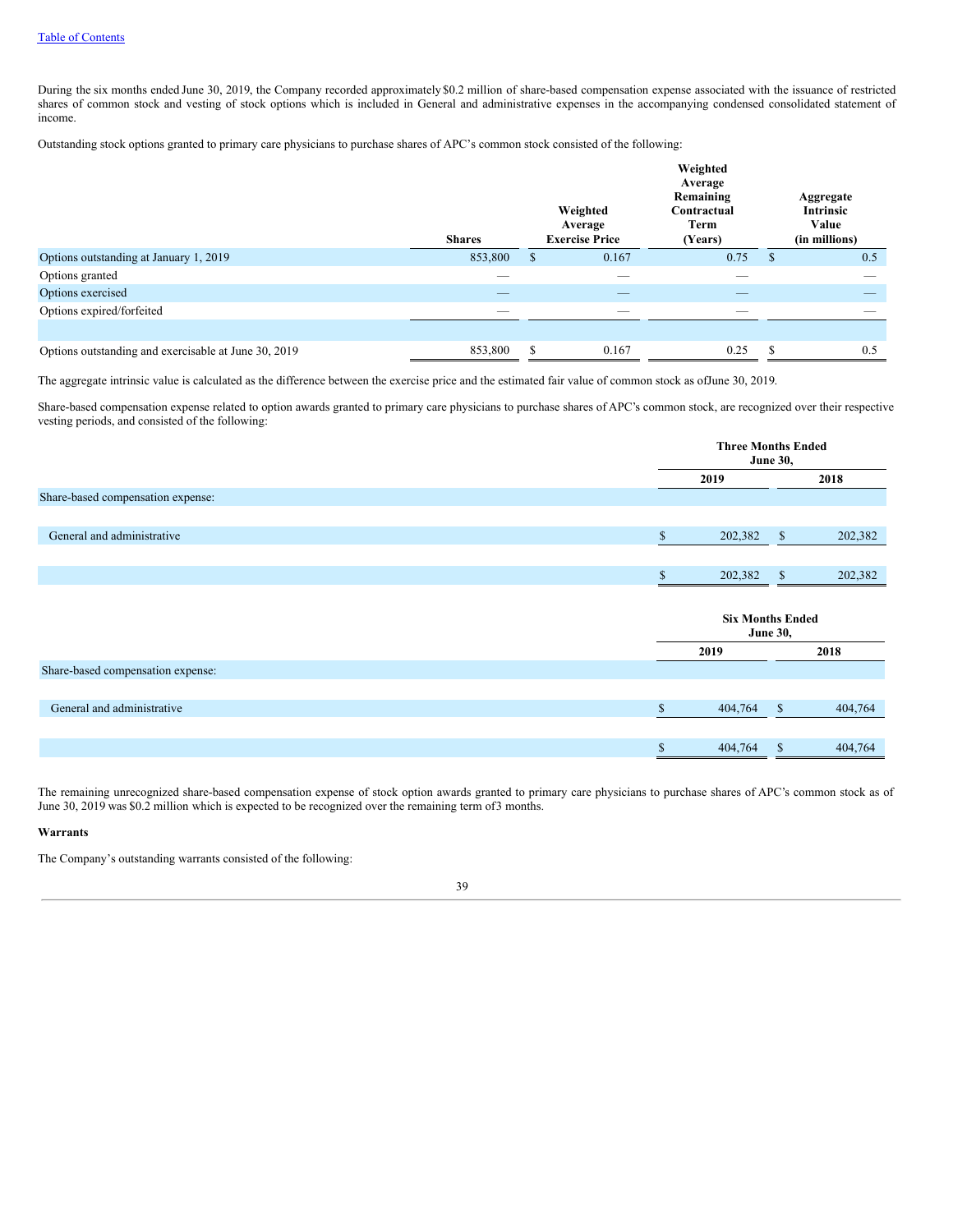During the six months ended June 30, 2019, the Company recorded approximately $0.2 million of share-based compensation expense associated with the issuance of restricted shares of common stock and vesting of stock options which is included in General and administrative expenses in the accompanying condensed consolidated statement of income.

Outstanding stock options granted to primary care physicians to purchase shares of APC's common stock consisted of the following:

| | Shares | Weighted Average Exercise Price | Weighted Average Remaining Contractual Term (Years) | Aggregate Intrinsic Value (in millions) |
|---|---|---|---|---|
| Options outstanding at January 1, 2019 | 853,800 | $ 0.167 | 0.75 | $ 0.5 |
| Options granted | — | — | — | — |
| Options exercised | — | — | — | — |
| Options expired/forfeited | — | — | — | — |
| Options outstanding and exercisable at June 30, 2019 | 853,800 | $ 0.167 | 0.25 | $ 0.5 |

The aggregate intrinsic value is calculated as the difference between the exercise price and the estimated fair value of common stock as of June 30, 2019.

Share-based compensation expense related to option awards granted to primary care physicians to purchase shares of APC's common stock, are recognized over their respective vesting periods, and consisted of the following:

| | Three Months Ended June 30, | |
|---|---|---|
| | 2019 | 2018 |
| Share-based compensation expense: | | |
| General and administrative | $ 202,382 | $ 202,382 |
| | $ 202,382 | $ 202,382 |

| | Six Months Ended June 30, | |
|---|---|---|
| | 2019 | 2018 |
| Share-based compensation expense: | | |
| General and administrative | $ 404,764 | $ 404,764 |
| | $ 404,764 | $ 404,764 |

The remaining unrecognized share-based compensation expense of stock option awards granted to primary care physicians to purchase shares of APC's common stock as of June 30, 2019 was $0.2 million which is expected to be recognized over the remaining term of 3 months.

**Warrants**

The Company's outstanding warrants consisted of the following: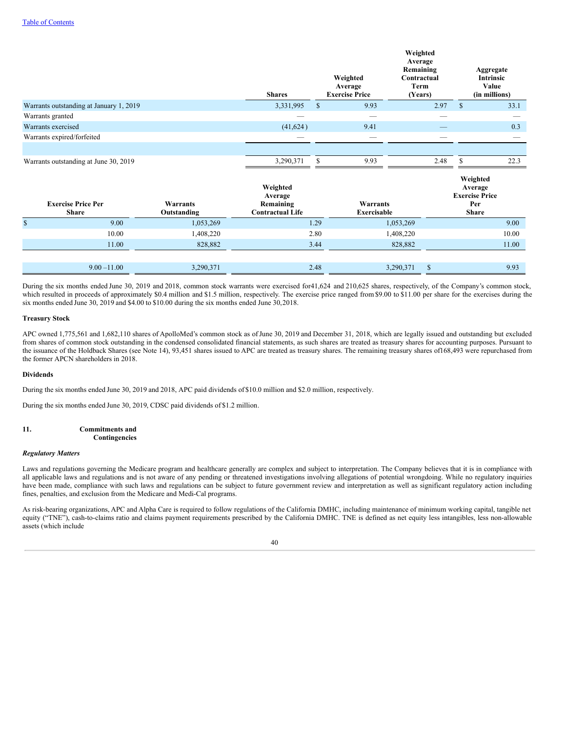| | Shares | Weighted Average Exercise Price | Weighted Average Remaining Contractual Term (Years) | Aggregate Intrinsic Value (in millions) |
|---|---|---|---|---|
| Warrants outstanding at January 1, 2019 | 3,331,995 | $ 9.93 | 2.97 | $ 33.1 |
| Warrants granted | — | — | — | — |
| Warrants exercised | (41,624) | 9.41 | — | 0.3 |
| Warrants expired/forfeited | — | — | — | — |
| Warrants outstanding at June 30, 2019 | 3,290,371 | $ 9.93 | 2.48 | $ 22.3 |

| Exercise Price Per Share | Warrants Outstanding | Weighted Average Remaining Contractual Life | Warrants Exercisable | Weighted Average Exercise Price Per Share |
|---|---|---|---|---|
| $ 9.00 | 1,053,269 | 1.29 | 1,053,269 | 9.00 |
| 10.00 | 1,408,220 | 2.80 | 1,408,220 | 10.00 |
| 11.00 | 828,882 | 3.44 | 828,882 | 11.00 |
| 9.00 –11.00 | 3,290,371 | 2.48 | 3,290,371 | $ 9.93 |

During the six months ended June 30, 2019 and 2018, common stock warrants were exercised for 41,624 and 210,625 shares, respectively, of the Company's common stock, which resulted in proceeds of approximately $0.4 million and $1.5 million, respectively. The exercise price ranged from $9.00 to $11.00 per share for the exercises during the six months ended June 30, 2019 and $4.00 to $10.00 during the six months ended June 30, 2018.

**Treasury Stock**

APC owned 1,775,561 and 1,682,110 shares of ApolloMed's common stock as of June 30, 2019 and December 31, 2018, which are legally issued and outstanding but excluded from shares of common stock outstanding in the condensed consolidated financial statements, as such shares are treated as treasury shares for accounting purposes. Pursuant to the issuance of the Holdback Shares (see Note 14), 93,451 shares issued to APC are treated as treasury shares. The remaining treasury shares of 168,493 were repurchased from the former APCN shareholders in 2018.

**Dividends**

During the six months ended June 30, 2019 and 2018, APC paid dividends of $10.0 million and $2.0 million, respectively.

During the six months ended June 30, 2019, CDSC paid dividends of $1.2 million.

## 11. Commitments and Contingencies

*Regulatory Matters*

Laws and regulations governing the Medicare program and healthcare generally are complex and subject to interpretation. The Company believes that it is in compliance with all applicable laws and regulations and is not aware of any pending or threatened investigations involving allegations of potential wrongdoing. While no regulatory inquiries have been made, compliance with such laws and regulations can be subject to future government review and interpretation as well as significant regulatory action including fines, penalties, and exclusion from the Medicare and Medi-Cal programs.

As risk-bearing organizations, APC and Alpha Care is required to follow regulations of the California DMHC, including maintenance of minimum working capital, tangible net equity ("TNE"), cash-to-claims ratio and claims payment requirements prescribed by the California DMHC. TNE is defined as net equity less intangibles, less non-allowable assets (which include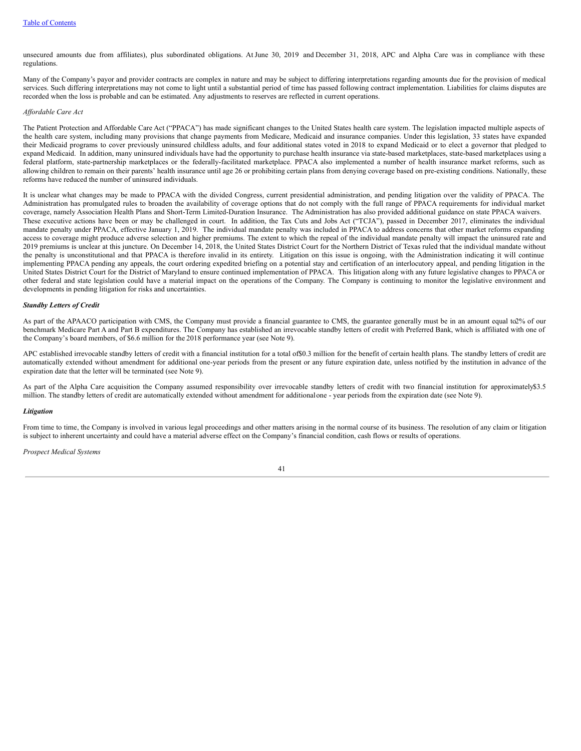unsecured amounts due from affiliates), plus subordinated obligations. At June 30, 2019 and December 31, 2018, APC and Alpha Care was in compliance with these regulations.

Many of the Company's payor and provider contracts are complex in nature and may be subject to differing interpretations regarding amounts due for the provision of medical services. Such differing interpretations may not come to light until a substantial period of time has passed following contract implementation. Liabilities for claims disputes are recorded when the loss is probable and can be estimated. Any adjustments to reserves are reflected in current operations.

*Affordable Care Act*

The Patient Protection and Affordable Care Act ("PPACA") has made significant changes to the United States health care system. The legislation impacted multiple aspects of the health care system, including many provisions that change payments from Medicare, Medicaid and insurance companies. Under this legislation, 33 states have expanded their Medicaid programs to cover previously uninsured childless adults, and four additional states voted in 2018 to expand Medicaid or to elect a governor that pledged to expand Medicaid. In addition, many uninsured individuals have had the opportunity to purchase health insurance via state-based marketplaces, state-based marketplaces using a federal platform, state-partnership marketplaces or the federally-facilitated marketplace. PPACA also implemented a number of health insurance market reforms, such as allowing children to remain on their parents' health insurance until age 26 or prohibiting certain plans from denying coverage based on pre-existing conditions. Nationally, these reforms have reduced the number of uninsured individuals.

It is unclear what changes may be made to PPACA with the divided Congress, current presidential administration, and pending litigation over the validity of PPACA. The Administration has promulgated rules to broaden the availability of coverage options that do not comply with the full range of PPACA requirements for individual market coverage, namely Association Health Plans and Short-Term Limited-Duration Insurance. The Administration has also provided additional guidance on state PPACA waivers. These executive actions have been or may be challenged in court. In addition, the Tax Cuts and Jobs Act ("TCJA"), passed in December 2017, eliminates the individual mandate penalty under PPACA, effective January 1, 2019. The individual mandate penalty was included in PPACA to address concerns that other market reforms expanding access to coverage might produce adverse selection and higher premiums. The extent to which the repeal of the individual mandate penalty will impact the uninsured rate and 2019 premiums is unclear at this juncture. On December 14, 2018, the United States District Court for the Northern District of Texas ruled that the individual mandate without the penalty is unconstitutional and that PPACA is therefore invalid in its entirety. Litigation on this issue is ongoing, with the Administration indicating it will continue implementing PPACA pending any appeals, the court ordering expedited briefing on a potential stay and certification of an interlocutory appeal, and pending litigation in the United States District Court for the District of Maryland to ensure continued implementation of PPACA. This litigation along with any future legislative changes to PPACA or other federal and state legislation could have a material impact on the operations of the Company. The Company is continuing to monitor the legislative environment and developments in pending litigation for risks and uncertainties.

***Standby Letters of Credit***

As part of the APAACO participation with CMS, the Company must provide a financial guarantee to CMS, the guarantee generally must be in an amount equal to 2% of our benchmark Medicare Part A and Part B expenditures. The Company has established an irrevocable standby letters of credit with Preferred Bank, which is affiliated with one of the Company's board members, of $6.6 million for the 2018 performance year (see Note 9).

APC established irrevocable standby letters of credit with a financial institution for a total of $0.3 million for the benefit of certain health plans. The standby letters of credit are automatically extended without amendment for additional one-year periods from the present or any future expiration date, unless notified by the institution in advance of the expiration date that the letter will be terminated (see Note 9).

As part of the Alpha Care acquisition the Company assumed responsibility over irrevocable standby letters of credit with two financial institution for approximately $3.5 million. The standby letters of credit are automatically extended without amendment for additional one - year periods from the expiration date (see Note 9).

***Litigation***

From time to time, the Company is involved in various legal proceedings and other matters arising in the normal course of its business. The resolution of any claim or litigation is subject to inherent uncertainty and could have a material adverse effect on the Company's financial condition, cash flows or results of operations.

*Prospect Medical Systems*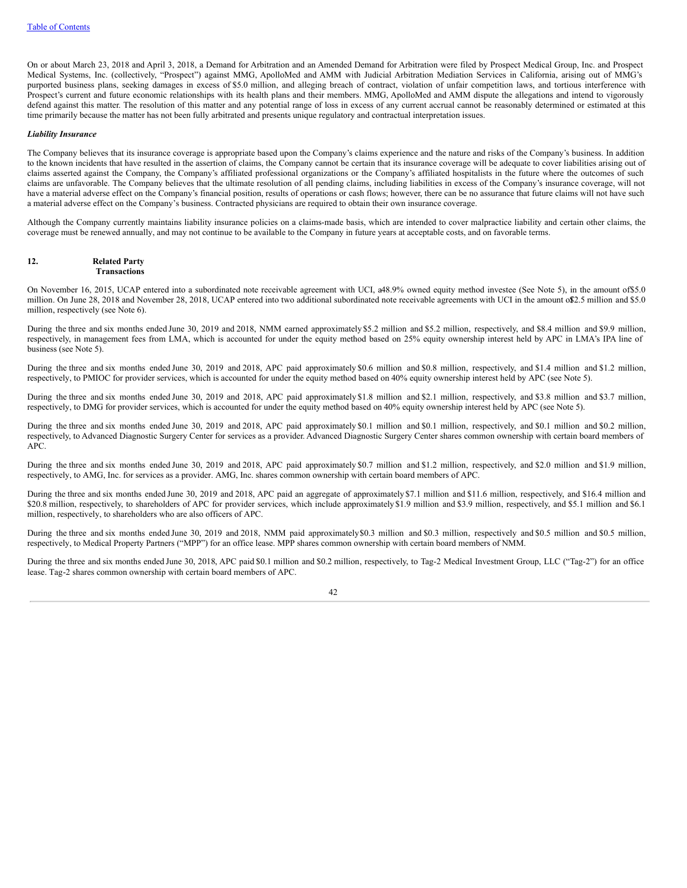On or about March 23, 2018 and April 3, 2018, a Demand for Arbitration and an Amended Demand for Arbitration were filed by Prospect Medical Group, Inc. and Prospect Medical Systems, Inc. (collectively, "Prospect") against MMG, ApolloMed and AMM with Judicial Arbitration Mediation Services in California, arising out of MMG's purported business plans, seeking damages in excess of $5.0 million, and alleging breach of contract, violation of unfair competition laws, and tortious interference with Prospect's current and future economic relationships with its health plans and their members. MMG, ApolloMed and AMM dispute the allegations and intend to vigorously defend against this matter. The resolution of this matter and any potential range of loss in excess of any current accrual cannot be reasonably determined or estimated at this time primarily because the matter has not been fully arbitrated and presents unique regulatory and contractual interpretation issues.

***Liability Insurance***

The Company believes that its insurance coverage is appropriate based upon the Company's claims experience and the nature and risks of the Company's business. In addition to the known incidents that have resulted in the assertion of claims, the Company cannot be certain that its insurance coverage will be adequate to cover liabilities arising out of claims asserted against the Company, the Company's affiliated professional organizations or the Company's affiliated hospitalists in the future where the outcomes of such claims are unfavorable. The Company believes that the ultimate resolution of all pending claims, including liabilities in excess of the Company's insurance coverage, will not have a material adverse effect on the Company's financial position, results of operations or cash flows; however, there can be no assurance that future claims will not have such a material adverse effect on the Company's business. Contracted physicians are required to obtain their own insurance coverage.

Although the Company currently maintains liability insurance policies on a claims-made basis, which are intended to cover malpractice liability and certain other claims, the coverage must be renewed annually, and may not continue to be available to the Company in future years at acceptable costs, and on favorable terms.

## 12. Related Party Transactions

On November 16, 2015, UCAP entered into a subordinated note receivable agreement with UCI, a 48.9% owned equity method investee (See Note 5), in the amount of $5.0 million. On June 28, 2018 and November 28, 2018, UCAP entered into two additional subordinated note receivable agreements with UCI in the amount of $2.5 million and $5.0 million, respectively (see Note 6).

During the three and six months ended June 30, 2019 and 2018, NMM earned approximately $5.2 million and $5.2 million, respectively, and $8.4 million and $9.9 million, respectively, in management fees from LMA, which is accounted for under the equity method based on 25% equity ownership interest held by APC in LMA's IPA line of business (see Note 5).

During the three and six months ended June 30, 2019 and 2018, APC paid approximately $0.6 million and $0.8 million, respectively, and $1.4 million and $1.2 million, respectively, to PMIOC for provider services, which is accounted for under the equity method based on 40% equity ownership interest held by APC (see Note 5).

During the three and six months ended June 30, 2019 and 2018, APC paid approximately $1.8 million and $2.1 million, respectively, and $3.8 million and $3.7 million, respectively, to DMG for provider services, which is accounted for under the equity method based on 40% equity ownership interest held by APC (see Note 5).

During the three and six months ended June 30, 2019 and 2018, APC paid approximately $0.1 million and $0.1 million, respectively, and $0.1 million and $0.2 million, respectively, to Advanced Diagnostic Surgery Center for services as a provider. Advanced Diagnostic Surgery Center shares common ownership with certain board members of APC.

During the three and six months ended June 30, 2019 and 2018, APC paid approximately $0.7 million and $1.2 million, respectively, and $2.0 million and $1.9 million, respectively, to AMG, Inc. for services as a provider. AMG, Inc. shares common ownership with certain board members of APC.

During the three and six months ended June 30, 2019 and 2018, APC paid an aggregate of approximately $7.1 million and $11.6 million, respectively, and $16.4 million and $20.8 million, respectively, to shareholders of APC for provider services, which include approximately $1.9 million and $3.9 million, respectively, and $5.1 million and $6.1 million, respectively, to shareholders who are also officers of APC.

During the three and six months ended June 30, 2019 and 2018, NMM paid approximately $0.3 million and $0.3 million, respectively and $0.5 million and $0.5 million, respectively, to Medical Property Partners ("MPP") for an office lease. MPP shares common ownership with certain board members of NMM.

During the three and six months ended June 30, 2018, APC paid $0.1 million and $0.2 million, respectively, to Tag-2 Medical Investment Group, LLC ("Tag-2") for an office lease. Tag-2 shares common ownership with certain board members of APC.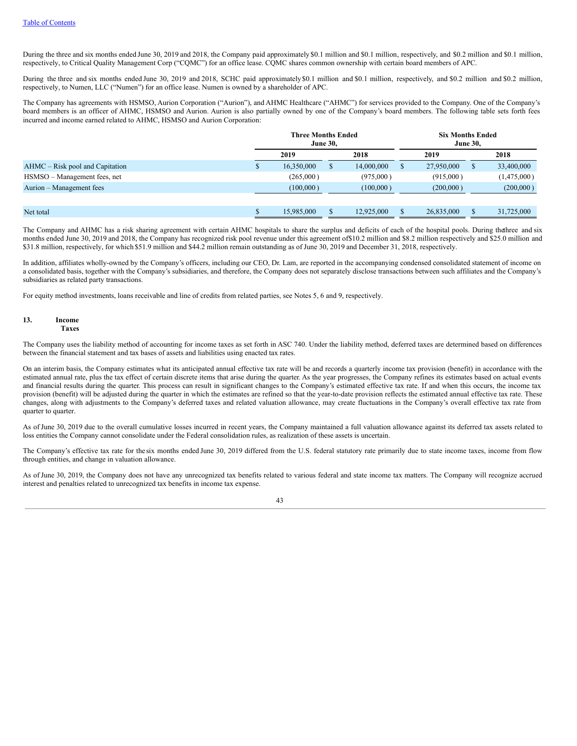During the three and six months ended June 30, 2019 and 2018, the Company paid approximately $0.1 million and $0.1 million, respectively, and $0.2 million and $0.1 million, respectively, to Critical Quality Management Corp ("CQMC") for an office lease. CQMC shares common ownership with certain board members of APC.

During the three and six months ended June 30, 2019 and 2018, SCHC paid approximately $0.1 million and $0.1 million, respectively, and $0.2 million and $0.2 million, respectively, to Numen, LLC ("Numen") for an office lease. Numen is owned by a shareholder of APC.

The Company has agreements with HSMSO, Aurion Corporation ("Aurion"), and AHMC Healthcare ("AHMC") for services provided to the Company. One of the Company's board members is an officer of AHMC, HSMSO and Aurion. Aurion is also partially owned by one of the Company's board members. The following table sets forth fees incurred and income earned related to AHMC, HSMSO and Aurion Corporation:

| | Three Months Ended June 30, | | Six Months Ended June 30, | |
|---|---|---|---|---|
| | 2019 | 2018 | 2019 | 2018 |
| AHMC – Risk pool and Capitation | $ 16,350,000 | $ 14,000,000 | $ 27,950,000 | $ 33,400,000 |
| HSMSO – Management fees, net | (265,000) | (975,000) | (915,000) | (1,475,000) |
| Aurion – Management fees | (100,000) | (100,000) | (200,000) | (200,000) |
| Net total | $ 15,985,000 | $ 12,925,000 | $ 26,835,000 | $ 31,725,000 |

The Company and AHMC has a risk sharing agreement with certain AHMC hospitals to share the surplus and deficits of each of the hospital pools. During the three and six months ended June 30, 2019 and 2018, the Company has recognized risk pool revenue under this agreement of $10.2 million and $8.2 million respectively and $25.0 million and $31.8 million, respectively, for which $51.9 million and $44.2 million remain outstanding as of June 30, 2019 and December 31, 2018, respectively.

In addition, affiliates wholly-owned by the Company's officers, including our CEO, Dr. Lam, are reported in the accompanying condensed consolidated statement of income on a consolidated basis, together with the Company's subsidiaries, and therefore, the Company does not separately disclose transactions between such affiliates and the Company's subsidiaries as related party transactions.

For equity method investments, loans receivable and line of credits from related parties, see Notes 5, 6 and 9, respectively.

## 13. Income Taxes

The Company uses the liability method of accounting for income taxes as set forth in ASC 740. Under the liability method, deferred taxes are determined based on differences between the financial statement and tax bases of assets and liabilities using enacted tax rates.

On an interim basis, the Company estimates what its anticipated annual effective tax rate will be and records a quarterly income tax provision (benefit) in accordance with the estimated annual rate, plus the tax effect of certain discrete items that arise during the quarter. As the year progresses, the Company refines its estimates based on actual events and financial results during the quarter. This process can result in significant changes to the Company's estimated effective tax rate. If and when this occurs, the income tax provision (benefit) will be adjusted during the quarter in which the estimates are refined so that the year-to-date provision reflects the estimated annual effective tax rate. These changes, along with adjustments to the Company's deferred taxes and related valuation allowance, may create fluctuations in the Company's overall effective tax rate from quarter to quarter.

As of June 30, 2019 due to the overall cumulative losses incurred in recent years, the Company maintained a full valuation allowance against its deferred tax assets related to loss entities the Company cannot consolidate under the Federal consolidation rules, as realization of these assets is uncertain.

The Company's effective tax rate for the six months ended June 30, 2019 differed from the U.S. federal statutory rate primarily due to state income taxes, income from flow through entities, and change in valuation allowance.

As of June 30, 2019, the Company does not have any unrecognized tax benefits related to various federal and state income tax matters. The Company will recognize accrued interest and penalties related to unrecognized tax benefits in income tax expense.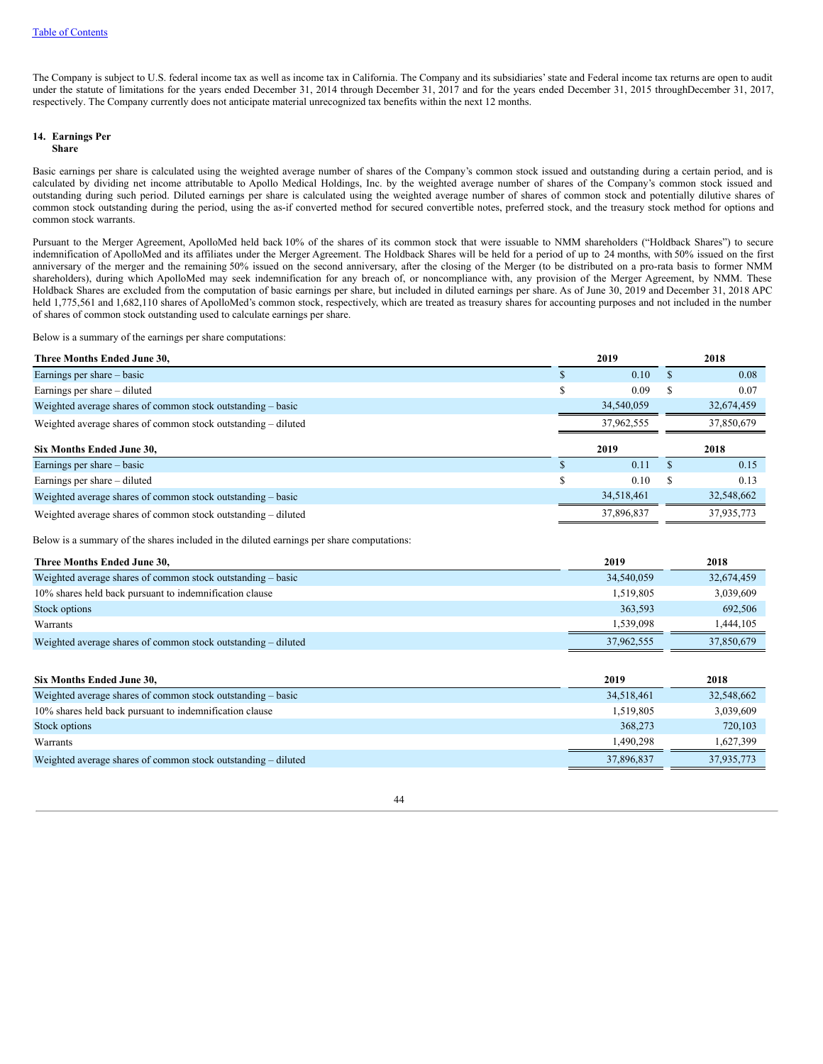The Company is subject to U.S. federal income tax as well as income tax in California. The Company and its subsidiaries' state and Federal income tax returns are open to audit under the statute of limitations for the years ended December 31, 2014 through December 31, 2017 and for the years ended December 31, 2015 throughDecember 31, 2017, respectively. The Company currently does not anticipate material unrecognized tax benefits within the next 12 months.

## 14. Earnings Per Share

Basic earnings per share is calculated using the weighted average number of shares of the Company's common stock issued and outstanding during a certain period, and is calculated by dividing net income attributable to Apollo Medical Holdings, Inc. by the weighted average number of shares of the Company's common stock issued and outstanding during such period. Diluted earnings per share is calculated using the weighted average number of shares of common stock and potentially dilutive shares of common stock outstanding during the period, using the as-if converted method for secured convertible notes, preferred stock, and the treasury stock method for options and common stock warrants.

Pursuant to the Merger Agreement, ApolloMed held back 10% of the shares of its common stock that were issuable to NMM shareholders ("Holdback Shares") to secure indemnification of ApolloMed and its affiliates under the Merger Agreement. The Holdback Shares will be held for a period of up to 24 months, with 50% issued on the first anniversary of the merger and the remaining 50% issued on the second anniversary, after the closing of the Merger (to be distributed on a pro-rata basis to former NMM shareholders), during which ApolloMed may seek indemnification for any breach of, or noncompliance with, any provision of the Merger Agreement, by NMM. These Holdback Shares are excluded from the computation of basic earnings per share, but included in diluted earnings per share. As of June 30, 2019 and December 31, 2018 APC held 1,775,561 and 1,682,110 shares of ApolloMed's common stock, respectively, which are treated as treasury shares for accounting purposes and not included in the number of shares of common stock outstanding used to calculate earnings per share.

Below is a summary of the earnings per share computations:

| Three Months Ended June 30, | 2019 | 2018 |
|---|---|---|
| Earnings per share – basic | $ 0.10 | $ 0.08 |
| Earnings per share – diluted | $ 0.09 | $ 0.07 |
| Weighted average shares of common stock outstanding – basic | 34,540,059 | 32,674,459 |
| Weighted average shares of common stock outstanding – diluted | 37,962,555 | 37,850,679 |
| **Six Months Ended June 30,** | **2019** | **2018** |
| Earnings per share – basic | $ 0.11 | $ 0.15 |
| Earnings per share – diluted | $ 0.10 | $ 0.13 |
| Weighted average shares of common stock outstanding – basic | 34,518,461 | 32,548,662 |
| Weighted average shares of common stock outstanding – diluted | 37,896,837 | 37,935,773 |

Below is a summary of the shares included in the diluted earnings per share computations:

| Three Months Ended June 30, | 2019 | 2018 |
|---|---|---|
| Weighted average shares of common stock outstanding – basic | 34,540,059 | 32,674,459 |
| 10% shares held back pursuant to indemnification clause | 1,519,805 | 3,039,609 |
| Stock options | 363,593 | 692,506 |
| Warrants | 1,539,098 | 1,444,105 |
| Weighted average shares of common stock outstanding – diluted | 37,962,555 | 37,850,679 |

| Six Months Ended June 30, | 2019 | 2018 |
|---|---|---|
| Weighted average shares of common stock outstanding – basic | 34,518,461 | 32,548,662 |
| 10% shares held back pursuant to indemnification clause | 1,519,805 | 3,039,609 |
| Stock options | 368,273 | 720,103 |
| Warrants | 1,490,298 | 1,627,399 |
| Weighted average shares of common stock outstanding – diluted | 37,896,837 | 37,935,773 |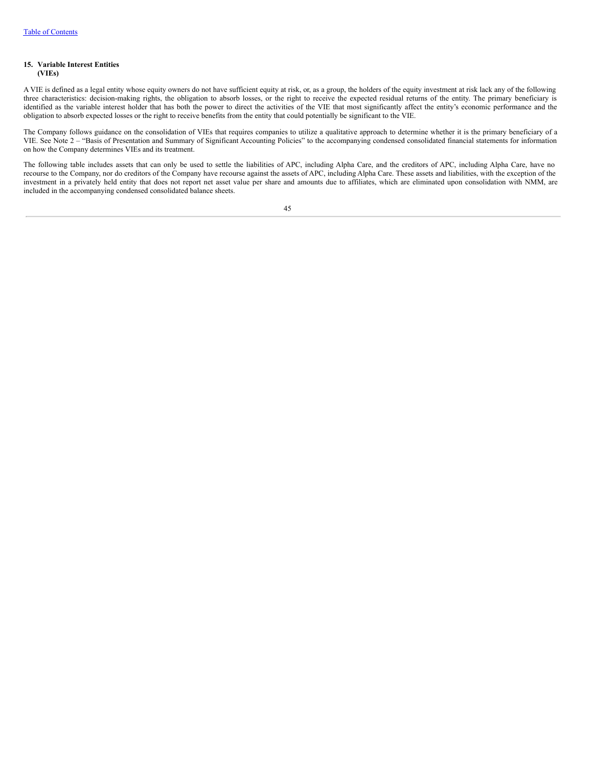[Table of Contents](#)

## 15. Variable Interest Entities (VIEs)

A VIE is defined as a legal entity whose equity owners do not have sufficient equity at risk, or, as a group, the holders of the equity investment at risk lack any of the following three characteristics: decision-making rights, the obligation to absorb losses, or the right to receive the expected residual returns of the entity. The primary beneficiary is identified as the variable interest holder that has both the power to direct the activities of the VIE that most significantly affect the entity's economic performance and the obligation to absorb expected losses or the right to receive benefits from the entity that could potentially be significant to the VIE.

The Company follows guidance on the consolidation of VIEs that requires companies to utilize a qualitative approach to determine whether it is the primary beneficiary of a VIE. See Note 2 – "Basis of Presentation and Summary of Significant Accounting Policies" to the accompanying condensed consolidated financial statements for information on how the Company determines VIEs and its treatment.

The following table includes assets that can only be used to settle the liabilities of APC, including Alpha Care, and the creditors of APC, including Alpha Care, have no recourse to the Company, nor do creditors of the Company have recourse against the assets of APC, including Alpha Care. These assets and liabilities, with the exception of the investment in a privately held entity that does not report net asset value per share and amounts due to affiliates, which are eliminated upon consolidation with NMM, are included in the accompanying condensed consolidated balance sheets.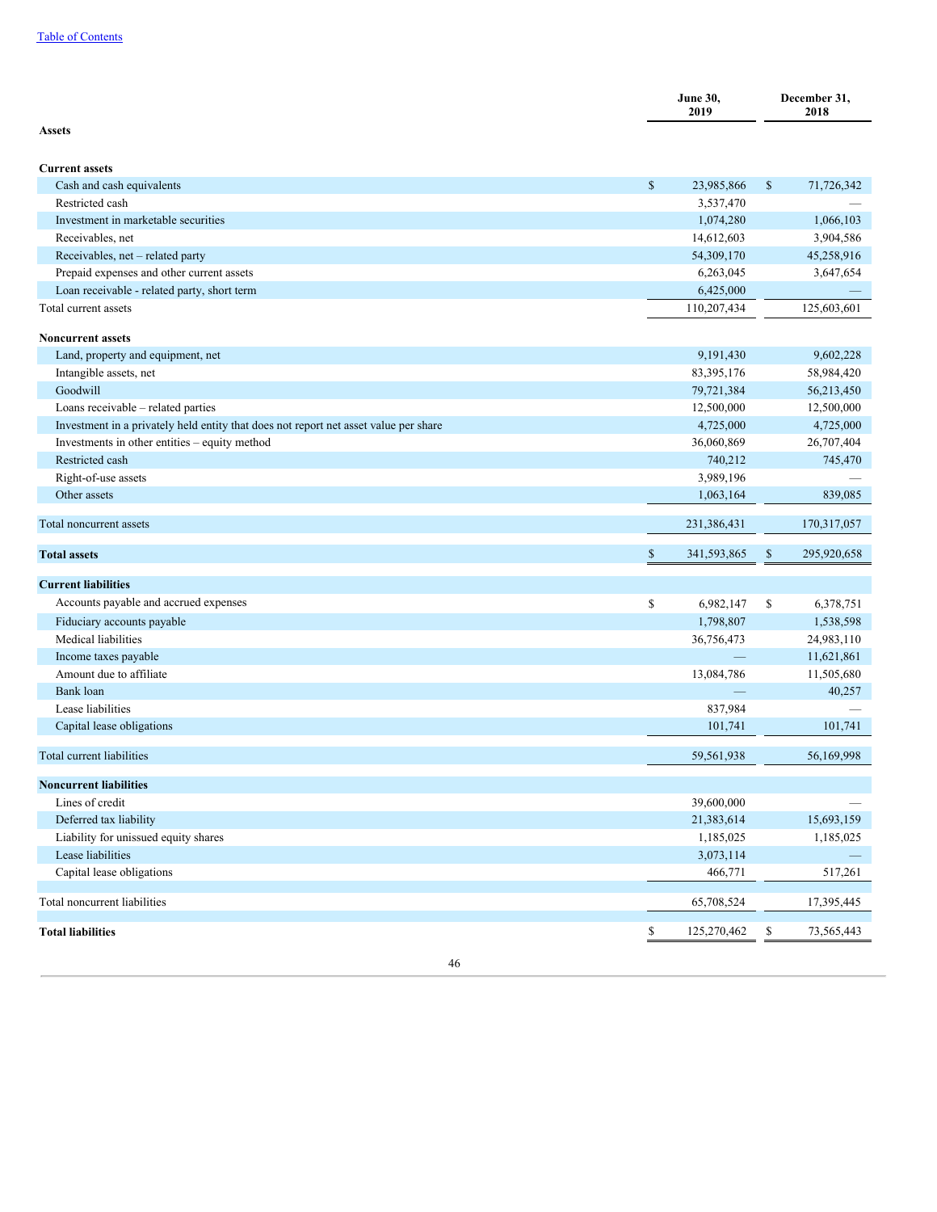| | June 30, 2019 | December 31, 2018 |
|---|---|---|
| **Assets** | | |
| **Current assets** | | |
| Cash and cash equivalents | $ 23,985,866 | $ 71,726,342 |
| Restricted cash | 3,537,470 | — |
| Investment in marketable securities | 1,074,280 | 1,066,103 |
| Receivables, net | 14,612,603 | 3,904,586 |
| Receivables, net – related party | 54,309,170 | 45,258,916 |
| Prepaid expenses and other current assets | 6,263,045 | 3,647,654 |
| Loan receivable - related party, short term | 6,425,000 | — |
| Total current assets | 110,207,434 | 125,603,601 |
| **Noncurrent assets** | | |
| Land, property and equipment, net | 9,191,430 | 9,602,228 |
| Intangible assets, net | 83,395,176 | 58,984,420 |
| Goodwill | 79,721,384 | 56,213,450 |
| Loans receivable – related parties | 12,500,000 | 12,500,000 |
| Investment in a privately held entity that does not report net asset value per share | 4,725,000 | 4,725,000 |
| Investments in other entities – equity method | 36,060,869 | 26,707,404 |
| Restricted cash | 740,212 | 745,470 |
| Right-of-use assets | 3,989,196 | — |
| Other assets | 1,063,164 | 839,085 |
| Total noncurrent assets | 231,386,431 | 170,317,057 |
| **Total assets** | $ 341,593,865 | $ 295,920,658 |
| **Current liabilities** | | |
| Accounts payable and accrued expenses | $ 6,982,147 | $ 6,378,751 |
| Fiduciary accounts payable | 1,798,807 | 1,538,598 |
| Medical liabilities | 36,756,473 | 24,983,110 |
| Income taxes payable | — | 11,621,861 |
| Amount due to affiliate | 13,084,786 | 11,505,680 |
| Bank loan | — | 40,257 |
| Lease liabilities | 837,984 | — |
| Capital lease obligations | 101,741 | 101,741 |
| Total current liabilities | 59,561,938 | 56,169,998 |
| **Noncurrent liabilities** | | |
| Lines of credit | 39,600,000 | — |
| Deferred tax liability | 21,383,614 | 15,693,159 |
| Liability for unissued equity shares | 1,185,025 | 1,185,025 |
| Lease liabilities | 3,073,114 | — |
| Capital lease obligations | 466,771 | 517,261 |
| Total noncurrent liabilities | 65,708,524 | 17,395,445 |
| **Total liabilities** | $ 125,270,462 | $ 73,565,443 |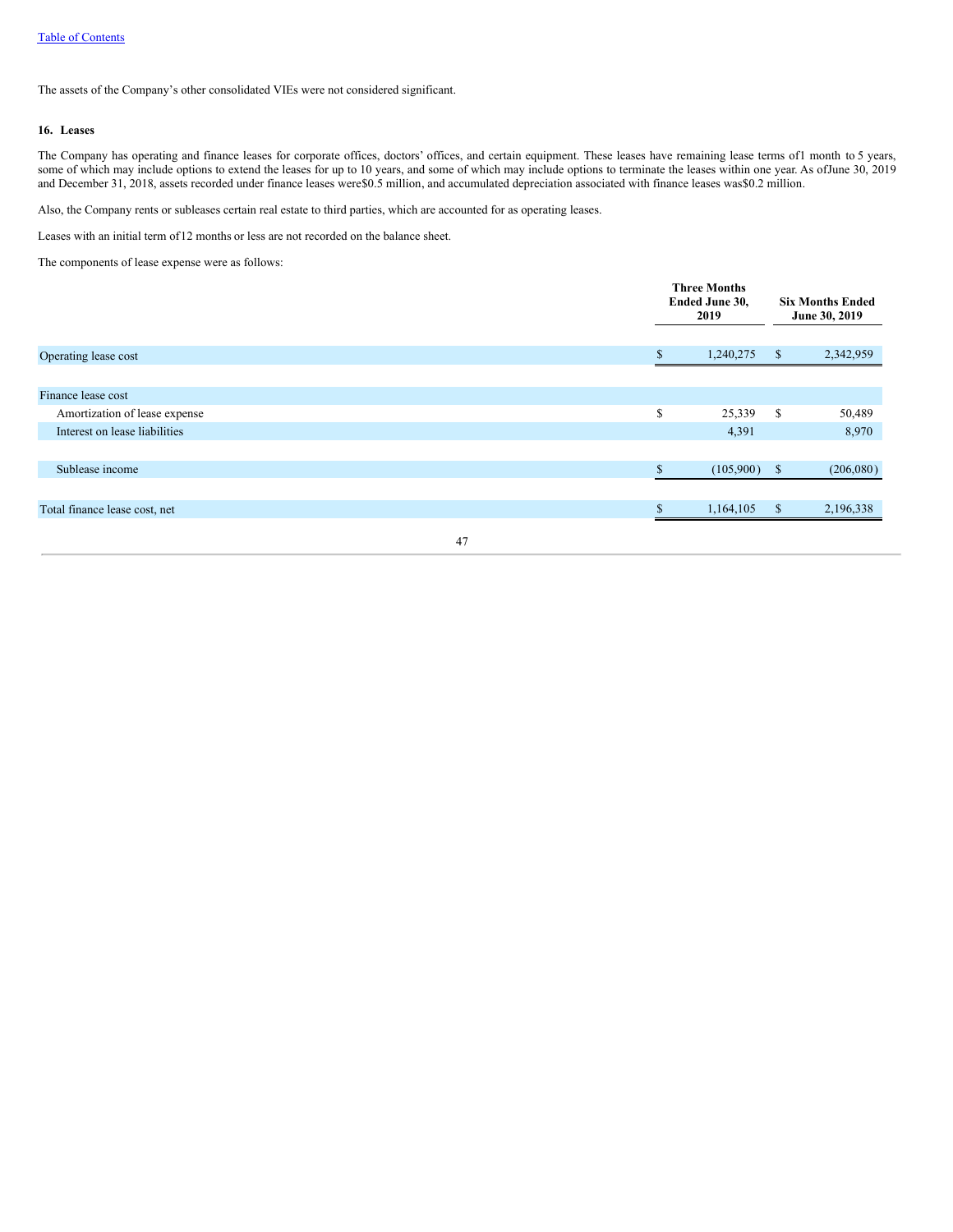The assets of the Company's other consolidated VIEs were not considered significant.

### 16. Leases

The Company has operating and finance leases for corporate offices, doctors' offices, and certain equipment. These leases have remaining lease terms of 1 month to 5 years, some of which may include options to extend the leases for up to 10 years, and some of which may include options to terminate the leases within one year. As of June 30, 2019 and December 31, 2018, assets recorded under finance leases were $0.5 million, and accumulated depreciation associated with finance leases was $0.2 million.

Also, the Company rents or subleases certain real estate to third parties, which are accounted for as operating leases.

Leases with an initial term of 12 months or less are not recorded on the balance sheet.

The components of lease expense were as follows:

| | Three Months Ended June 30, 2019 | Six Months Ended June 30, 2019 |
|---|---|---|
| Operating lease cost | $ 1,240,275 | $ 2,342,959 |
| Finance lease cost | | |
| Amortization of lease expense | $ 25,339 | $ 50,489 |
| Interest on lease liabilities | 4,391 | 8,970 |
| Sublease income | $ (105,900) | $ (206,080) |
| Total finance lease cost, net | $ 1,164,105 | $ 2,196,338 |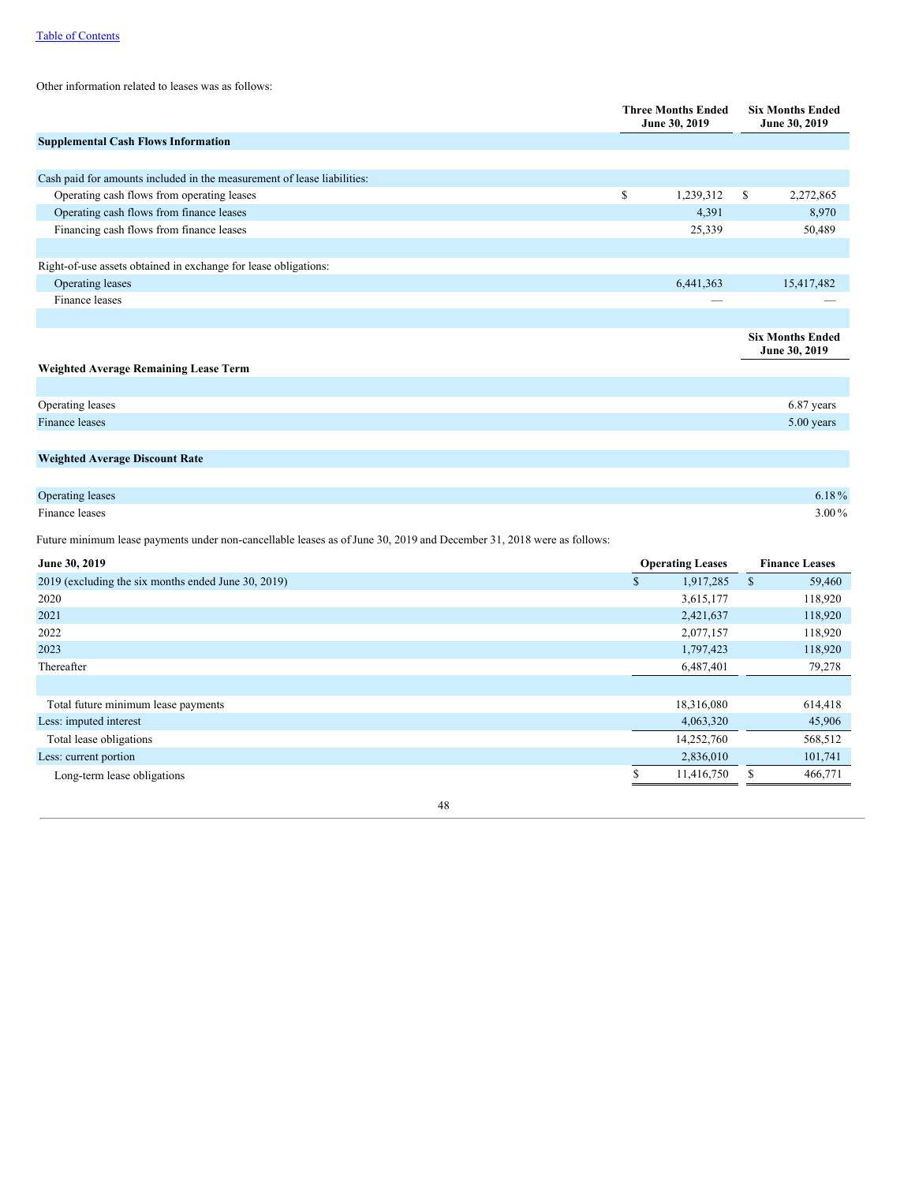[Table of Contents](#)

Other information related to lease was as follows:

| | Three Months Ended June 30, 2019 | Six Months Ended June 30, 2019 |
|---|---|---|
| **Supplemental Cash Flows Information** | | |
| | | |
| Cash paid for amounts included in the measurement of lease liabilities: | | |
| Operating cash flows from operating leases | $ 1,239,312 | $ 2,272,865 |
| Operating cash flows from finance leases | 4,391 | 8,970 |
| Financing cash flows from finance leases | 25,339 | 50,489 |
| | | |
| Right-of-use assets obtained in exchange for lease obligations: | | |
| Operating leases | 6,441,363 | 15,417,482 |
| Finance leases | — | — |

| | Six Months Ended June 30, 2019 |
|---|---|
| **Weighted Average Remaining Lease Term** | |
| | |
| Operating leases | 6.87 years |
| Finance leases | 5.00 years |
| | |
| **Weighted Average Discount Rate** | |
| | |
| Operating leases | 6.18 % |
| Finance leases | 3.00 % |

Future minimum lease payments under non-cancellable leases as of June 30, 2019 and December 31, 2018 were as follows:

| June 30, 2019 | Operating Leases | Finance Leases |
|---|---|---|
| 2019 (excluding the six months ended June 30, 2019) | $ 1,917,285 | $ 59,460 |
| 2020 | 3,615,177 | 118,920 |
| 2021 | 2,421,637 | 118,920 |
| 2022 | 2,077,157 | 118,920 |
| 2023 | 1,797,423 | 118,920 |
| Thereafter | 6,487,401 | 79,278 |
| | | |
| Total future minimum lease payments | 18,316,080 | 614,418 |
| Less: imputed interest | 4,063,320 | 45,906 |
| Total lease obligations | 14,252,760 | 568,512 |
| Less: current portion | 2,836,010 | 101,741 |
| Long-term lease obligations | $ 11,416,750 | $ 466,771 |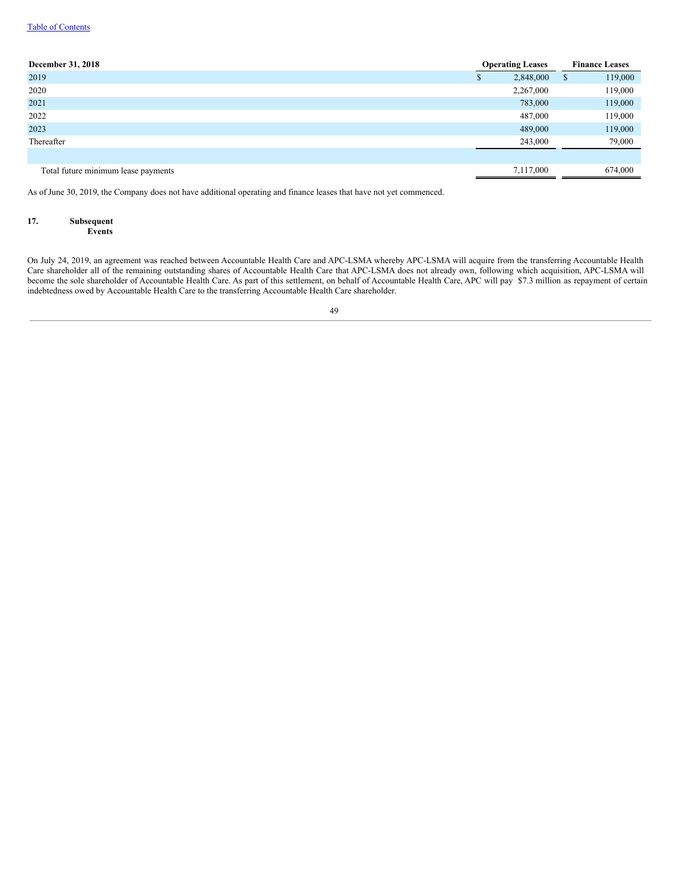| December 31, 2018 | Operating Leases | Finance Leases |
|---|---|---|
| 2019 | $ 2,848,000 | $ 119,000 |
| 2020 | 2,267,000 | 119,000 |
| 2021 | 783,000 | 119,000 |
| 2022 | 487,000 | 119,000 |
| 2023 | 489,000 | 119,000 |
| Thereafter | 243,000 | 79,000 |
| | | |
| Total future minimum lease payments | 7,117,000 | 674,000 |

As of June 30, 2019, the Company does not have additional operating and finance leases that have not yet commenced.

## 17. Subsequent Events

On July 24, 2019, an agreement was reached between Accountable Health Care and APC-LSMA whereby APC-LSMA will acquire from the transferring Accountable Health Care shareholder all of the remaining outstanding shares of Accountable Health Care that APC-LSMA does not already own, following which acquisition, APC-LSMA will become the sole shareholder of Accountable Health Care. As part of this settlement, on behalf of Accountable Health Care, APC will pay $7.3 million as repayment of certain indebtedness owed by Accountable Health Care to the transferring Accountable Health Care shareholder.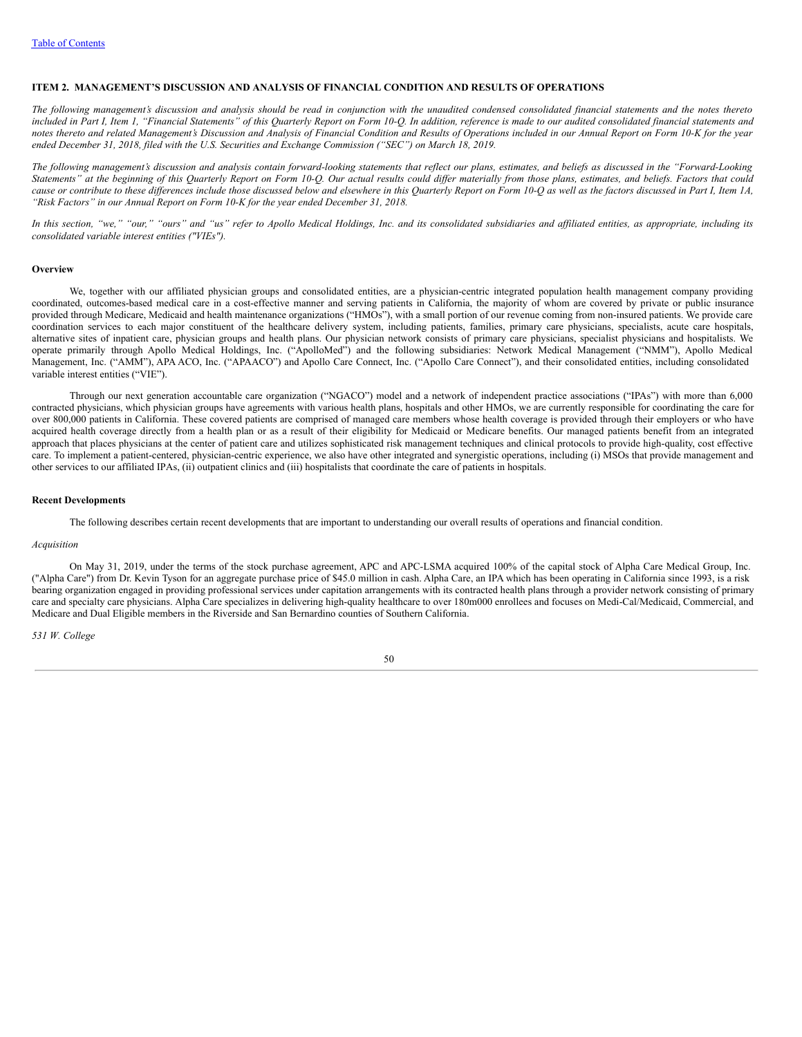[Table of Contents](#)

## ITEM 2. MANAGEMENT'S DISCUSSION AND ANALYSIS OF FINANCIAL CONDITION AND RESULTS OF OPERATIONS

*The following management's discussion and analysis should be read in conjunction with the unaudited condensed consolidated financial statements and the notes thereto included in Part I, Item 1, "Financial Statements" of this Quarterly Report on Form 10-Q. In addition, reference is made to our audited consolidated financial statements and notes thereto and related Management's Discussion and Analysis of Financial Condition and Results of Operations included in our Annual Report on Form 10-K for the year ended December 31, 2018, filed with the U.S. Securities and Exchange Commission ("SEC") on March 18, 2019.*

*The following management's discussion and analysis contain forward-looking statements that reflect our plans, estimates, and beliefs as discussed in the "Forward-Looking Statements" at the beginning of this Quarterly Report on Form 10-Q. Our actual results could differ materially from those plans, estimates, and beliefs. Factors that could cause or contribute to these differences include those discussed below and elsewhere in this Quarterly Report on Form 10-Q as well as the factors discussed in Part I, Item 1A, "Risk Factors" in our Annual Report on Form 10-K for the year ended December 31, 2018.*

*In this section, "we," "our," "ours" and "us" refer to Apollo Medical Holdings, Inc. and its consolidated subsidiaries and affiliated entities, as appropriate, including its consolidated variable interest entities ("VIEs").*

### Overview

We, together with our affiliated physician groups and consolidated entities, are a physician-centric integrated population health management company providing coordinated, outcomes-based medical care in a cost-effective manner and serving patients in California, the majority of whom are covered by private or public insurance provided through Medicare, Medicaid and health maintenance organizations ("HMOs"), with a small portion of our revenue coming from non-insured patients. We provide care coordination services to each major constituent of the healthcare delivery system, including patients, families, primary care physicians, specialists, acute care hospitals, alternative sites of inpatient care, physician groups and health plans. Our physician network consists of primary care physicians, specialist physicians and hospitalists. We operate primarily through Apollo Medical Holdings, Inc. ("ApolloMed") and the following subsidiaries: Network Medical Management ("NMM"), Apollo Medical Management, Inc. ("AMM"), APA ACO, Inc. ("APAACO") and Apollo Care Connect, Inc. ("Apollo Care Connect"), and their consolidated entities, including consolidated variable interest entities ("VIE").

Through our next generation accountable care organization ("NGACO") model and a network of independent practice associations ("IPAs") with more than 6,000 contracted physicians, which physician groups have agreements with various health plans, hospitals and other HMOs, we are currently responsible for coordinating the care for over 800,000 patients in California. These covered patients are comprised of managed care members whose health coverage is provided through their employers or who have acquired health coverage directly from a health plan or as a result of their eligibility for Medicaid or Medicare benefits. Our managed patients benefit from an integrated approach that places physicians at the center of patient care and utilizes sophisticated risk management techniques and clinical protocols to provide high-quality, cost effective care. To implement a patient-centered, physician-centric experience, we also have other integrated and synergistic operations, including (i) MSOs that provide management and other services to our affiliated IPAs, (ii) outpatient clinics and (iii) hospitalists that coordinate the care of patients in hospitals.

### Recent Developments

The following describes certain recent developments that are important to understanding our overall results of operations and financial condition.

*Acquisition*

On May 31, 2019, under the terms of the stock purchase agreement, APC and APC-LSMA acquired 100% of the capital stock of Alpha Care Medical Group, Inc. ("Alpha Care") from Dr. Kevin Tyson for an aggregate purchase price of $45.0 million in cash. Alpha Care, an IPA which has been operating in California since 1993, is a risk bearing organization engaged in providing professional services under capitation arrangements with its contracted health plans through a provider network consisting of primary care and specialty care physicians. Alpha Care specializes in delivering high-quality healthcare to over 180m000 enrollees and focuses on Medi-Cal/Medicaid, Commercial, and Medicare and Dual Eligible members in the Riverside and San Bernardino counties of Southern California.

*531 W. College*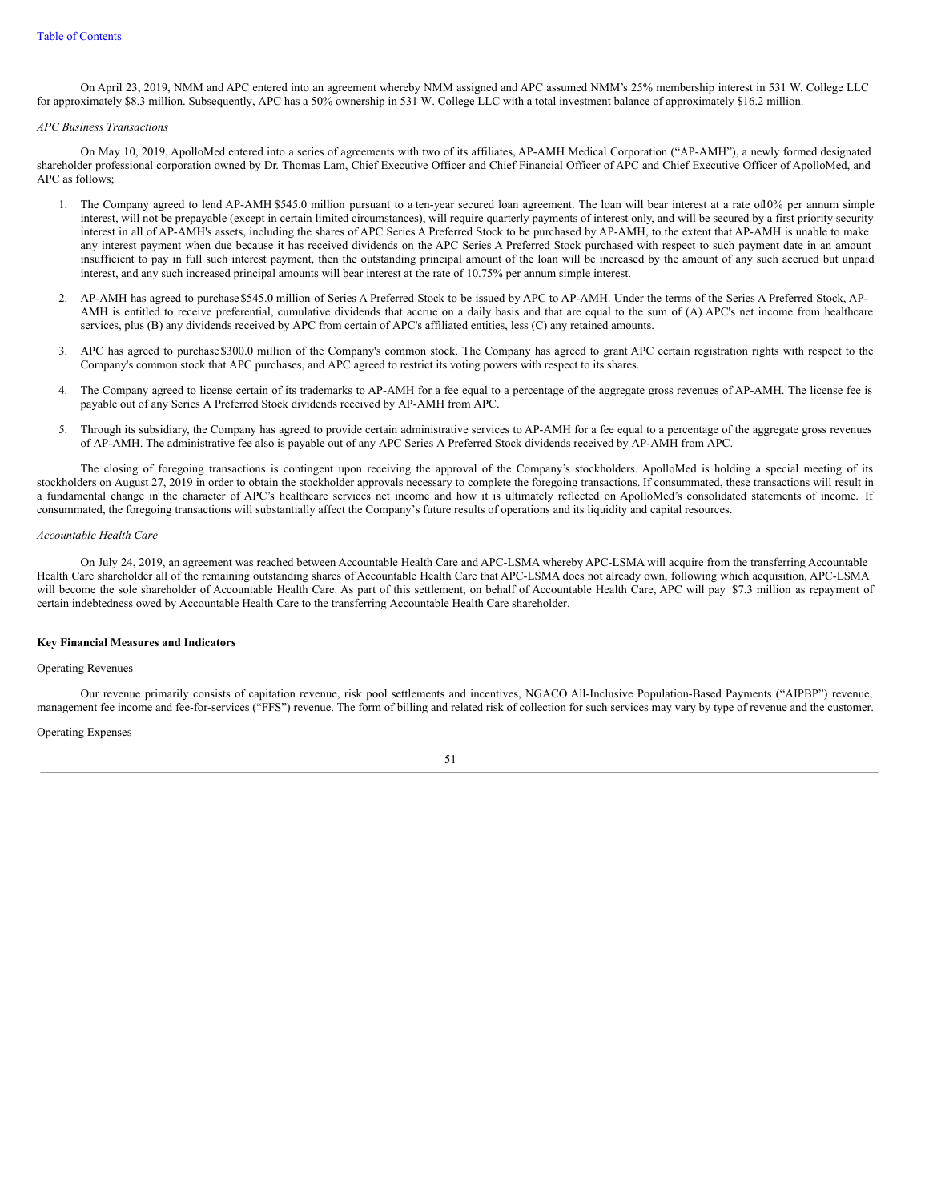On April 23, 2019, NMM and APC entered into an agreement whereby NMM assigned and APC assumed NMM's 25% membership interest in 531 W. College LLC for approximately $8.3 million. Subsequently, APC has a 50% ownership in 531 W. College LLC with a total investment balance of approximately $16.2 million.

*APC Business Transactions*

On May 10, 2019, ApolloMed entered into a series of agreements with two of its affiliates, AP-AMH Medical Corporation ("AP-AMH"), a newly formed designated shareholder professional corporation owned by Dr. Thomas Lam, Chief Executive Officer and Chief Financial Officer of APC and Chief Executive Officer of ApolloMed, and APC as follows;

1. The Company agreed to lend AP-AMH $545.0 million pursuant to a ten-year secured loan agreement. The loan will bear interest at a rate of 10% per annum simple interest, will not be prepayable (except in certain limited circumstances), will require quarterly payments of interest only, and will be secured by a first priority security interest in all of AP-AMH's assets, including the shares of APC Series A Preferred Stock to be purchased by AP-AMH, to the extent that AP-AMH is unable to make any interest payment when due because it has received dividends on the APC Series A Preferred Stock purchased with respect to such payment date in an amount insufficient to pay in full such interest payment, then the outstanding principal amount of the loan will be increased by the amount of any such accrued but unpaid interest, and any such increased principal amounts will bear interest at the rate of 10.75% per annum simple interest.

2. AP-AMH has agreed to purchase $545.0 million of Series A Preferred Stock to be issued by APC to AP-AMH. Under the terms of the Series A Preferred Stock, AP-AMH is entitled to receive preferential, cumulative dividends that accrue on a daily basis and that are equal to the sum of (A) APC's net income from healthcare services, plus (B) any dividends received by APC from certain of APC's affiliated entities, less (C) any retained amounts.

3. APC has agreed to purchase $300.0 million of the Company's common stock. The Company has agreed to grant APC certain registration rights with respect to the Company's common stock that APC purchases, and APC agreed to restrict its voting powers with respect to its shares.

4. The Company agreed to license certain of its trademarks to AP-AMH for a fee equal to a percentage of the aggregate gross revenues of AP-AMH. The license fee is payable out of any Series A Preferred Stock dividends received by AP-AMH from APC.

5. Through its subsidiary, the Company has agreed to provide certain administrative services to AP-AMH for a fee equal to a percentage of the aggregate gross revenues of AP-AMH. The administrative fee also is payable out of any APC Series A Preferred Stock dividends received by AP-AMH from APC.

The closing of foregoing transactions is contingent upon receiving the approval of the Company's stockholders. ApolloMed is holding a special meeting of its stockholders on August 27, 2019 in order to obtain the stockholder approvals necessary to complete the foregoing transactions. If consummated, these transactions will result in a fundamental change in the character of APC's healthcare services net income and how it is ultimately reflected on ApolloMed's consolidated statements of income. If consummated, the foregoing transactions will substantially affect the Company's future results of operations and its liquidity and capital resources.

*Accountable Health Care*

On July 24, 2019, an agreement was reached between Accountable Health Care and APC-LSMA whereby APC-LSMA will acquire from the transferring Accountable Health Care shareholder all of the remaining outstanding shares of Accountable Health Care that APC-LSMA does not already own, following which acquisition, APC-LSMA will become the sole shareholder of Accountable Health Care. As part of this settlement, on behalf of Accountable Health Care, APC will pay $7.3 million as repayment of certain indebtedness owed by Accountable Health Care to the transferring Accountable Health Care shareholder.

**Key Financial Measures and Indicators**

Operating Revenues

Our revenue primarily consists of capitation revenue, risk pool settlements and incentives, NGACO All-Inclusive Population-Based Payments ("AIPBP") revenue, management fee income and fee-for-services ("FFS") revenue. The form of billing and related risk of collection for such services may vary by type of revenue and the customer.

Operating Expenses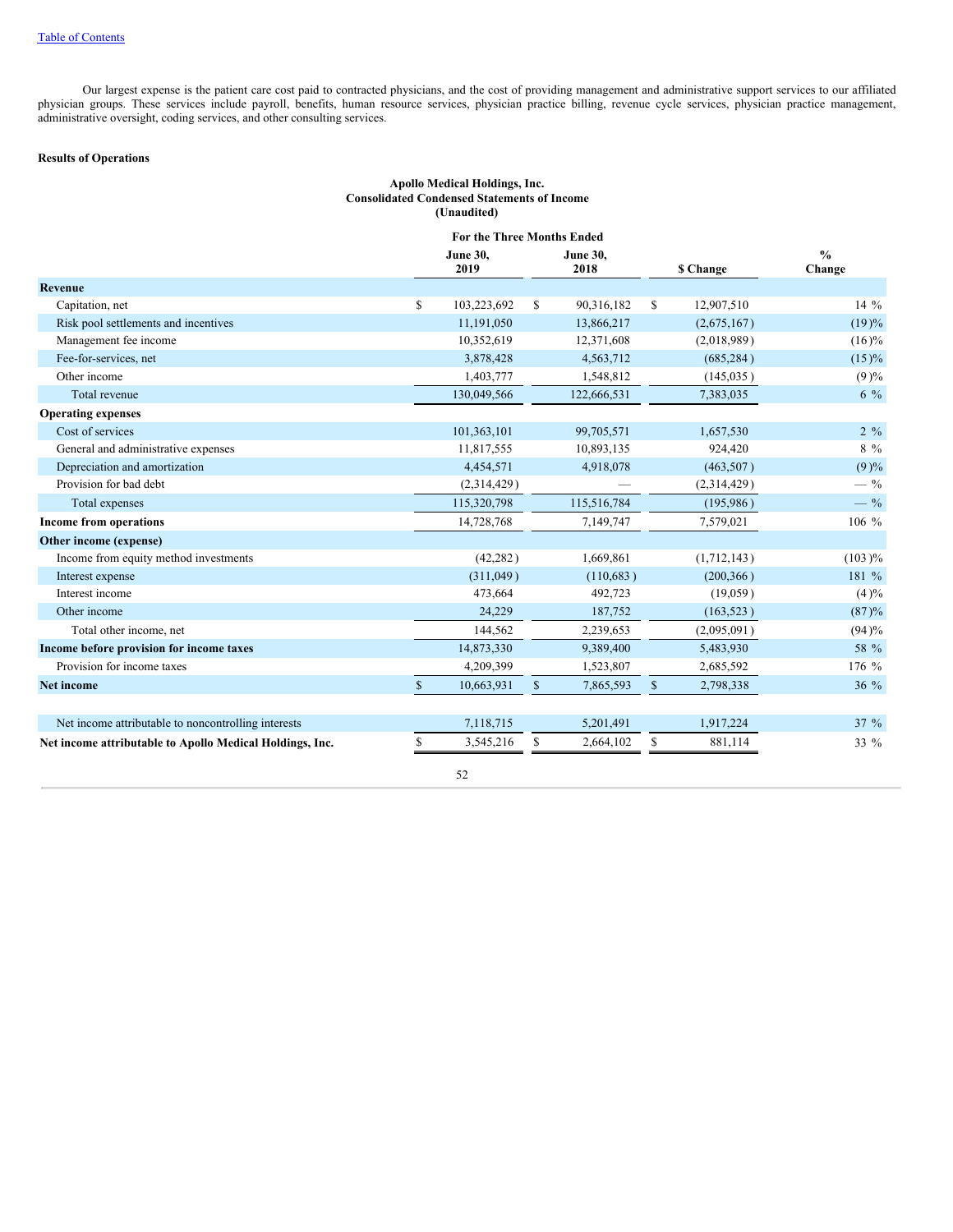Our largest expense is the patient care cost paid to contracted physicians, and the cost of providing management and administrative support services to our affiliated physician groups. These services include payroll, benefits, human resource services, physician practice billing, revenue cycle services, physician practice management, administrative oversight, coding services, and other consulting services.

**Results of Operations**

**Apollo Medical Holdings, Inc.**
**Consolidated Condensed Statements of Income**
**(Unaudited)**

| | For the Three Months Ended | | | |
|---|---|---|---|---|
| | June 30, 2019 | June 30, 2018 | $ Change | % Change |
| **Revenue** | | | | |
| Capitation, net | $ 103,223,692 | $ 90,316,182 | $ 12,907,510 | 14 % |
| Risk pool settlements and incentives | 11,191,050 | 13,866,217 | (2,675,167) | (19)% |
| Management fee income | 10,352,619 | 12,371,608 | (2,018,989) | (16)% |
| Fee-for-services, net | 3,878,428 | 4,563,712 | (685,284) | (15)% |
| Other income | 1,403,777 | 1,548,812 | (145,035) | (9)% |
| Total revenue | 130,049,566 | 122,666,531 | 7,383,035 | 6 % |
| **Operating expenses** | | | | |
| Cost of services | 101,363,101 | 99,705,571 | 1,657,530 | 2 % |
| General and administrative expenses | 11,817,555 | 10,893,135 | 924,420 | 8 % |
| Depreciation and amortization | 4,454,571 | 4,918,078 | (463,507) | (9)% |
| Provision for bad debt | (2,314,429) | — | (2,314,429) | — % |
| Total expenses | 115,320,798 | 115,516,784 | (195,986) | — % |
| **Income from operations** | 14,728,768 | 7,149,747 | 7,579,021 | 106 % |
| **Other income (expense)** | | | | |
| Income from equity method investments | (42,282) | 1,669,861 | (1,712,143) | (103)% |
| Interest expense | (311,049) | (110,683) | (200,366) | 181 % |
| Interest income | 473,664 | 492,723 | (19,059) | (4)% |
| Other income | 24,229 | 187,752 | (163,523) | (87)% |
| Total other income, net | 144,562 | 2,239,653 | (2,095,091) | (94)% |
| **Income before provision for income taxes** | 14,873,330 | 9,389,400 | 5,483,930 | 58 % |
| Provision for income taxes | 4,209,399 | 1,523,807 | 2,685,592 | 176 % |
| **Net income** | $ 10,663,931 | $ 7,865,593 | $ 2,798,338 | 36 % |
| | | | | |
| Net income attributable to noncontrolling interests | 7,118,715 | 5,201,491 | 1,917,224 | 37 % |
| **Net income attributable to Apollo Medical Holdings, Inc.** | $ 3,545,216 | $ 2,664,102 | $ 881,114 | 33 % |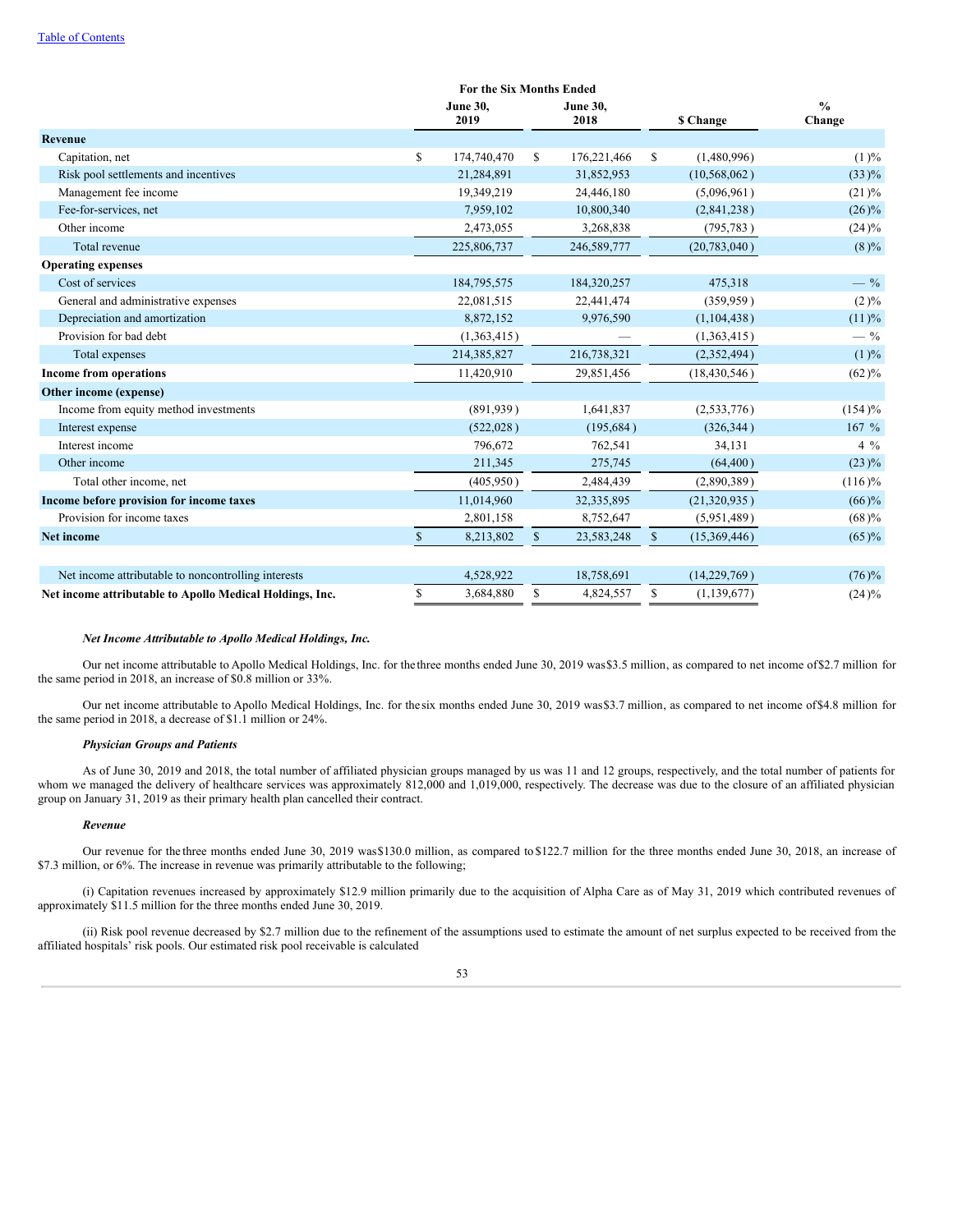Table of Contents

| | For the Six Months Ended | | | |
|---|---|---|---|---|
| | June 30, 2019 | June 30, 2018 | $ Change | % Change |
| **Revenue** | | | | |
| Capitation, net | $ 174,740,470 | $ 176,221,466 | $ (1,480,996) | (1)% |
| Risk pool settlements and incentives | 21,284,891 | 31,852,953 | (10,568,062) | (33)% |
| Management fee income | 19,349,219 | 24,446,180 | (5,096,961) | (21)% |
| Fee-for-services, net | 7,959,102 | 10,800,340 | (2,841,238) | (26)% |
| Other income | 2,473,055 | 3,268,838 | (795,783) | (24)% |
| Total revenue | 225,806,737 | 246,589,777 | (20,783,040) | (8)% |
| **Operating expenses** | | | | |
| Cost of services | 184,795,575 | 184,320,257 | 475,318 | — % |
| General and administrative expenses | 22,081,515 | 22,441,474 | (359,959) | (2)% |
| Depreciation and amortization | 8,872,152 | 9,976,590 | (1,104,438) | (11)% |
| Provision for bad debt | (1,363,415) | — | (1,363,415) | — % |
| Total expenses | 214,385,827 | 216,738,321 | (2,352,494) | (1)% |
| **Income from operations** | 11,420,910 | 29,851,456 | (18,430,546) | (62)% |
| **Other income (expense)** | | | | |
| Income from equity method investments | (891,939) | 1,641,837 | (2,533,776) | (154)% |
| Interest expense | (522,028) | (195,684) | (326,344) | 167 % |
| Interest income | 796,672 | 762,541 | 34,131 | 4 % |
| Other income | 211,345 | 275,745 | (64,400) | (23)% |
| Total other income, net | (405,950) | 2,484,439 | (2,890,389) | (116)% |
| **Income before provision for income taxes** | 11,014,960 | 32,335,895 | (21,320,935) | (66)% |
| Provision for income taxes | 2,801,158 | 8,752,647 | (5,951,489) | (68)% |
| **Net income** | $ 8,213,802 | $ 23,583,248 | $ (15,369,446) | (65)% |
| | | | | |
| Net income attributable to noncontrolling interests | 4,528,922 | 18,758,691 | (14,229,769) | (76)% |
| **Net income attributable to Apollo Medical Holdings, Inc.** | $ 3,684,880 | $ 4,824,557 | $ (1,139,677) | (24)% |

***Net Income Attributable to Apollo Medical Holdings, Inc.***

Our net income attributable to Apollo Medical Holdings, Inc. for the three months ended June 30, 2019 was $3.5 million, as compared to net income of $2.7 million for the same period in 2018, an increase of $0.8 million or 33%.

Our net income attributable to Apollo Medical Holdings, Inc. for the six months ended June 30, 2019 was $3.7 million, as compared to net income of $4.8 million for the same period in 2018, a decrease of $1.1 million or 24%.

***Physician Groups and Patients***

As of June 30, 2019 and 2018, the total number of affiliated physician groups managed by us was 11 and 12 groups, respectively, and the total number of patients for whom we managed the delivery of healthcare services was approximately 812,000 and 1,019,000, respectively. The decrease was due to the closure of an affiliated physician group on January 31, 2019 as their primary health plan cancelled their contract.

***Revenue***

Our revenue for the three months ended June 30, 2019 was $130.0 million, as compared to $122.7 million for the three months ended June 30, 2018, an increase of $7.3 million, or 6%. The increase in revenue was primarily attributable to the following;

(i) Capitation revenues increased by approximately $12.9 million primarily due to the acquisition of Alpha Care as of May 31, 2019 which contributed revenues of approximately $11.5 million for the three months ended June 30, 2019.

(ii) Risk pool revenue decreased by $2.7 million due to the refinement of the assumptions used to estimate the amount of net surplus expected to be received from the affiliated hospitals' risk pools. Our estimated risk pool receivable is calculated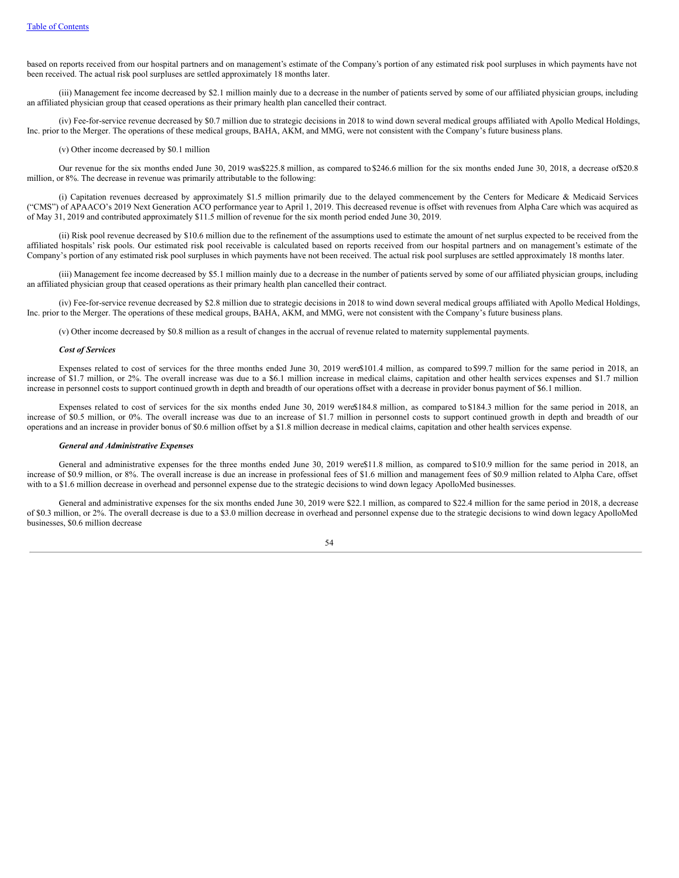based on reports received from our hospital partners and on management's estimate of the Company's portion of any estimated risk pool surpluses in which payments have not been received. The actual risk pool surpluses are settled approximately 18 months later.

(iii) Management fee income decreased by $2.1 million mainly due to a decrease in the number of patients served by some of our affiliated physician groups, including an affiliated physician group that ceased operations as their primary health plan cancelled their contract.

(iv) Fee-for-service revenue decreased by $0.7 million due to strategic decisions in 2018 to wind down several medical groups affiliated with Apollo Medical Holdings, Inc. prior to the Merger. The operations of these medical groups, BAHA, AKM, and MMG, were not consistent with the Company's future business plans.

(v) Other income decreased by $0.1 million

Our revenue for the six months ended June 30, 2019 was$225.8 million, as compared to $246.6 million for the six months ended June 30, 2018, a decrease of$20.8 million, or 8%. The decrease in revenue was primarily attributable to the following:

(i) Capitation revenues decreased by approximately $1.5 million primarily due to the delayed commencement by the Centers for Medicare & Medicaid Services ("CMS") of APAACO's 2019 Next Generation ACO performance year to April 1, 2019. This decreased revenue is offset with revenues from Alpha Care which was acquired as of May 31, 2019 and contributed approximately $11.5 million of revenue for the six month period ended June 30, 2019.

(ii) Risk pool revenue decreased by $10.6 million due to the refinement of the assumptions used to estimate the amount of net surplus expected to be received from the affiliated hospitals' risk pools. Our estimated risk pool receivable is calculated based on reports received from our hospital partners and on management's estimate of the Company's portion of any estimated risk pool surpluses in which payments have not been received. The actual risk pool surpluses are settled approximately 18 months later.

(iii) Management fee income decreased by $5.1 million mainly due to a decrease in the number of patients served by some of our affiliated physician groups, including an affiliated physician group that ceased operations as their primary health plan cancelled their contract.

(iv) Fee-for-service revenue decreased by $2.8 million due to strategic decisions in 2018 to wind down several medical groups affiliated with Apollo Medical Holdings, Inc. prior to the Merger. The operations of these medical groups, BAHA, AKM, and MMG, were not consistent with the Company's future business plans.

(v) Other income decreased by $0.8 million as a result of changes in the accrual of revenue related to maternity supplemental payments.

***Cost of Services***

Expenses related to cost of services for the three months ended June 30, 2019 were$101.4 million, as compared to $99.7 million for the same period in 2018, an increase of $1.7 million, or 2%. The overall increase was due to a $6.1 million increase in medical claims, capitation and other health services expenses and $1.7 million increase in personnel costs to support continued growth in depth and breadth of our operations offset with a decrease in provider bonus payment of $6.1 million.

Expenses related to cost of services for the six months ended June 30, 2019 were$184.8 million, as compared to $184.3 million for the same period in 2018, an increase of $0.5 million, or 0%. The overall increase was due to an increase of $1.7 million in personnel costs to support continued growth in depth and breadth of our operations and an increase in provider bonus of $0.6 million offset by a $1.8 million decrease in medical claims, capitation and other health services expense.

***General and Administrative Expenses***

General and administrative expenses for the three months ended June 30, 2019 were$11.8 million, as compared to $10.9 million for the same period in 2018, an increase of $0.9 million, or 8%. The overall increase is due an increase in professional fees of $1.6 million and management fees of $0.9 million related to Alpha Care, offset with to a $1.6 million decrease in overhead and personnel expense due to the strategic decisions to wind down legacy ApolloMed businesses.

General and administrative expenses for the six months ended June 30, 2019 were $22.1 million, as compared to $22.4 million for the same period in 2018, a decrease of $0.3 million, or 2%. The overall decrease is due to a $3.0 million decrease in overhead and personnel expense due to the strategic decisions to wind down legacy ApolloMed businesses, $0.6 million decrease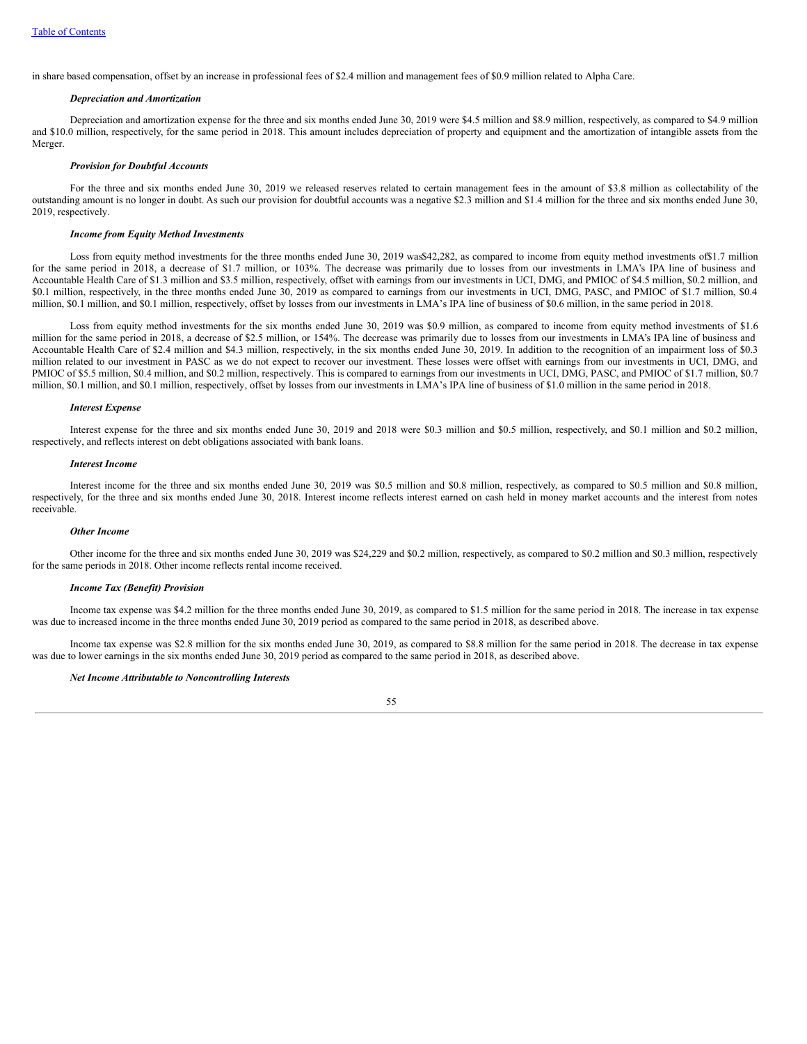in share based compensation, offset by an increase in professional fees of $2.4 million and management fees of $0.9 million related to Alpha Care.

***Depreciation and Amortization***

Depreciation and amortization expense for the three and six months ended June 30, 2019 were $4.5 million and $8.9 million, respectively, as compared to $4.9 million and $10.0 million, respectively, for the same period in 2018. This amount includes depreciation of property and equipment and the amortization of intangible assets from the Merger.

***Provision for Doubtful Accounts***

For the three and six months ended June 30, 2019 we released reserves related to certain management fees in the amount of $3.8 million as collectability of the outstanding amount is no longer in doubt. As such our provision for doubtful accounts was a negative $2.3 million and $1.4 million for the three and six months ended June 30, 2019, respectively.

***Income from Equity Method Investments***

Loss from equity method investments for the three months ended June 30, 2019 was$42,282, as compared to income from equity method investments of$1.7 million for the same period in 2018, a decrease of $1.7 million, or 103%. The decrease was primarily due to losses from our investments in LMA's IPA line of business and Accountable Health Care of $1.3 million and $3.5 million, respectively, offset with earnings from our investments in UCI, DMG, and PMIOC of $4.5 million, $0.2 million, and $0.1 million, respectively, in the three months ended June 30, 2019 as compared to earnings from our investments in UCI, DMG, PASC, and PMIOC of $1.7 million, $0.4 million, $0.1 million, and $0.1 million, respectively, offset by losses from our investments in LMA's IPA line of business of $0.6 million, in the same period in 2018.

Loss from equity method investments for the six months ended June 30, 2019 was $0.9 million, as compared to income from equity method investments of $1.6 million for the same period in 2018, a decrease of $2.5 million, or 154%. The decrease was primarily due to losses from our investments in LMA's IPA line of business and Accountable Health Care of $2.4 million and $4.3 million, respectively, in the six months ended June 30, 2019. In addition to the recognition of an impairment loss of $0.3 million related to our investment in PASC as we do not expect to recover our investment. These losses were offset with earnings from our investments in UCI, DMG, and PMIOC of $5.5 million, $0.4 million, and $0.2 million, respectively. This is compared to earnings from our investments in UCI, DMG, PASC, and PMIOC of $1.7 million, $0.7 million, $0.1 million, and $0.1 million, respectively, offset by losses from our investments in LMA's IPA line of business of $1.0 million in the same period in 2018.

***Interest Expense***

Interest expense for the three and six months ended June 30, 2019 and 2018 were $0.3 million and $0.5 million, respectively, and $0.1 million and $0.2 million, respectively, and reflects interest on debt obligations associated with bank loans.

***Interest Income***

Interest income for the three and six months ended June 30, 2019 was $0.5 million and $0.8 million, respectively, as compared to $0.5 million and $0.8 million, respectively, for the three and six months ended June 30, 2018. Interest income reflects interest earned on cash held in money market accounts and the interest from notes receivable.

***Other Income***

Other income for the three and six months ended June 30, 2019 was $24,229 and $0.2 million, respectively, as compared to $0.2 million and $0.3 million, respectively for the same periods in 2018. Other income reflects rental income received.

***Income Tax (Benefit) Provision***

Income tax expense was $4.2 million for the three months ended June 30, 2019, as compared to $1.5 million for the same period in 2018. The increase in tax expense was due to increased income in the three months ended June 30, 2019 period as compared to the same period in 2018, as described above.

Income tax expense was $2.8 million for the six months ended June 30, 2019, as compared to $8.8 million for the same period in 2018. The decrease in tax expense was due to lower earnings in the six months ended June 30, 2019 period as compared to the same period in 2018, as described above.

***Net Income Attributable to Noncontrolling Interests***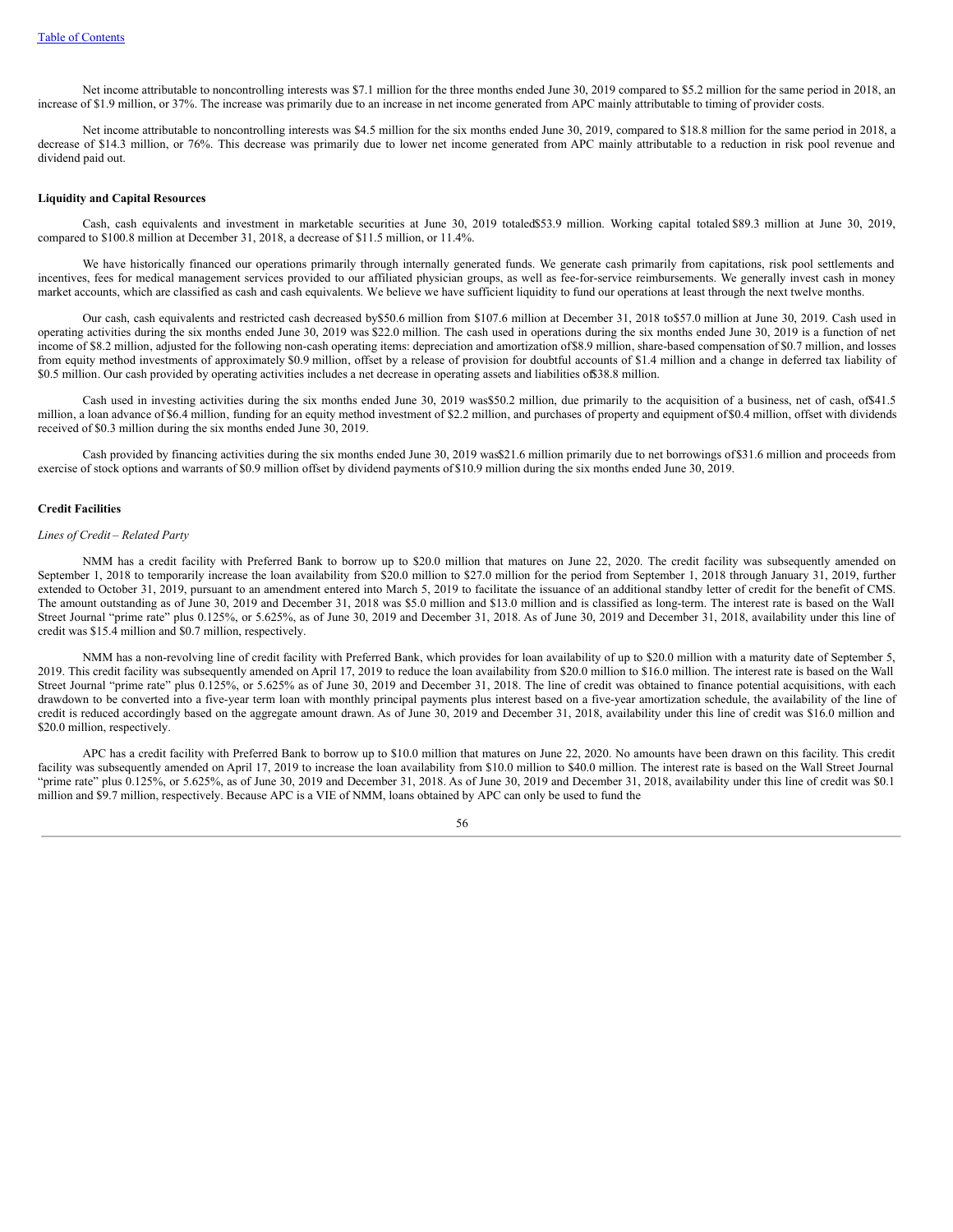Net income attributable to noncontrolling interests was $7.1 million for the three months ended June 30, 2019 compared to $5.2 million for the same period in 2018, an increase of $1.9 million, or 37%. The increase was primarily due to an increase in net income generated from APC mainly attributable to timing of provider costs.

Net income attributable to noncontrolling interests was $4.5 million for the six months ended June 30, 2019, compared to $18.8 million for the same period in 2018, a decrease of $14.3 million, or 76%. This decrease was primarily due to lower net income generated from APC mainly attributable to a reduction in risk pool revenue and dividend paid out.

**Liquidity and Capital Resources**

Cash, cash equivalents and investment in marketable securities at June 30, 2019 totaled $53.9 million. Working capital totaled $89.3 million at June 30, 2019, compared to $100.8 million at December 31, 2018, a decrease of $11.5 million, or 11.4%.

We have historically financed our operations primarily through internally generated funds. We generate cash primarily from capitations, risk pool settlements and incentives, fees for medical management services provided to our affiliated physician groups, as well as fee-for-service reimbursements. We generally invest cash in money market accounts, which are classified as cash and cash equivalents. We believe we have sufficient liquidity to fund our operations at least through the next twelve months.

Our cash, cash equivalents and restricted cash decreased by $50.6 million from $107.6 million at December 31, 2018 to $57.0 million at June 30, 2019. Cash used in operating activities during the six months ended June 30, 2019 was $22.0 million. The cash used in operations during the six months ended June 30, 2019 is a function of net income of $8.2 million, adjusted for the following non-cash operating items: depreciation and amortization of $8.9 million, share-based compensation of $0.7 million, and losses from equity method investments of approximately $0.9 million, offset by a release of provision for doubtful accounts of $1.4 million and a change in deferred tax liability of $0.5 million. Our cash provided by operating activities includes a net decrease in operating assets and liabilities of $38.8 million.

Cash used in investing activities during the six months ended June 30, 2019 was $50.2 million, due primarily to the acquisition of a business, net of cash, of $41.5 million, a loan advance of $6.4 million, funding for an equity method investment of $2.2 million, and purchases of property and equipment of $0.4 million, offset with dividends received of $0.3 million during the six months ended June 30, 2019.

Cash provided by financing activities during the six months ended June 30, 2019 was $21.6 million primarily due to net borrowings of $31.6 million and proceeds from exercise of stock options and warrants of $0.9 million offset by dividend payments of $10.9 million during the six months ended June 30, 2019.

**Credit Facilities**

*Lines of Credit – Related Party*

NMM has a credit facility with Preferred Bank to borrow up to $20.0 million that matures on June 22, 2020. The credit facility was subsequently amended on September 1, 2018 to temporarily increase the loan availability from $20.0 million to $27.0 million for the period from September 1, 2018 through January 31, 2019, further extended to October 31, 2019, pursuant to an amendment entered into March 5, 2019 to facilitate the issuance of an additional standby letter of credit for the benefit of CMS. The amount outstanding as of June 30, 2019 and December 31, 2018 was $5.0 million and $13.0 million and is classified as long-term. The interest rate is based on the Wall Street Journal "prime rate" plus 0.125%, or 5.625%, as of June 30, 2019 and December 31, 2018. As of June 30, 2019 and December 31, 2018, availability under this line of credit was $15.4 million and $0.7 million, respectively.

NMM has a non-revolving line of credit facility with Preferred Bank, which provides for loan availability of up to $20.0 million with a maturity date of September 5, 2019. This credit facility was subsequently amended on April 17, 2019 to reduce the loan availability from $20.0 million to $16.0 million. The interest rate is based on the Wall Street Journal "prime rate" plus 0.125%, or 5.625% as of June 30, 2019 and December 31, 2018. The line of credit was obtained to finance potential acquisitions, with each drawdown to be converted into a five-year term loan with monthly principal payments plus interest based on a five-year amortization schedule, the availability of the line of credit is reduced accordingly based on the aggregate amount drawn. As of June 30, 2019 and December 31, 2018, availability under this line of credit was $16.0 million and $20.0 million, respectively.

APC has a credit facility with Preferred Bank to borrow up to $10.0 million that matures on June 22, 2020. No amounts have been drawn on this facility. This credit facility was subsequently amended on April 17, 2019 to increase the loan availability from $10.0 million to $40.0 million. The interest rate is based on the Wall Street Journal "prime rate" plus 0.125%, or 5.625%, as of June 30, 2019 and December 31, 2018. As of June 30, 2019 and December 31, 2018, availability under this line of credit was $0.1 million and $9.7 million, respectively. Because APC is a VIE of NMM, loans obtained by APC can only be used to fund the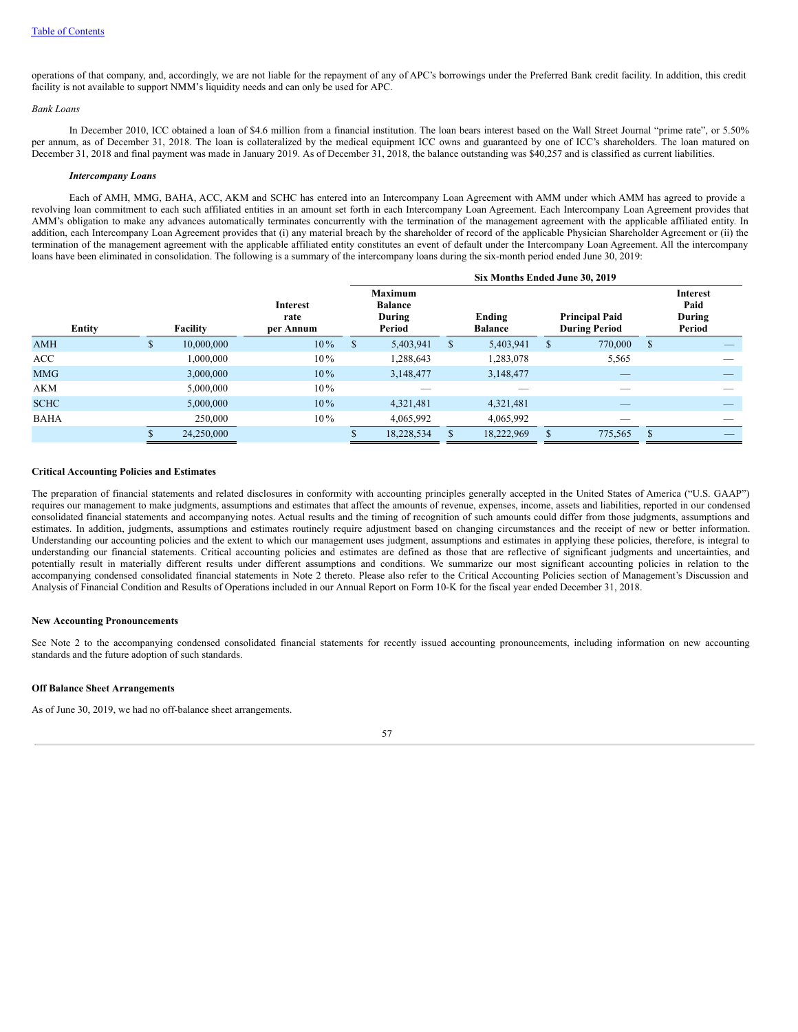operations of that company, and, accordingly, we are not liable for the repayment of any of APC's borrowings under the Preferred Bank credit facility. In addition, this credit facility is not available to support NMM's liquidity needs and can only be used for APC.

*Bank Loans*

In December 2010, ICC obtained a loan of $4.6 million from a financial institution. The loan bears interest based on the Wall Street Journal "prime rate", or 5.50% per annum, as of December 31, 2018. The loan is collateralized by the medical equipment ICC owns and guaranteed by one of ICC's shareholders. The loan matured on December 31, 2018 and final payment was made in January 2019. As of December 31, 2018, the balance outstanding was $40,257 and is classified as current liabilities.

***Intercompany Loans***

Each of AMH, MMG, BAHA, ACC, AKM and SCHC has entered into an Intercompany Loan Agreement with AMM under which AMM has agreed to provide a revolving loan commitment to each such affiliated entities in an amount set forth in each Intercompany Loan Agreement. Each Intercompany Loan Agreement provides that AMM's obligation to make any advances automatically terminates concurrently with the termination of the management agreement with the applicable affiliated entity. In addition, each Intercompany Loan Agreement provides that (i) any material breach by the shareholder of record of the applicable Physician Shareholder Agreement or (ii) the termination of the management agreement with the applicable affiliated entity constitutes an event of default under the Intercompany Loan Agreement. All the intercompany loans have been eliminated in consolidation. The following is a summary of the intercompany loans during the six-month period ended June 30, 2019:

| | | | Six Months Ended June 30, 2019 | | | |
|---|---|---|---|---|---|---|
| **Entity** | **Facility** | **Interest rate per Annum** | **Maximum Balance During Period** | **Ending Balance** | **Principal Paid During Period** | **Interest Paid During Period** |
| AMH | $ 10,000,000 | 10% | $ 5,403,941 | $ 5,403,941 | $ 770,000 | $ — |
| ACC | 1,000,000 | 10% | 1,288,643 | 1,283,078 | 5,565 | — |
| MMG | 3,000,000 | 10% | 3,148,477 | 3,148,477 | — | — |
| AKM | 5,000,000 | 10% | — | — | — | — |
| SCHC | 5,000,000 | 10% | 4,321,481 | 4,321,481 | — | — |
| BAHA | 250,000 | 10% | 4,065,992 | 4,065,992 | — | — |
| | $ 24,250,000 | | $ 18,228,534 | $ 18,222,969 | $ 775,565 | $ — |

**Critical Accounting Policies and Estimates**

The preparation of financial statements and related disclosures in conformity with accounting principles generally accepted in the United States of America ("U.S. GAAP") requires our management to make judgments, assumptions and estimates that affect the amounts of revenue, expenses, income, assets and liabilities, reported in our condensed consolidated financial statements and accompanying notes. Actual results and the timing of recognition of such amounts could differ from those judgments, assumptions and estimates. In addition, judgments, assumptions and estimates routinely require adjustment based on changing circumstances and the receipt of new or better information. Understanding our accounting policies and the extent to which our management uses judgment, assumptions and estimates in applying these policies, therefore, is integral to understanding our financial statements. Critical accounting policies and estimates are defined as those that are reflective of significant judgments and uncertainties, and potentially result in materially different results under different assumptions and conditions. We summarize our most significant accounting policies in relation to the accompanying condensed consolidated financial statements in Note 2 thereto. Please also refer to the Critical Accounting Policies section of Management's Discussion and Analysis of Financial Condition and Results of Operations included in our Annual Report on Form 10-K for the fiscal year ended December 31, 2018.

**New Accounting Pronouncements**

See Note 2 to the accompanying condensed consolidated financial statements for recently issued accounting pronouncements, including information on new accounting standards and the future adoption of such standards.

**Off Balance Sheet Arrangements**

As of June 30, 2019, we had no off-balance sheet arrangements.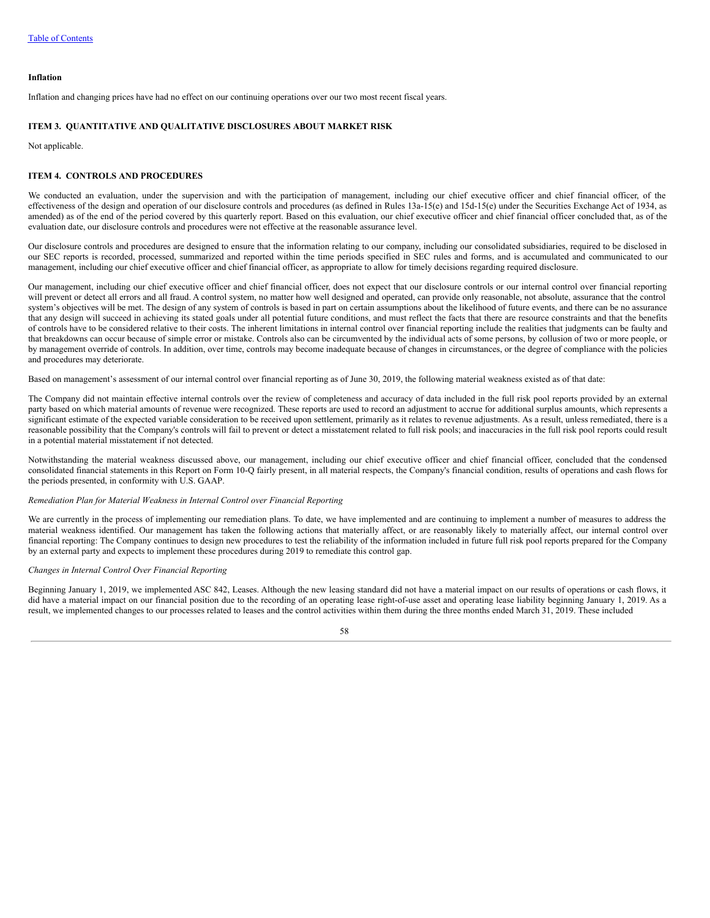**Inflation**

Inflation and changing prices have had no effect on our continuing operations over our two most recent fiscal years.

## ITEM 3. QUANTITATIVE AND QUALITATIVE DISCLOSURES ABOUT MARKET RISK

Not applicable.

## ITEM 4. CONTROLS AND PROCEDURES

We conducted an evaluation, under the supervision and with the participation of management, including our chief executive officer and chief financial officer, of the effectiveness of the design and operation of our disclosure controls and procedures (as defined in Rules 13a-15(e) and 15d-15(e) under the Securities Exchange Act of 1934, as amended) as of the end of the period covered by this quarterly report. Based on this evaluation, our chief executive officer and chief financial officer concluded that, as of the evaluation date, our disclosure controls and procedures were not effective at the reasonable assurance level.

Our disclosure controls and procedures are designed to ensure that the information relating to our company, including our consolidated subsidiaries, required to be disclosed in our SEC reports is recorded, processed, summarized and reported within the time periods specified in SEC rules and forms, and is accumulated and communicated to our management, including our chief executive officer and chief financial officer, as appropriate to allow for timely decisions regarding required disclosure.

Our management, including our chief executive officer and chief financial officer, does not expect that our disclosure controls or our internal control over financial reporting will prevent or detect all errors and all fraud. A control system, no matter how well designed and operated, can provide only reasonable, not absolute, assurance that the control system's objectives will be met. The design of any system of controls is based in part on certain assumptions about the likelihood of future events, and there can be no assurance that any design will succeed in achieving its stated goals under all potential future conditions, and must reflect the facts that there are resource constraints and that the benefits of controls have to be considered relative to their costs. The inherent limitations in internal control over financial reporting include the realities that judgments can be faulty and that breakdowns can occur because of simple error or mistake. Controls also can be circumvented by the individual acts of some persons, by collusion of two or more people, or by management override of controls. In addition, over time, controls may become inadequate because of changes in circumstances, or the degree of compliance with the policies and procedures may deteriorate.

Based on management's assessment of our internal control over financial reporting as of June 30, 2019, the following material weakness existed as of that date:

The Company did not maintain effective internal controls over the review of completeness and accuracy of data included in the full risk pool reports provided by an external party based on which material amounts of revenue were recognized. These reports are used to record an adjustment to accrue for additional surplus amounts, which represents a significant estimate of the expected variable consideration to be received upon settlement, primarily as it relates to revenue adjustments. As a result, unless remediated, there is a reasonable possibility that the Company's controls will fail to prevent or detect a misstatement related to full risk pools; and inaccuracies in the full risk pool reports could result in a potential material misstatement if not detected.

Notwithstanding the material weakness discussed above, our management, including our chief executive officer and chief financial officer, concluded that the condensed consolidated financial statements in this Report on Form 10-Q fairly present, in all material respects, the Company's financial condition, results of operations and cash flows for the periods presented, in conformity with U.S. GAAP.

*Remediation Plan for Material Weakness in Internal Control over Financial Reporting*

We are currently in the process of implementing our remediation plans. To date, we have implemented and are continuing to implement a number of measures to address the material weakness identified. Our management has taken the following actions that materially affect, or are reasonably likely to materially affect, our internal control over financial reporting: The Company continues to design new procedures to test the reliability of the information included in future full risk pool reports prepared for the Company by an external party and expects to implement these procedures during 2019 to remediate this control gap.

*Changes in Internal Control Over Financial Reporting*

Beginning January 1, 2019, we implemented ASC 842, Leases. Although the new leasing standard did not have a material impact on our results of operations or cash flows, it did have a material impact on our financial position due to the recording of an operating lease right-of-use asset and operating lease liability beginning January 1, 2019. As a result, we implemented changes to our processes related to leases and the control activities within them during the three months ended March 31, 2019. These included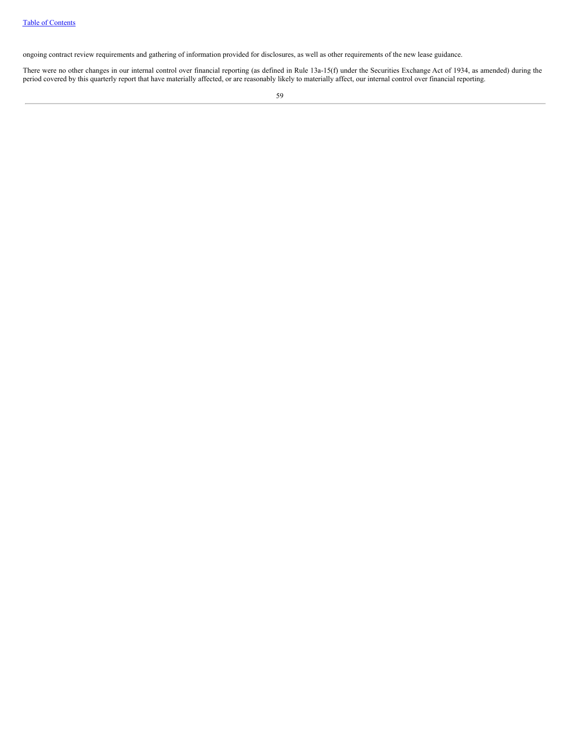ongoing contract review requirements and gathering of information provided for disclosures, as well as other requirements of the new lease guidance.

There were no other changes in our internal control over financial reporting (as defined in Rule 13a-15(f) under the Securities Exchange Act of 1934, as amended) during the period covered by this quarterly report that have materially affected, or are reasonably likely to materially affect, our internal control over financial reporting.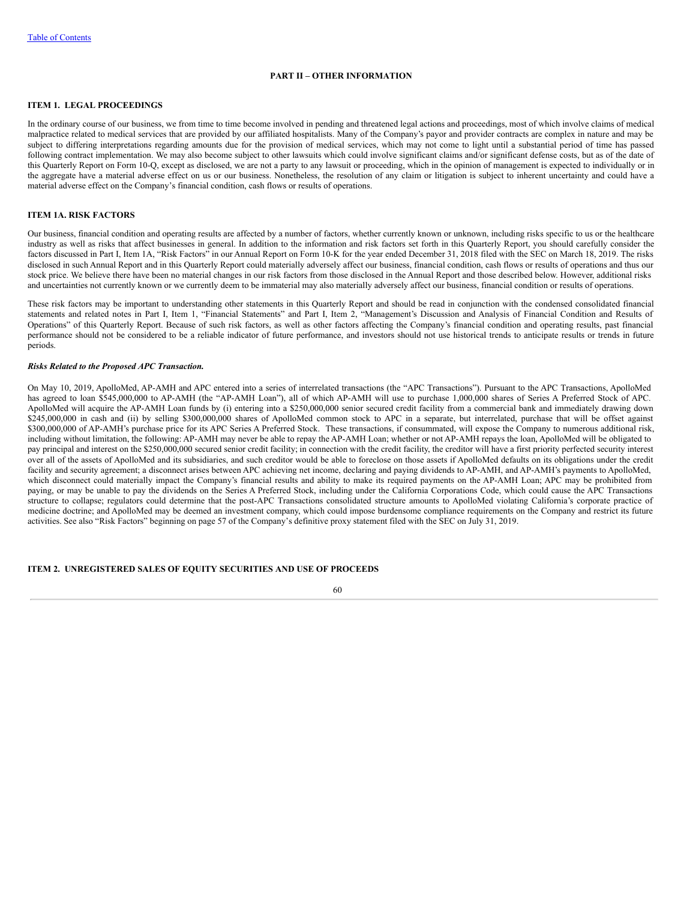# PART II – OTHER INFORMATION

## ITEM 1. LEGAL PROCEEDINGS

In the ordinary course of our business, we from time to time become involved in pending and threatened legal actions and proceedings, most of which involve claims of medical malpractice related to medical services that are provided by our affiliated hospitalists. Many of the Company's payor and provider contracts are complex in nature and may be subject to differing interpretations regarding amounts due for the provision of medical services, which may not come to light until a substantial period of time has passed following contract implementation. We may also become subject to other lawsuits which could involve significant claims and/or significant defense costs, but as of the date of this Quarterly Report on Form 10-Q, except as disclosed, we are not a party to any lawsuit or proceeding, which in the opinion of management is expected to individually or in the aggregate have a material adverse effect on us or our business. Nonetheless, the resolution of any claim or litigation is subject to inherent uncertainty and could have a material adverse effect on the Company's financial condition, cash flows or results of operations.

## ITEM 1A. RISK FACTORS

Our business, financial condition and operating results are affected by a number of factors, whether currently known or unknown, including risks specific to us or the healthcare industry as well as risks that affect businesses in general. In addition to the information and risk factors set forth in this Quarterly Report, you should carefully consider the factors discussed in Part I, Item 1A, "Risk Factors" in our Annual Report on Form 10-K for the year ended December 31, 2018 filed with the SEC on March 18, 2019. The risks disclosed in such Annual Report and in this Quarterly Report could materially adversely affect our business, financial condition, cash flows or results of operations and thus our stock price. We believe there have been no material changes in our risk factors from those disclosed in the Annual Report and those described below. However, additional risks and uncertainties not currently known or we currently deem to be immaterial may also materially adversely affect our business, financial condition or results of operations.

These risk factors may be important to understanding other statements in this Quarterly Report and should be read in conjunction with the condensed consolidated financial statements and related notes in Part I, Item 1, "Financial Statements" and Part I, Item 2, "Management's Discussion and Analysis of Financial Condition and Results of Operations" of this Quarterly Report. Because of such risk factors, as well as other factors affecting the Company's financial condition and operating results, past financial performance should not be considered to be a reliable indicator of future performance, and investors should not use historical trends to anticipate results or trends in future periods.

***Risks Related to the Proposed APC Transaction.***

On May 10, 2019, ApolloMed, AP-AMH and APC entered into a series of interrelated transactions (the "APC Transactions"). Pursuant to the APC Transactions, ApolloMed has agreed to loan $545,000,000 to AP-AMH (the "AP-AMH Loan"), all of which AP-AMH will use to purchase 1,000,000 shares of Series A Preferred Stock of APC. ApolloMed will acquire the AP-AMH Loan funds by (i) entering into a $250,000,000 senior secured credit facility from a commercial bank and immediately drawing down $245,000,000 in cash and (ii) by selling $300,000,000 shares of ApolloMed common stock to APC in a separate, but interrelated, purchase that will be offset against $300,000,000 of AP-AMH's purchase price for its APC Series A Preferred Stock. These transactions, if consummated, will expose the Company to numerous additional risk, including without limitation, the following: AP-AMH may never be able to repay the AP-AMH Loan; whether or not AP-AMH repays the loan, ApolloMed will be obligated to pay principal and interest on the $250,000,000 secured senior credit facility; in connection with the credit facility, the creditor will have a first priority perfected security interest over all of the assets of ApolloMed and its subsidiaries, and such creditor would be able to foreclose on those assets if ApolloMed defaults on its obligations under the credit facility and security agreement; a disconnect arises between APC achieving net income, declaring and paying dividends to AP-AMH, and AP-AMH's payments to ApolloMed, which disconnect could materially impact the Company's financial results and ability to make its required payments on the AP-AMH Loan; APC may be prohibited from paying, or may be unable to pay the dividends on the Series A Preferred Stock, including under the California Corporations Code, which could cause the APC Transactions structure to collapse; regulators could determine that the post-APC Transactions consolidated structure amounts to ApolloMed violating California's corporate practice of medicine doctrine; and ApolloMed may be deemed an investment company, which could impose burdensome compliance requirements on the Company and restrict its future activities. See also "Risk Factors" beginning on page 57 of the Company's definitive proxy statement filed with the SEC on July 31, 2019.

## ITEM 2. UNREGISTERED SALES OF EQUITY SECURITIES AND USE OF PROCEEDS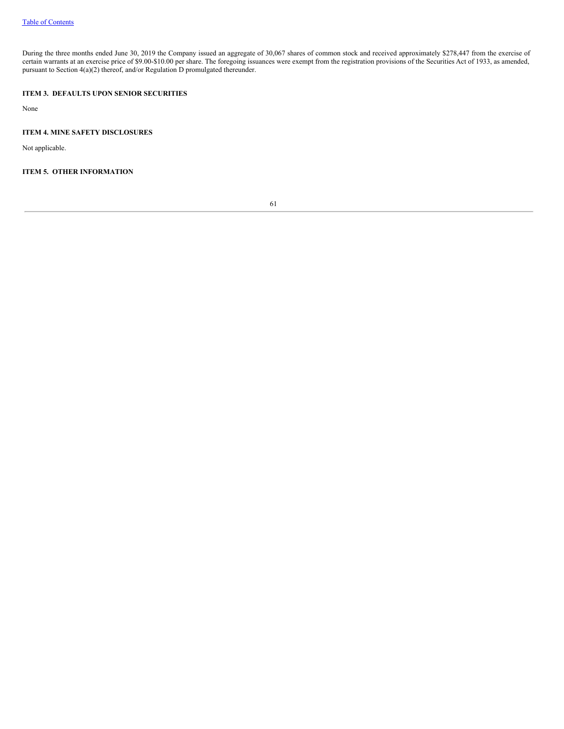During the three months ended June 30, 2019 the Company issued an aggregate of 30,067 shares of common stock and received approximately $278,447 from the exercise of certain warrants at an exercise price of $9.00-$10.00 per share. The foregoing issuances were exempt from the registration provisions of the Securities Act of 1933, as amended, pursuant to Section 4(a)(2) thereof, and/or Regulation D promulgated thereunder.

## ITEM 3. DEFAULTS UPON SENIOR SECURITIES

None

## ITEM 4. MINE SAFETY DISCLOSURES

Not applicable.

## ITEM 5. OTHER INFORMATION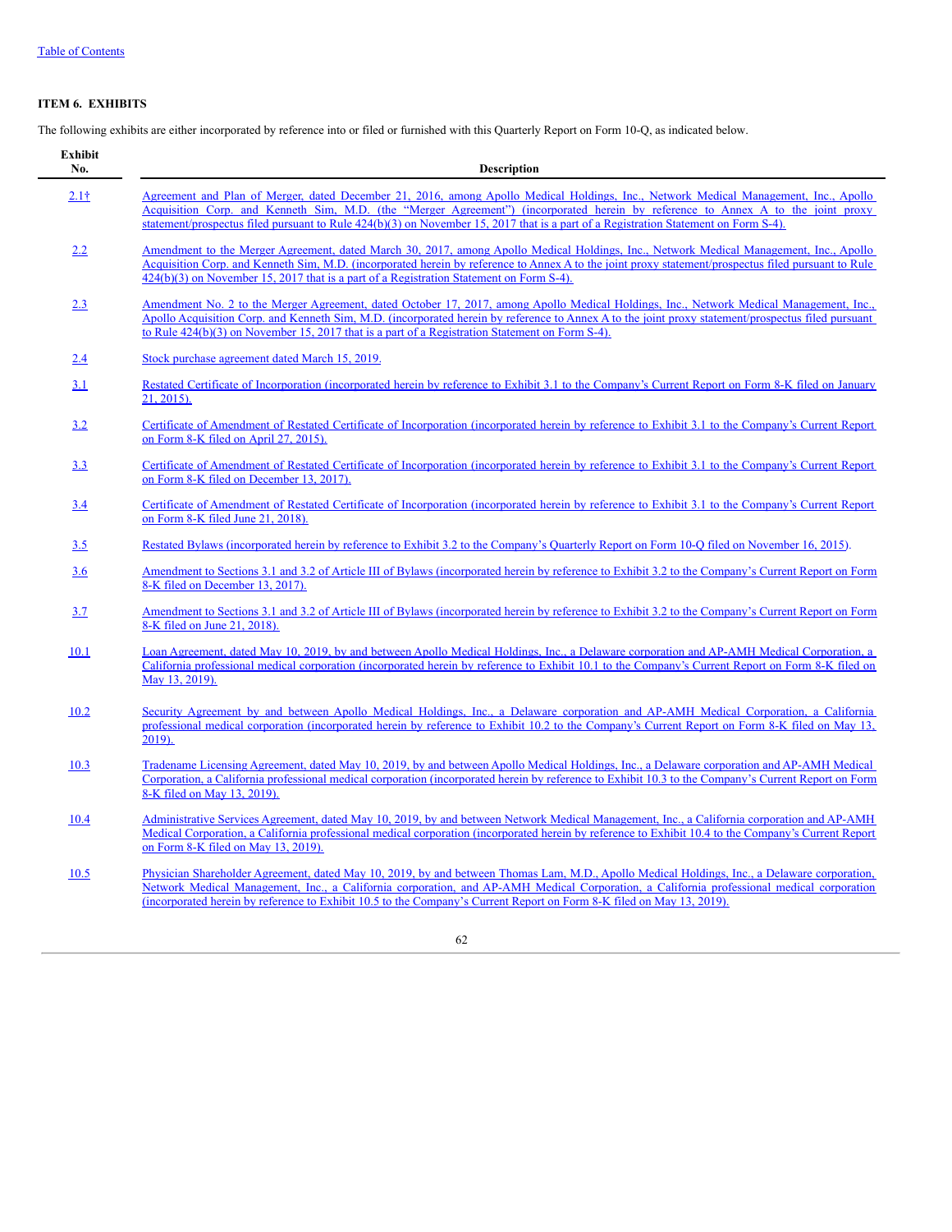[Table of Contents](#)

**ITEM 6. EXHIBITS**

The following exhibits are either incorporated by reference into or filed or furnished with this Quarterly Report on Form 10-Q, as indicated below.

| Exhibit No. | Description |
|---|---|
| 2.1† | Agreement and Plan of Merger, dated December 21, 2016, among Apollo Medical Holdings, Inc., Network Medical Management, Inc., Apollo Acquisition Corp. and Kenneth Sim, M.D. (the "Merger Agreement") (incorporated herein by reference to Annex A to the joint proxy statement/prospectus filed pursuant to Rule 424(b)(3) on November 15, 2017 that is a part of a Registration Statement on Form S-4). |
| 2.2 | Amendment to the Merger Agreement, dated March 30, 2017, among Apollo Medical Holdings, Inc., Network Medical Management, Inc., Apollo Acquisition Corp. and Kenneth Sim, M.D. (incorporated herein by reference to Annex A to the joint proxy statement/prospectus filed pursuant to Rule 424(b)(3) on November 15, 2017 that is a part of a Registration Statement on Form S-4). |
| 2.3 | Amendment No. 2 to the Merger Agreement, dated October 17, 2017, among Apollo Medical Holdings, Inc., Network Medical Management, Inc., Apollo Acquisition Corp. and Kenneth Sim, M.D. (incorporated herein by reference to Annex A to the joint proxy statement/prospectus filed pursuant to Rule 424(b)(3) on November 15, 2017 that is a part of a Registration Statement on Form S-4). |
| 2.4 | Stock purchase agreement dated March 15, 2019. |
| 3.1 | Restated Certificate of Incorporation (incorporated herein by reference to Exhibit 3.1 to the Company's Current Report on Form 8-K filed on January 21, 2015). |
| 3.2 | Certificate of Amendment of Restated Certificate of Incorporation (incorporated herein by reference to Exhibit 3.1 to the Company's Current Report on Form 8-K filed on April 27, 2015). |
| 3.3 | Certificate of Amendment of Restated Certificate of Incorporation (incorporated herein by reference to Exhibit 3.1 to the Company's Current Report on Form 8-K filed on December 13, 2017). |
| 3.4 | Certificate of Amendment of Restated Certificate of Incorporation (incorporated herein by reference to Exhibit 3.1 to the Company's Current Report on Form 8-K filed June 21, 2018). |
| 3.5 | Restated Bylaws (incorporated herein by reference to Exhibit 3.2 to the Company's Quarterly Report on Form 10-Q filed on November 16, 2015). |
| 3.6 | Amendment to Sections 3.1 and 3.2 of Article III of Bylaws (incorporated herein by reference to Exhibit 3.2 to the Company's Current Report on Form 8-K filed on December 13, 2017). |
| 3.7 | Amendment to Sections 3.1 and 3.2 of Article III of Bylaws (incorporated herein by reference to Exhibit 3.2 to the Company's Current Report on Form 8-K filed on June 21, 2018). |
| 10.1 | Loan Agreement, dated May 10, 2019, by and between Apollo Medical Holdings, Inc., a Delaware corporation and AP-AMH Medical Corporation, a California professional medical corporation (incorporated herein by reference to Exhibit 10.1 to the Company's Current Report on Form 8-K filed on May 13, 2019). |
| 10.2 | Security Agreement by and between Apollo Medical Holdings, Inc., a Delaware corporation and AP-AMH Medical Corporation, a California professional medical corporation (incorporated herein by reference to Exhibit 10.2 to the Company's Current Report on Form 8-K filed on May 13, 2019). |
| 10.3 | Tradename Licensing Agreement, dated May 10, 2019, by and between Apollo Medical Holdings, Inc., a Delaware corporation and AP-AMH Medical Corporation, a California professional medical corporation (incorporated herein by reference to Exhibit 10.3 to the Company's Current Report on Form 8-K filed on May 13, 2019). |
| 10.4 | Administrative Services Agreement, dated May 10, 2019, by and between Network Medical Management, Inc., a California corporation and AP-AMH Medical Corporation, a California professional medical corporation (incorporated herein by reference to Exhibit 10.4 to the Company's Current Report on Form 8-K filed on May 13, 2019). |
| 10.5 | Physician Shareholder Agreement, dated May 10, 2019, by and between Thomas Lam, M.D., Apollo Medical Holdings, Inc., a Delaware corporation, Network Medical Management, Inc., a California corporation, and AP-AMH Medical Corporation, a California professional medical corporation (incorporated herein by reference to Exhibit 10.5 to the Company's Current Report on Form 8-K filed on May 13, 2019). |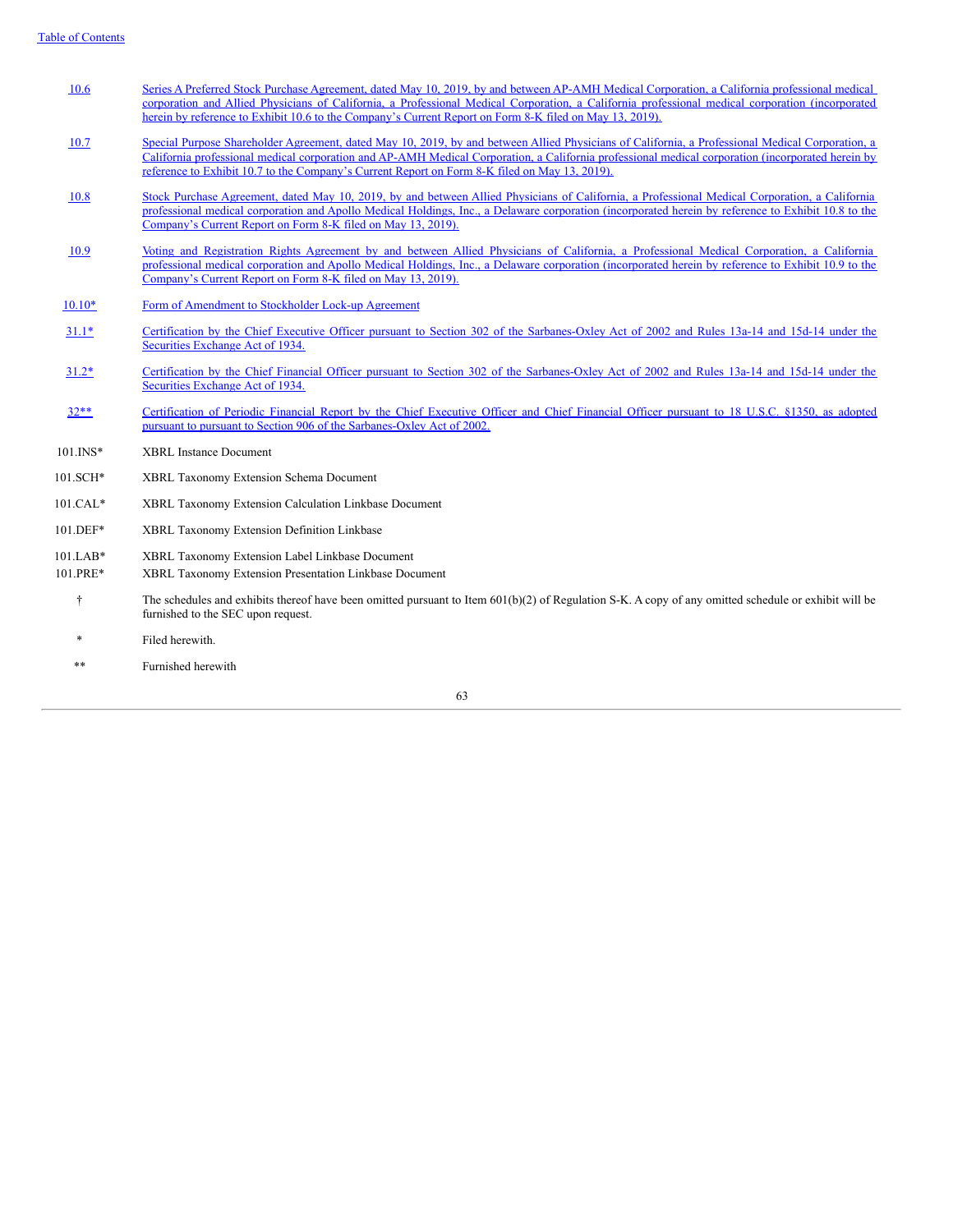| | |
|---|---|
| 10.6 | Series A Preferred Stock Purchase Agreement, dated May 10, 2019, by and between AP-AMH Medical Corporation, a California professional medical corporation and Allied Physicians of California, a Professional Medical Corporation, a California professional medical corporation (incorporated herein by reference to Exhibit 10.6 to the Company's Current Report on Form 8-K filed on May 13, 2019). |
| 10.7 | Special Purpose Shareholder Agreement, dated May 10, 2019, by and between Allied Physicians of California, a Professional Medical Corporation, a California professional medical corporation and AP-AMH Medical Corporation, a California professional medical corporation (incorporated herein by reference to Exhibit 10.7 to the Company's Current Report on Form 8-K filed on May 13, 2019). |
| 10.8 | Stock Purchase Agreement, dated May 10, 2019, by and between Allied Physicians of California, a Professional Medical Corporation, a California professional medical corporation and Apollo Medical Holdings, Inc., a Delaware corporation (incorporated herein by reference to Exhibit 10.8 to the Company's Current Report on Form 8-K filed on May 13, 2019). |
| 10.9 | Voting and Registration Rights Agreement by and between Allied Physicians of California, a Professional Medical Corporation, a California professional medical corporation and Apollo Medical Holdings, Inc., a Delaware corporation (incorporated herein by reference to Exhibit 10.9 to the Company's Current Report on Form 8-K filed on May 13, 2019). |
| 10.10* | Form of Amendment to Stockholder Lock-up Agreement |
| 31.1* | Certification by the Chief Executive Officer pursuant to Section 302 of the Sarbanes-Oxley Act of 2002 and Rules 13a-14 and 15d-14 under the Securities Exchange Act of 1934. |
| 31.2* | Certification by the Chief Financial Officer pursuant to Section 302 of the Sarbanes-Oxley Act of 2002 and Rules 13a-14 and 15d-14 under the Securities Exchange Act of 1934. |
| 32** | Certification of Periodic Financial Report by the Chief Executive Officer and Chief Financial Officer pursuant to 18 U.S.C. §1350, as adopted pursuant to pursuant to Section 906 of the Sarbanes-Oxley Act of 2002. |
| 101.INS* | XBRL Instance Document |
| 101.SCH* | XBRL Taxonomy Extension Schema Document |
| 101.CAL* | XBRL Taxonomy Extension Calculation Linkbase Document |
| 101.DEF* | XBRL Taxonomy Extension Definition Linkbase |
| 101.LAB* | XBRL Taxonomy Extension Label Linkbase Document |
| 101.PRE* | XBRL Taxonomy Extension Presentation Linkbase Document |
| † | The schedules and exhibits thereof have been omitted pursuant to Item 601(b)(2) of Regulation S-K. A copy of any omitted schedule or exhibit will be furnished to the SEC upon request. |
| * | Filed herewith. |
| ** | Furnished herewith |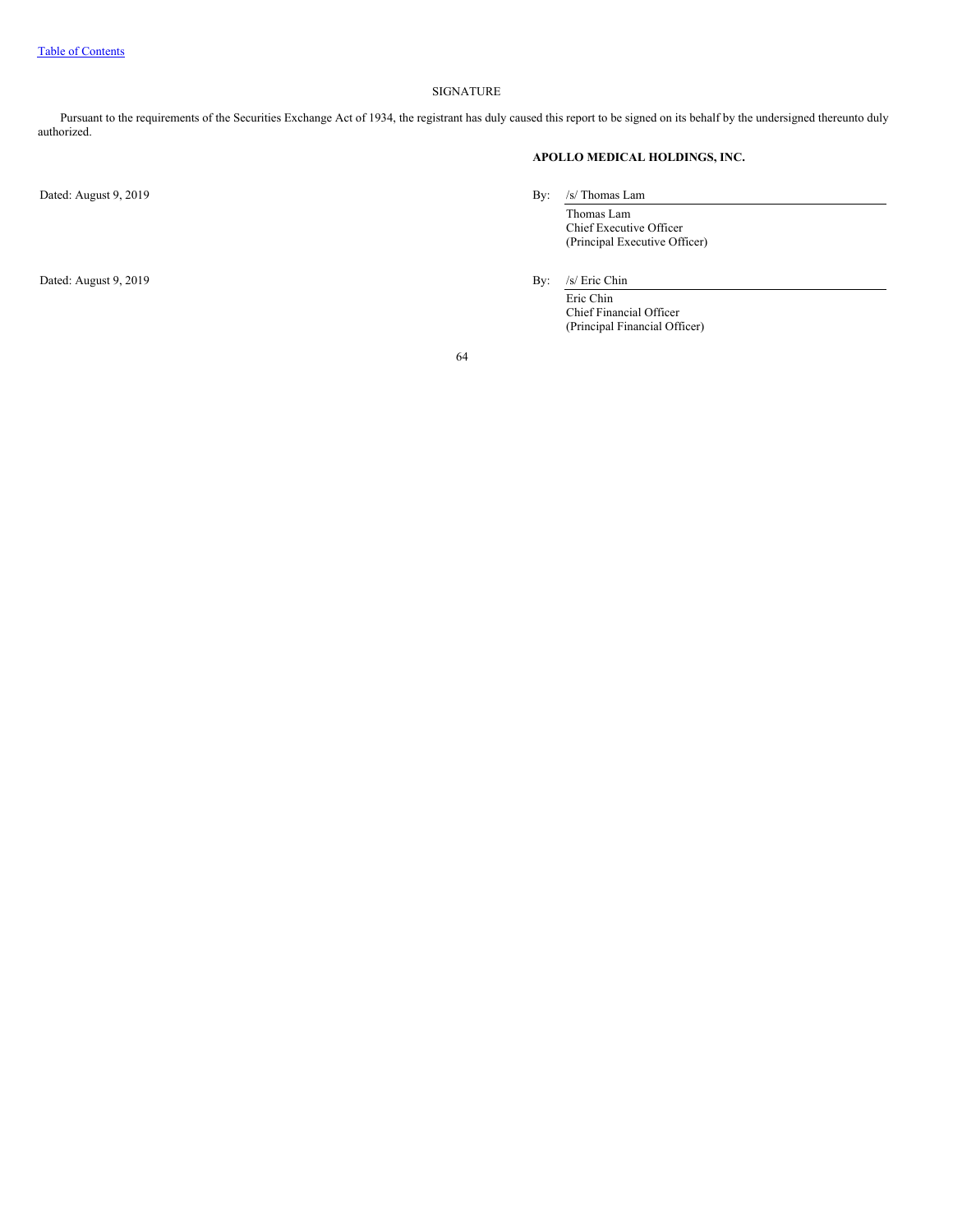[Table of Contents](#)

SIGNATURE

Pursuant to the requirements of the Securities Exchange Act of 1934, the registrant has duly caused this report to be signed on its behalf by the undersigned thereunto duly authorized.

**APOLLO MEDICAL HOLDINGS, INC.**

Dated: August 9, 2019

By: /s/ Thomas Lam

Thomas Lam
Chief Executive Officer
(Principal Executive Officer)

Dated: August 9, 2019

By: /s/ Eric Chin

Eric Chin
Chief Financial Officer
(Principal Financial Officer)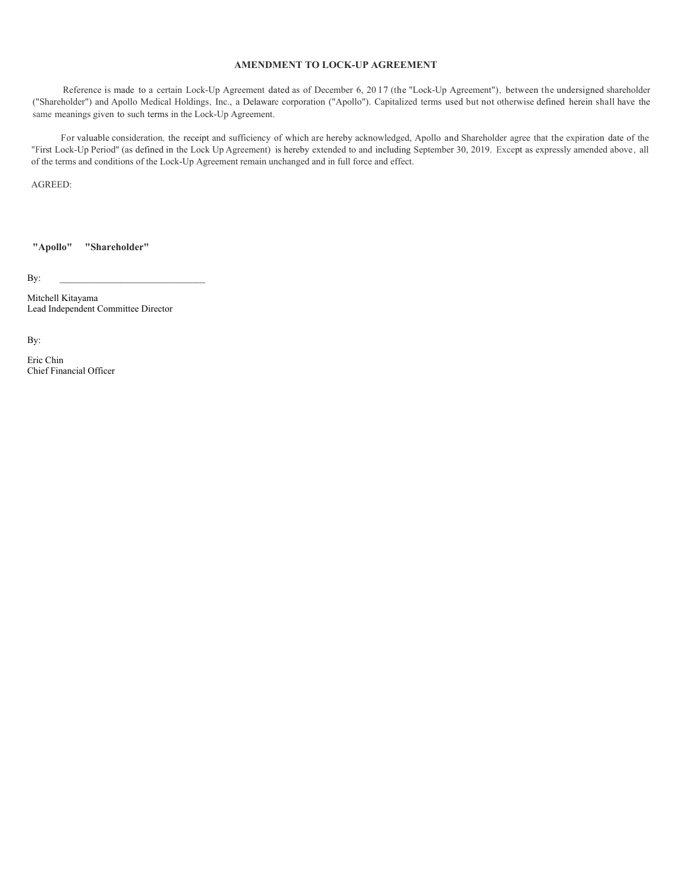# AMENDMENT TO LOCK-UP AGREEMENT

Reference is made to a certain Lock-Up Agreement dated as of December 6, 2017 (the "Lock-Up Agreement"), between the undersigned shareholder ("Shareholder") and Apollo Medical Holdings, Inc., a Delaware corporation ("Apollo"). Capitalized terms used but not otherwise defined herein shall have the same meanings given to such terms in the Lock-Up Agreement.

For valuable consideration, the receipt and sufficiency of which are hereby acknowledged, Apollo and Shareholder agree that the expiration date of the "First Lock-Up Period" (as defined in the Lock Up Agreement) is hereby extended to and including September 30, 2019. Except as expressly amended above, all of the terms and conditions of the Lock-Up Agreement remain unchanged and in full force and effect.

AGREED:

**"Apollo"** **"Shareholder"**

By: ______________________________

Mitchell Kitayama
Lead Independent Committee Director

By:

Eric Chin
Chief Financial Officer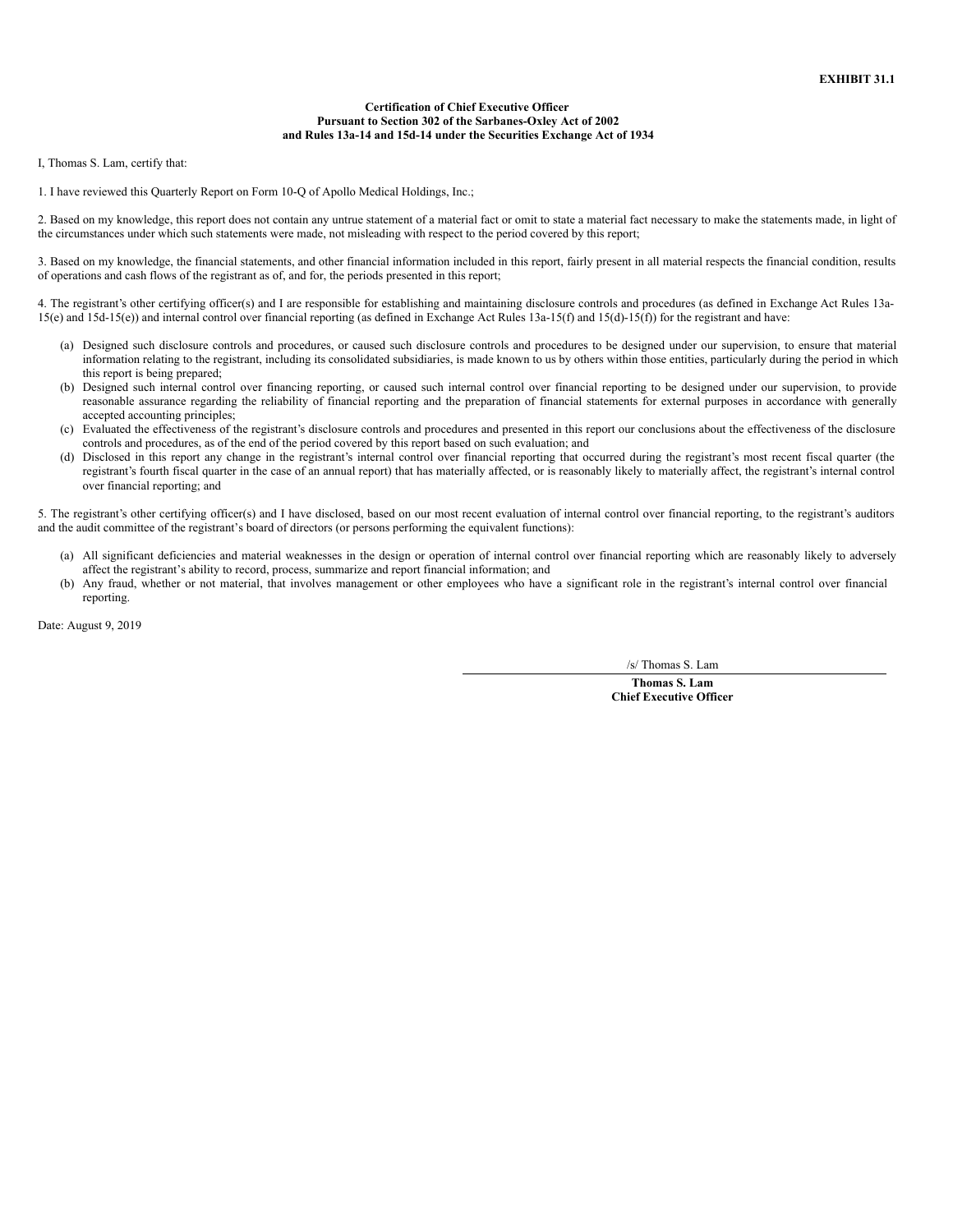**EXHIBIT 31.1**

**Certification of Chief Executive Officer**
**Pursuant to Section 302 of the Sarbanes-Oxley Act of 2002**
**and Rules 13a-14 and 15d-14 under the Securities Exchange Act of 1934**

I, Thomas S. Lam, certify that:

1. I have reviewed this Quarterly Report on Form 10-Q of Apollo Medical Holdings, Inc.;

2. Based on my knowledge, this report does not contain any untrue statement of a material fact or omit to state a material fact necessary to make the statements made, in light of the circumstances under which such statements were made, not misleading with respect to the period covered by this report;

3. Based on my knowledge, the financial statements, and other financial information included in this report, fairly present in all material respects the financial condition, results of operations and cash flows of the registrant as of, and for, the periods presented in this report;

4. The registrant's other certifying officer(s) and I are responsible for establishing and maintaining disclosure controls and procedures (as defined in Exchange Act Rules 13a-15(e) and 15d-15(e)) and internal control over financial reporting (as defined in Exchange Act Rules 13a-15(f) and 15(d)-15(f)) for the registrant and have:

(a) Designed such disclosure controls and procedures, or caused such disclosure controls and procedures to be designed under our supervision, to ensure that material information relating to the registrant, including its consolidated subsidiaries, is made known to us by others within those entities, particularly during the period in which this report is being prepared;
(b) Designed such internal control over financing reporting, or caused such internal control over financial reporting to be designed under our supervision, to provide reasonable assurance regarding the reliability of financial reporting and the preparation of financial statements for external purposes in accordance with generally accepted accounting principles;
(c) Evaluated the effectiveness of the registrant's disclosure controls and procedures and presented in this report our conclusions about the effectiveness of the disclosure controls and procedures, as of the end of the period covered by this report based on such evaluation; and
(d) Disclosed in this report any change in the registrant's internal control over financial reporting that occurred during the registrant's most recent fiscal quarter (the registrant's fourth fiscal quarter in the case of an annual report) that has materially affected, or is reasonably likely to materially affect, the registrant's internal control over financial reporting; and

5. The registrant's other certifying officer(s) and I have disclosed, based on our most recent evaluation of internal control over financial reporting, to the registrant's auditors and the audit committee of the registrant's board of directors (or persons performing the equivalent functions):

(a) All significant deficiencies and material weaknesses in the design or operation of internal control over financial reporting which are reasonably likely to adversely affect the registrant's ability to record, process, summarize and report financial information; and
(b) Any fraud, whether or not material, that involves management or other employees who have a significant role in the registrant's internal control over financial reporting.

Date: August 9, 2019

/s/ Thomas S. Lam

**Thomas S. Lam**
**Chief Executive Officer**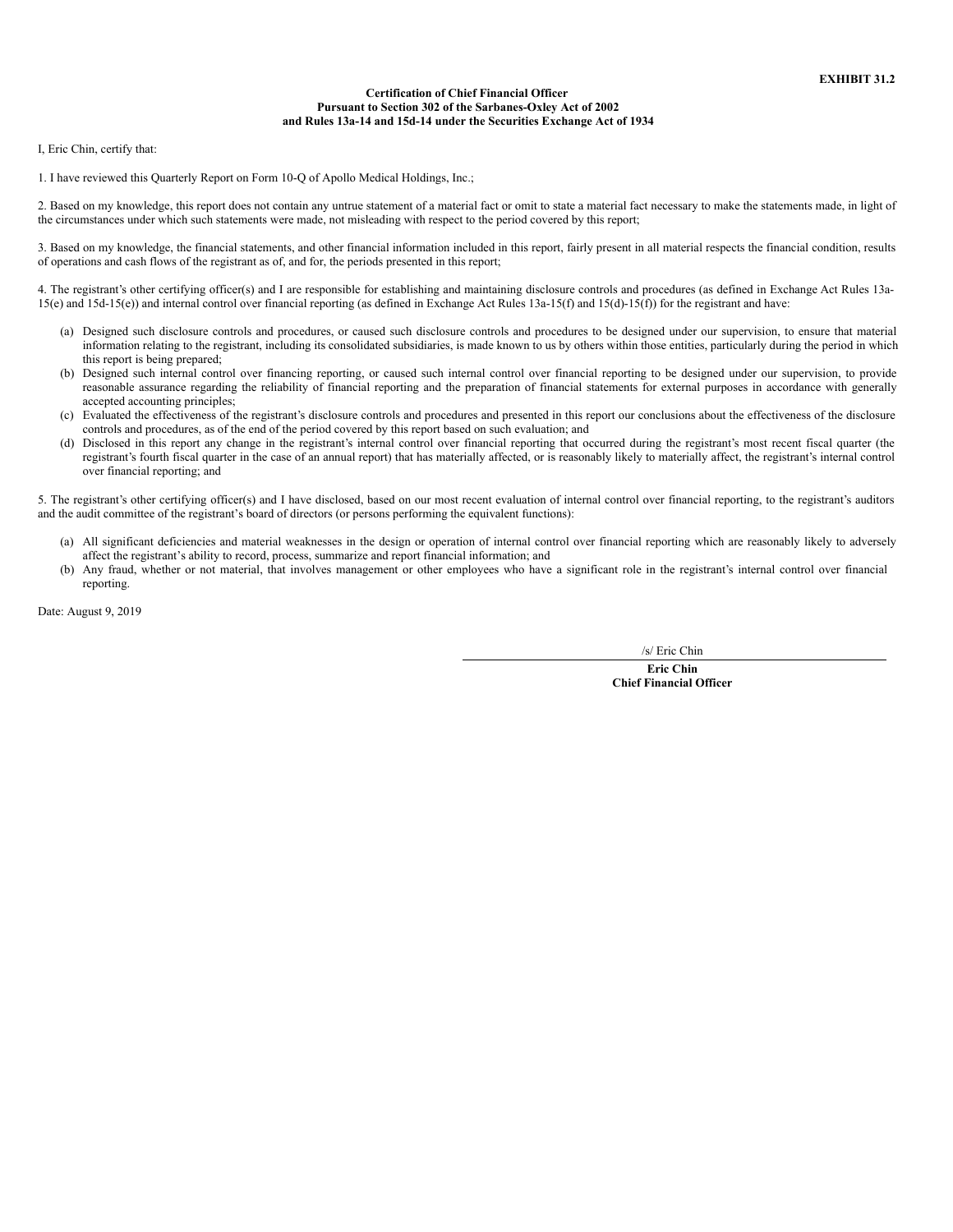**EXHIBIT 31.2**

**Certification of Chief Financial Officer**
**Pursuant to Section 302 of the Sarbanes-Oxley Act of 2002**
**and Rules 13a-14 and 15d-14 under the Securities Exchange Act of 1934**

I, Eric Chin, certify that:

1. I have reviewed this Quarterly Report on Form 10-Q of Apollo Medical Holdings, Inc.;

2. Based on my knowledge, this report does not contain any untrue statement of a material fact or omit to state a material fact necessary to make the statements made, in light of the circumstances under which such statements were made, not misleading with respect to the period covered by this report;

3. Based on my knowledge, the financial statements, and other financial information included in this report, fairly present in all material respects the financial condition, results of operations and cash flows of the registrant as of, and for, the periods presented in this report;

4. The registrant's other certifying officer(s) and I are responsible for establishing and maintaining disclosure controls and procedures (as defined in Exchange Act Rules 13a-15(e) and 15d-15(e)) and internal control over financial reporting (as defined in Exchange Act Rules 13a-15(f) and 15(d)-15(f)) for the registrant and have:

(a) Designed such disclosure controls and procedures, or caused such disclosure controls and procedures to be designed under our supervision, to ensure that material information relating to the registrant, including its consolidated subsidiaries, is made known to us by others within those entities, particularly during the period in which this report is being prepared;

(b) Designed such internal control over financing reporting, or caused such internal control over financial reporting to be designed under our supervision, to provide reasonable assurance regarding the reliability of financial reporting and the preparation of financial statements for external purposes in accordance with generally accepted accounting principles;

(c) Evaluated the effectiveness of the registrant's disclosure controls and procedures and presented in this report our conclusions about the effectiveness of the disclosure controls and procedures, as of the end of the period covered by this report based on such evaluation; and

(d) Disclosed in this report any change in the registrant's internal control over financial reporting that occurred during the registrant's most recent fiscal quarter (the registrant's fourth fiscal quarter in the case of an annual report) that has materially affected, or is reasonably likely to materially affect, the registrant's internal control over financial reporting; and

5. The registrant's other certifying officer(s) and I have disclosed, based on our most recent evaluation of internal control over financial reporting, to the registrant's auditors and the audit committee of the registrant's board of directors (or persons performing the equivalent functions):

(a) All significant deficiencies and material weaknesses in the design or operation of internal control over financial reporting which are reasonably likely to adversely affect the registrant's ability to record, process, summarize and report financial information; and

(b) Any fraud, whether or not material, that involves management or other employees who have a significant role in the registrant's internal control over financial reporting.

Date: August 9, 2019

/s/ Eric Chin

**Eric Chin**
**Chief Financial Officer**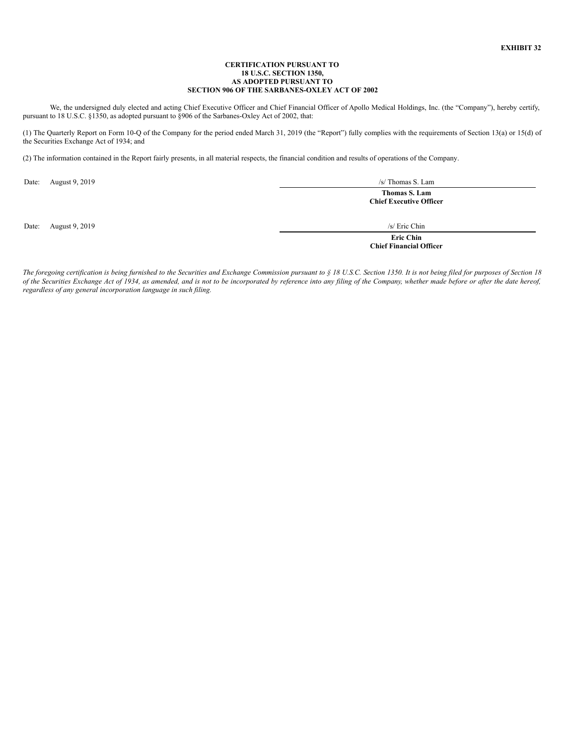**EXHIBIT 32**

**CERTIFICATION PURSUANT TO**
**18 U.S.C. SECTION 1350,**
**AS ADOPTED PURSUANT TO**
**SECTION 906 OF THE SARBANES-OXLEY ACT OF 2002**

We, the undersigned duly elected and acting Chief Executive Officer and Chief Financial Officer of Apollo Medical Holdings, Inc. (the "Company"), hereby certify, pursuant to 18 U.S.C. §1350, as adopted pursuant to §906 of the Sarbanes-Oxley Act of 2002, that:

(1) The Quarterly Report on Form 10-Q of the Company for the period ended March 31, 2019 (the "Report") fully complies with the requirements of Section 13(a) or 15(d) of the Securities Exchange Act of 1934; and

(2) The information contained in the Report fairly presents, in all material respects, the financial condition and results of operations of the Company.

Date: August 9, 2019

/s/ Thomas S. Lam

**Thomas S. Lam**
**Chief Executive Officer**

Date: August 9, 2019

/s/ Eric Chin

**Eric Chin**
**Chief Financial Officer**

*The foregoing certification is being furnished to the Securities and Exchange Commission pursuant to § 18 U.S.C. Section 1350. It is not being filed for purposes of Section 18 of the Securities Exchange Act of 1934, as amended, and is not to be incorporated by reference into any filing of the Company, whether made before or after the date hereof, regardless of any general incorporation language in such filing.*